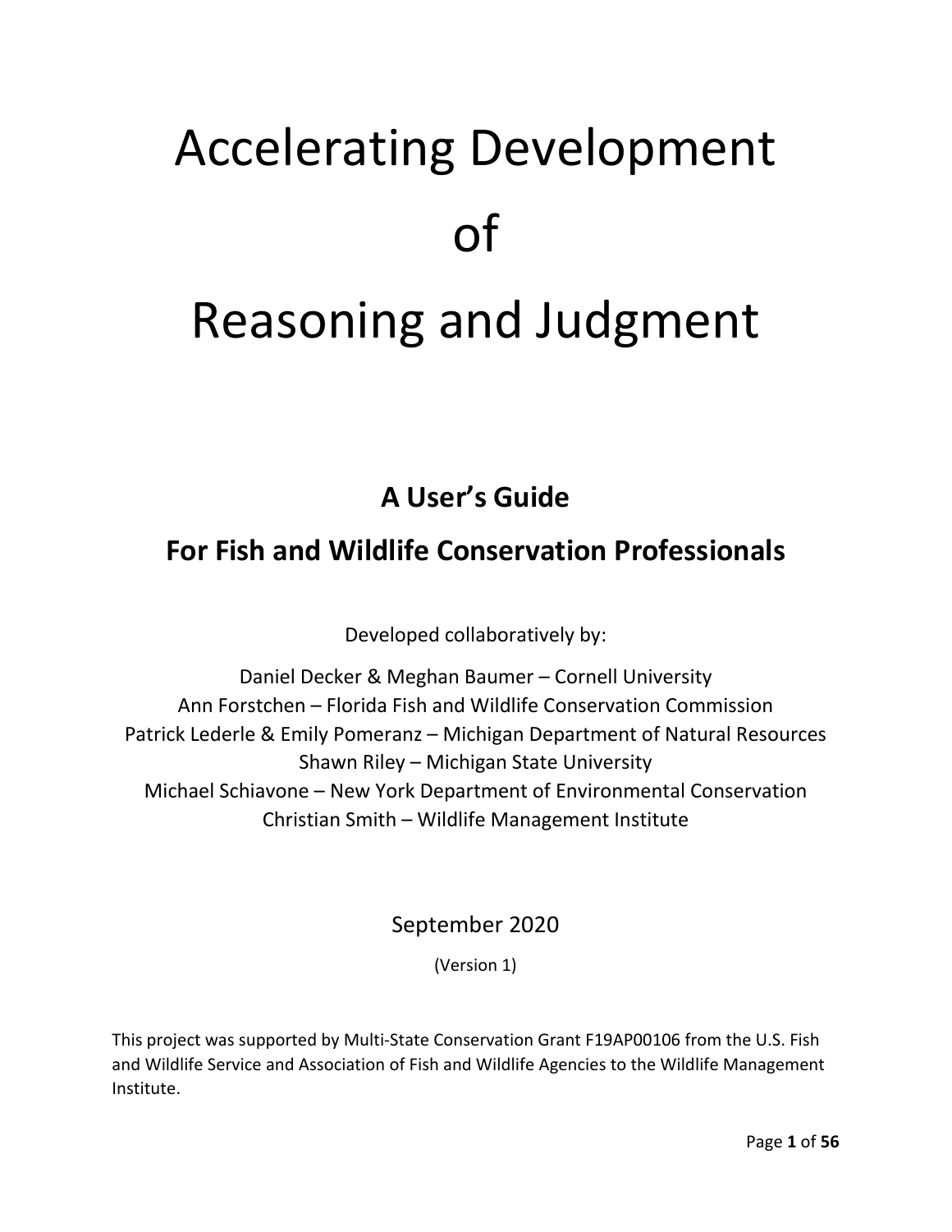# Accelerating Development of Reasoning and Judgment

## A User's Guide

## For Fish and Wildlife Conservation Professionals

Developed collaboratively by:

Daniel Decker & Meghan Baumer – Cornell University
Ann Forstchen – Florida Fish and Wildlife Conservation Commission
Patrick Lederle & Emily Pomeranz – Michigan Department of Natural Resources
Shawn Riley – Michigan State University
Michael Schiavone – New York Department of Environmental Conservation
Christian Smith – Wildlife Management Institute

September 2020

(Version 1)

This project was supported by Multi-State Conservation Grant F19AP00106 from the U.S. Fish and Wildlife Service and Association of Fish and Wildlife Agencies to the Wildlife Management Institute.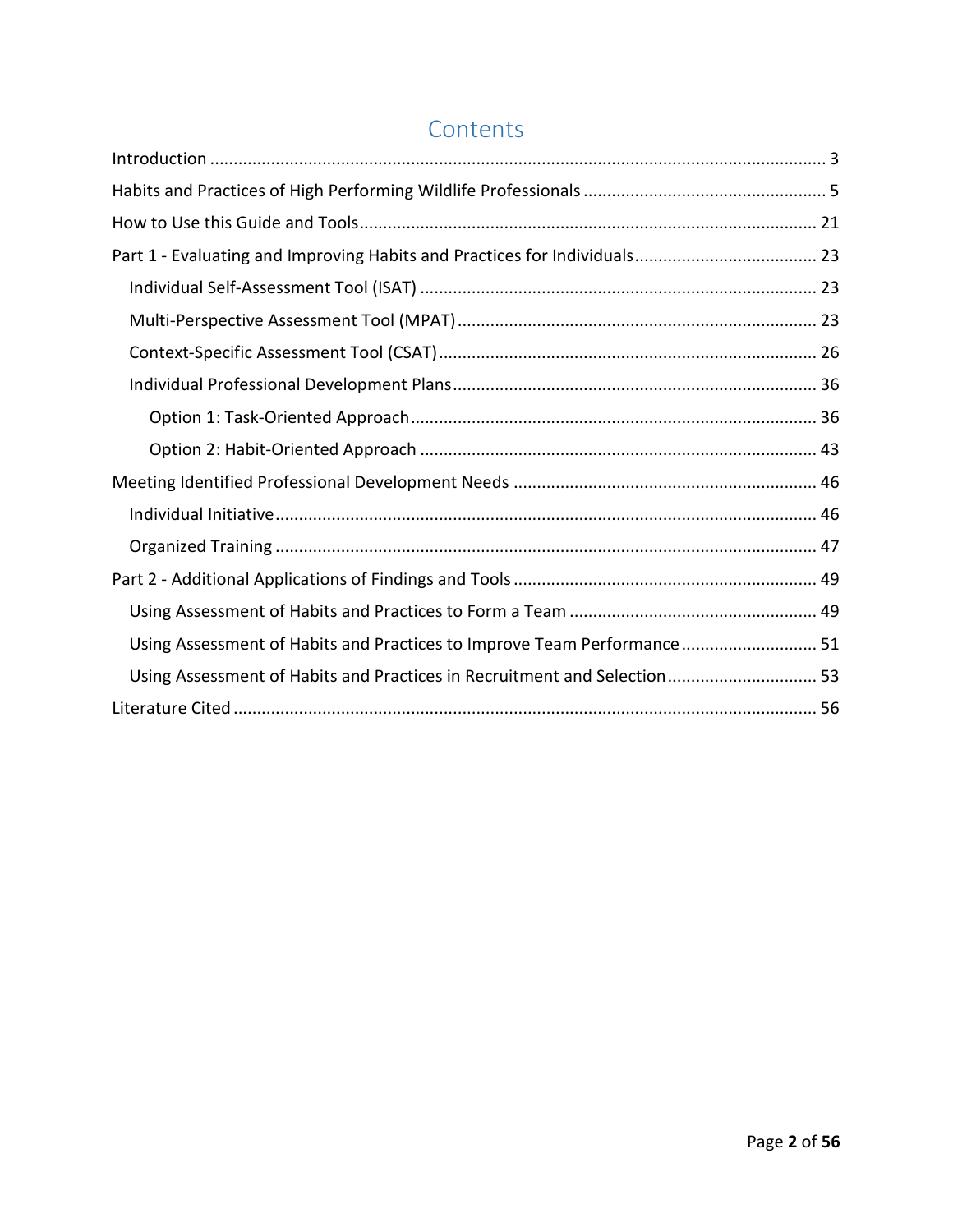# Contents

Introduction ........................................................................................................................ 3

Habits and Practices of High Performing Wildlife Professionals ..................................................... 5

How to Use this Guide and Tools................................................................................................. 21

Part 1 - Evaluating and Improving Habits and Practices for Individuals....................................... 23

- Individual Self-Assessment Tool (ISAT) .................................................................................... 23
- Multi-Perspective Assessment Tool (MPAT)............................................................................ 23
- Context-Specific Assessment Tool (CSAT)................................................................................ 26
- Individual Professional Development Plans............................................................................. 36
  - Option 1: Task-Oriented Approach...................................................................................... 36
  - Option 2: Habit-Oriented Approach .................................................................................... 43

Meeting Identified Professional Development Needs ................................................................. 46

- Individual Initiative................................................................................................................... 46
- Organized Training ................................................................................................................... 47

Part 2 - Additional Applications of Findings and Tools ................................................................. 49

- Using Assessment of Habits and Practices to Form a Team ..................................................... 49
- Using Assessment of Habits and Practices to Improve Team Performance ............................. 51
- Using Assessment of Habits and Practices in Recruitment and Selection................................ 53

Literature Cited ............................................................................................................................ 56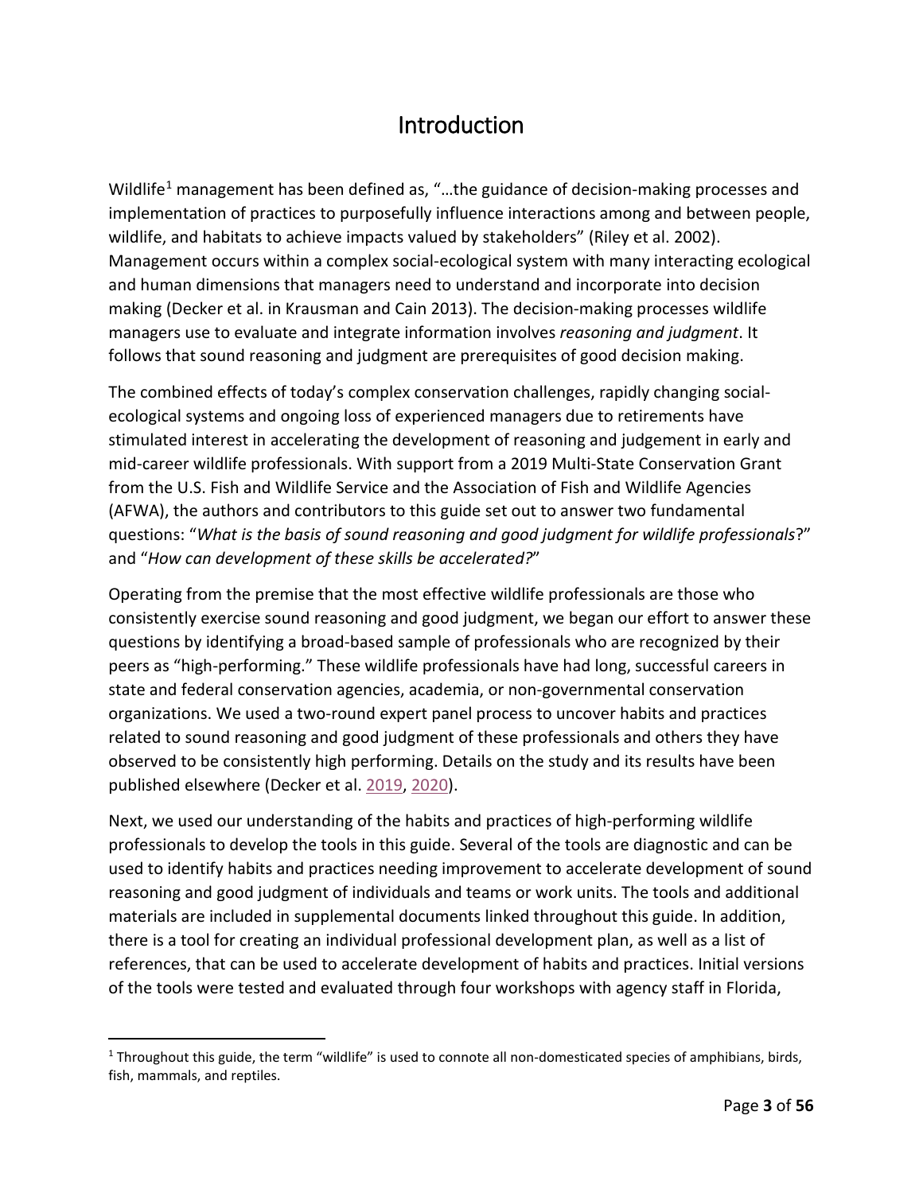# Introduction

Wildlife[1] management has been defined as, "…the guidance of decision-making processes and implementation of practices to purposefully influence interactions among and between people, wildlife, and habitats to achieve impacts valued by stakeholders" (Riley et al. 2002). Management occurs within a complex social-ecological system with many interacting ecological and human dimensions that managers need to understand and incorporate into decision making (Decker et al. in Krausman and Cain 2013). The decision-making processes wildlife managers use to evaluate and integrate information involves *reasoning and judgment*. It follows that sound reasoning and judgment are prerequisites of good decision making.

The combined effects of today's complex conservation challenges, rapidly changing social-ecological systems and ongoing loss of experienced managers due to retirements have stimulated interest in accelerating the development of reasoning and judgement in early and mid-career wildlife professionals. With support from a 2019 Multi-State Conservation Grant from the U.S. Fish and Wildlife Service and the Association of Fish and Wildlife Agencies (AFWA), the authors and contributors to this guide set out to answer two fundamental questions: "*What is the basis of sound reasoning and good judgment for wildlife professionals*?" and "*How can development of these skills be accelerated?*"

Operating from the premise that the most effective wildlife professionals are those who consistently exercise sound reasoning and good judgment, we began our effort to answer these questions by identifying a broad-based sample of professionals who are recognized by their peers as "high-performing." These wildlife professionals have had long, successful careers in state and federal conservation agencies, academia, or non-governmental conservation organizations. We used a two-round expert panel process to uncover habits and practices related to sound reasoning and good judgment of these professionals and others they have observed to be consistently high performing. Details on the study and its results have been published elsewhere (Decker et al. 2019, 2020).

Next, we used our understanding of the habits and practices of high-performing wildlife professionals to develop the tools in this guide. Several of the tools are diagnostic and can be used to identify habits and practices needing improvement to accelerate development of sound reasoning and good judgment of individuals and teams or work units. The tools and additional materials are included in supplemental documents linked throughout this guide. In addition, there is a tool for creating an individual professional development plan, as well as a list of references, that can be used to accelerate development of habits and practices. Initial versions of the tools were tested and evaluated through four workshops with agency staff in Florida,

[1] Throughout this guide, the term "wildlife" is used to connote all non-domesticated species of amphibians, birds, fish, mammals, and reptiles.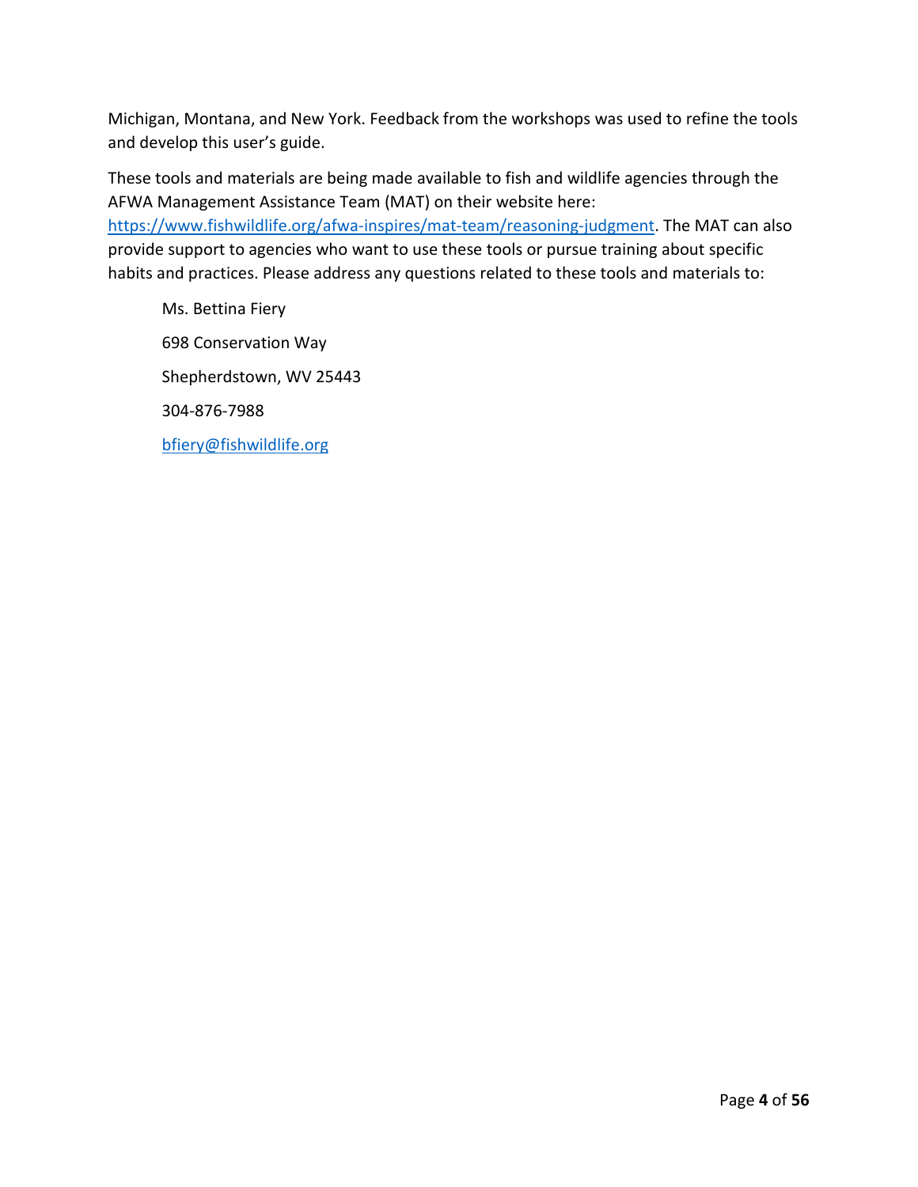Michigan, Montana, and New York. Feedback from the workshops was used to refine the tools and develop this user's guide.

These tools and materials are being made available to fish and wildlife agencies through the AFWA Management Assistance Team (MAT) on their website here: [https://www.fishwildlife.org/afwa-inspires/mat-team/reasoning-judgment](https://www.fishwildlife.org/afwa-inspires/mat-team/reasoning-judgment). The MAT can also provide support to agencies who want to use these tools or pursue training about specific habits and practices. Please address any questions related to these tools and materials to:

> Ms. Bettina Fiery
>
> 698 Conservation Way
>
> Shepherdstown, WV 25443
>
> 304-876-7988
>
> [bfiery@fishwildlife.org](mailto:bfiery@fishwildlife.org)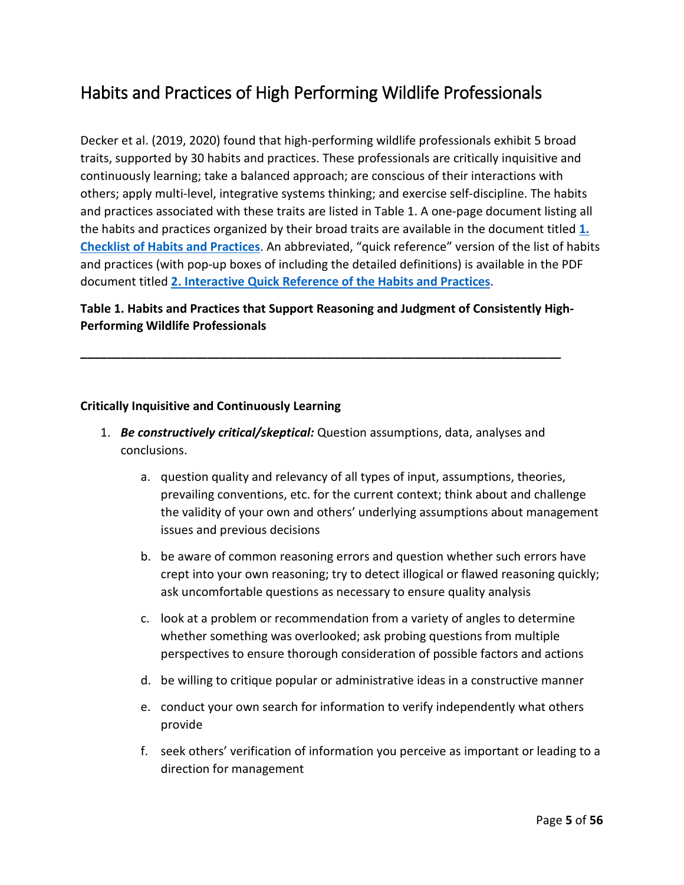# Habits and Practices of High Performing Wildlife Professionals

Decker et al. (2019, 2020) found that high-performing wildlife professionals exhibit 5 broad traits, supported by 30 habits and practices. These professionals are critically inquisitive and continuously learning; take a balanced approach; are conscious of their interactions with others; apply multi-level, integrative systems thinking; and exercise self-discipline. The habits and practices associated with these traits are listed in Table 1. A one-page document listing all the habits and practices organized by their broad traits are available in the document titled **1. Checklist of Habits and Practices**. An abbreviated, "quick reference" version of the list of habits and practices (with pop-up boxes of including the detailed definitions) is available in the PDF document titled **2. Interactive Quick Reference of the Habits and Practices**.

**Table 1. Habits and Practices that Support Reasoning and Judgment of Consistently High-Performing Wildlife Professionals**

---

**Critically Inquisitive and Continuously Learning**

1. ***Be constructively critical/skeptical:*** Question assumptions, data, analyses and conclusions.

    a. question quality and relevancy of all types of input, assumptions, theories, prevailing conventions, etc. for the current context; think about and challenge the validity of your own and others' underlying assumptions about management issues and previous decisions

    b. be aware of common reasoning errors and question whether such errors have crept into your own reasoning; try to detect illogical or flawed reasoning quickly; ask uncomfortable questions as necessary to ensure quality analysis

    c. look at a problem or recommendation from a variety of angles to determine whether something was overlooked; ask probing questions from multiple perspectives to ensure thorough consideration of possible factors and actions

    d. be willing to critique popular or administrative ideas in a constructive manner

    e. conduct your own search for information to verify independently what others provide

    f. seek others' verification of information you perceive as important or leading to a direction for management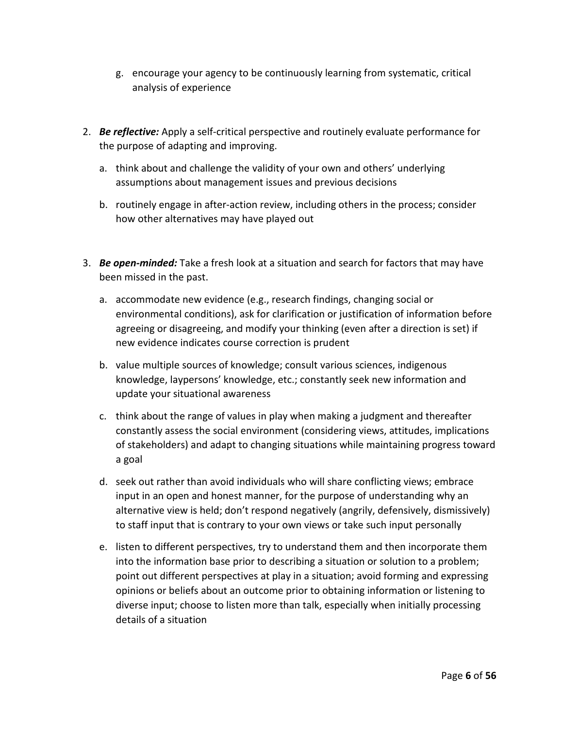g. encourage your agency to be continuously learning from systematic, critical analysis of experience

2. ***Be reflective:*** Apply a self-critical perspective and routinely evaluate performance for the purpose of adapting and improving.

   a. think about and challenge the validity of your own and others' underlying assumptions about management issues and previous decisions

   b. routinely engage in after-action review, including others in the process; consider how other alternatives may have played out

3. ***Be open-minded:*** Take a fresh look at a situation and search for factors that may have been missed in the past.

   a. accommodate new evidence (e.g., research findings, changing social or environmental conditions), ask for clarification or justification of information before agreeing or disagreeing, and modify your thinking (even after a direction is set) if new evidence indicates course correction is prudent

   b. value multiple sources of knowledge; consult various sciences, indigenous knowledge, laypersons' knowledge, etc.; constantly seek new information and update your situational awareness

   c. think about the range of values in play when making a judgment and thereafter constantly assess the social environment (considering views, attitudes, implications of stakeholders) and adapt to changing situations while maintaining progress toward a goal

   d. seek out rather than avoid individuals who will share conflicting views; embrace input in an open and honest manner, for the purpose of understanding why an alternative view is held; don't respond negatively (angrily, defensively, dismissively) to staff input that is contrary to your own views or take such input personally

   e. listen to different perspectives, try to understand them and then incorporate them into the information base prior to describing a situation or solution to a problem; point out different perspectives at play in a situation; avoid forming and expressing opinions or beliefs about an outcome prior to obtaining information or listening to diverse input; choose to listen more than talk, especially when initially processing details of a situation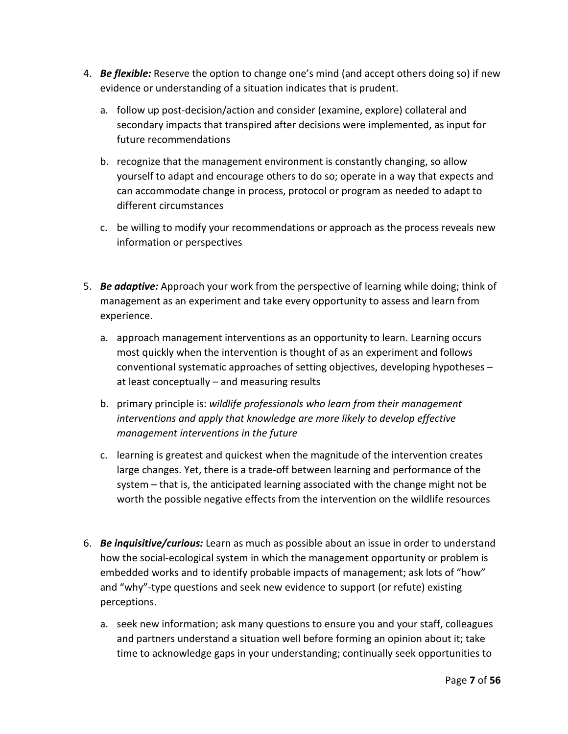4. ***Be flexible:*** Reserve the option to change one's mind (and accept others doing so) if new evidence or understanding of a situation indicates that is prudent.

   a. follow up post-decision/action and consider (examine, explore) collateral and secondary impacts that transpired after decisions were implemented, as input for future recommendations

   b. recognize that the management environment is constantly changing, so allow yourself to adapt and encourage others to do so; operate in a way that expects and can accommodate change in process, protocol or program as needed to adapt to different circumstances

   c. be willing to modify your recommendations or approach as the process reveals new information or perspectives

5. ***Be adaptive:*** Approach your work from the perspective of learning while doing; think of management as an experiment and take every opportunity to assess and learn from experience.

   a. approach management interventions as an opportunity to learn. Learning occurs most quickly when the intervention is thought of as an experiment and follows conventional systematic approaches of setting objectives, developing hypotheses – at least conceptually – and measuring results

   b. primary principle is: *wildlife professionals who learn from their management interventions and apply that knowledge are more likely to develop effective management interventions in the future*

   c. learning is greatest and quickest when the magnitude of the intervention creates large changes. Yet, there is a trade-off between learning and performance of the system – that is, the anticipated learning associated with the change might not be worth the possible negative effects from the intervention on the wildlife resources

6. ***Be inquisitive/curious:*** Learn as much as possible about an issue in order to understand how the social-ecological system in which the management opportunity or problem is embedded works and to identify probable impacts of management; ask lots of "how" and "why"-type questions and seek new evidence to support (or refute) existing perceptions.

   a. seek new information; ask many questions to ensure you and your staff, colleagues and partners understand a situation well before forming an opinion about it; take time to acknowledge gaps in your understanding; continually seek opportunities to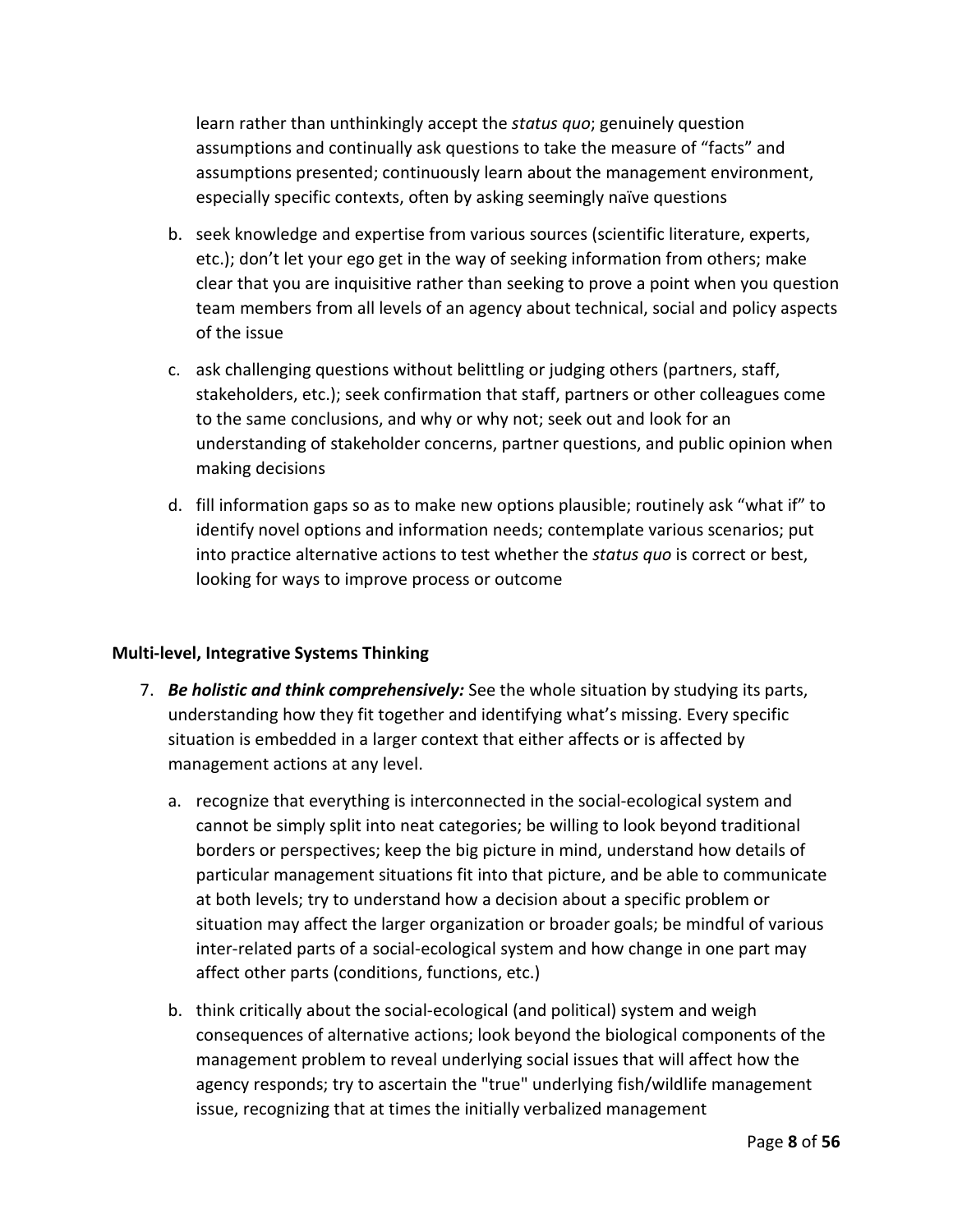learn rather than unthinkingly accept the *status quo*; genuinely question assumptions and continually ask questions to take the measure of "facts" and assumptions presented; continuously learn about the management environment, especially specific contexts, often by asking seemingly naïve questions

b. seek knowledge and expertise from various sources (scientific literature, experts, etc.); don't let your ego get in the way of seeking information from others; make clear that you are inquisitive rather than seeking to prove a point when you question team members from all levels of an agency about technical, social and policy aspects of the issue

c. ask challenging questions without belittling or judging others (partners, staff, stakeholders, etc.); seek confirmation that staff, partners or other colleagues come to the same conclusions, and why or why not; seek out and look for an understanding of stakeholder concerns, partner questions, and public opinion when making decisions

d. fill information gaps so as to make new options plausible; routinely ask "what if" to identify novel options and information needs; contemplate various scenarios; put into practice alternative actions to test whether the *status quo* is correct or best, looking for ways to improve process or outcome

**Multi-level, Integrative Systems Thinking**

7. ***Be holistic and think comprehensively:*** See the whole situation by studying its parts, understanding how they fit together and identifying what's missing. Every specific situation is embedded in a larger context that either affects or is affected by management actions at any level.

   a. recognize that everything is interconnected in the social-ecological system and cannot be simply split into neat categories; be willing to look beyond traditional borders or perspectives; keep the big picture in mind, understand how details of particular management situations fit into that picture, and be able to communicate at both levels; try to understand how a decision about a specific problem or situation may affect the larger organization or broader goals; be mindful of various inter-related parts of a social-ecological system and how change in one part may affect other parts (conditions, functions, etc.)

   b. think critically about the social-ecological (and political) system and weigh consequences of alternative actions; look beyond the biological components of the management problem to reveal underlying social issues that will affect how the agency responds; try to ascertain the "true" underlying fish/wildlife management issue, recognizing that at times the initially verbalized management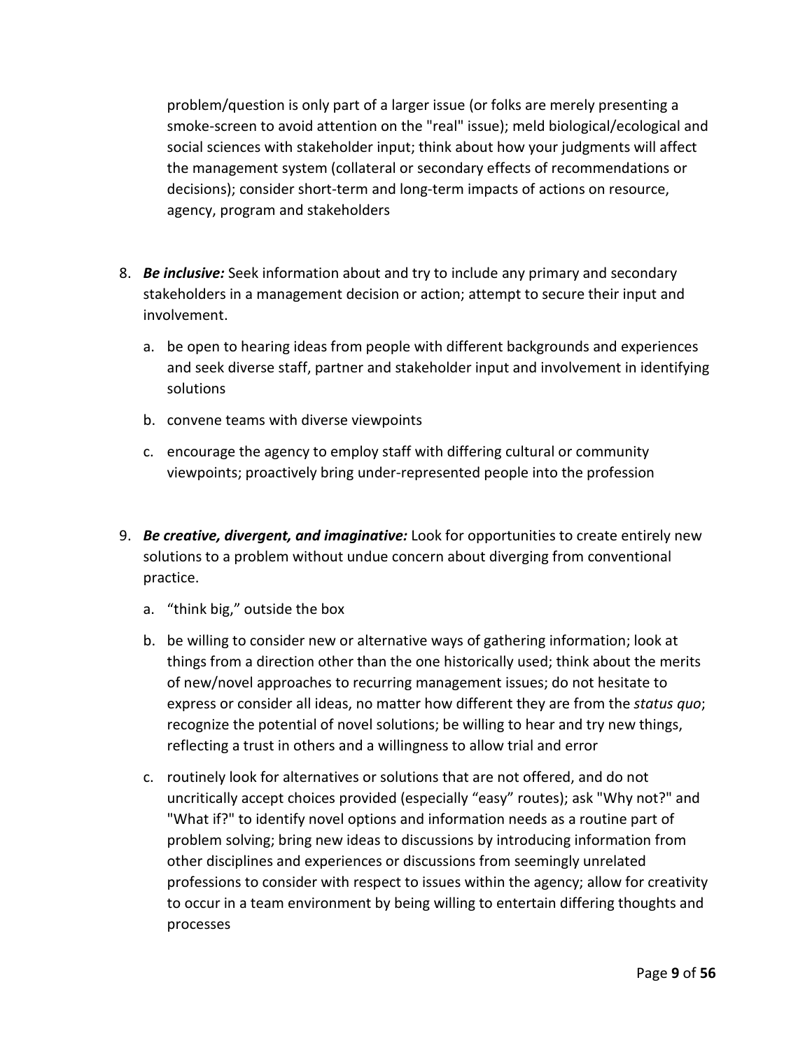problem/question is only part of a larger issue (or folks are merely presenting a smoke-screen to avoid attention on the "real" issue); meld biological/ecological and social sciences with stakeholder input; think about how your judgments will affect the management system (collateral or secondary effects of recommendations or decisions); consider short-term and long-term impacts of actions on resource, agency, program and stakeholders

8. ***Be inclusive:*** Seek information about and try to include any primary and secondary stakeholders in a management decision or action; attempt to secure their input and involvement.

    a. be open to hearing ideas from people with different backgrounds and experiences and seek diverse staff, partner and stakeholder input and involvement in identifying solutions

    b. convene teams with diverse viewpoints

    c. encourage the agency to employ staff with differing cultural or community viewpoints; proactively bring under-represented people into the profession

9. ***Be creative, divergent, and imaginative:*** Look for opportunities to create entirely new solutions to a problem without undue concern about diverging from conventional practice.

    a. "think big," outside the box

    b. be willing to consider new or alternative ways of gathering information; look at things from a direction other than the one historically used; think about the merits of new/novel approaches to recurring management issues; do not hesitate to express or consider all ideas, no matter how different they are from the *status quo*; recognize the potential of novel solutions; be willing to hear and try new things, reflecting a trust in others and a willingness to allow trial and error

    c. routinely look for alternatives or solutions that are not offered, and do not uncritically accept choices provided (especially "easy" routes); ask "Why not?" and "What if?" to identify novel options and information needs as a routine part of problem solving; bring new ideas to discussions by introducing information from other disciplines and experiences or discussions from seemingly unrelated professions to consider with respect to issues within the agency; allow for creativity to occur in a team environment by being willing to entertain differing thoughts and processes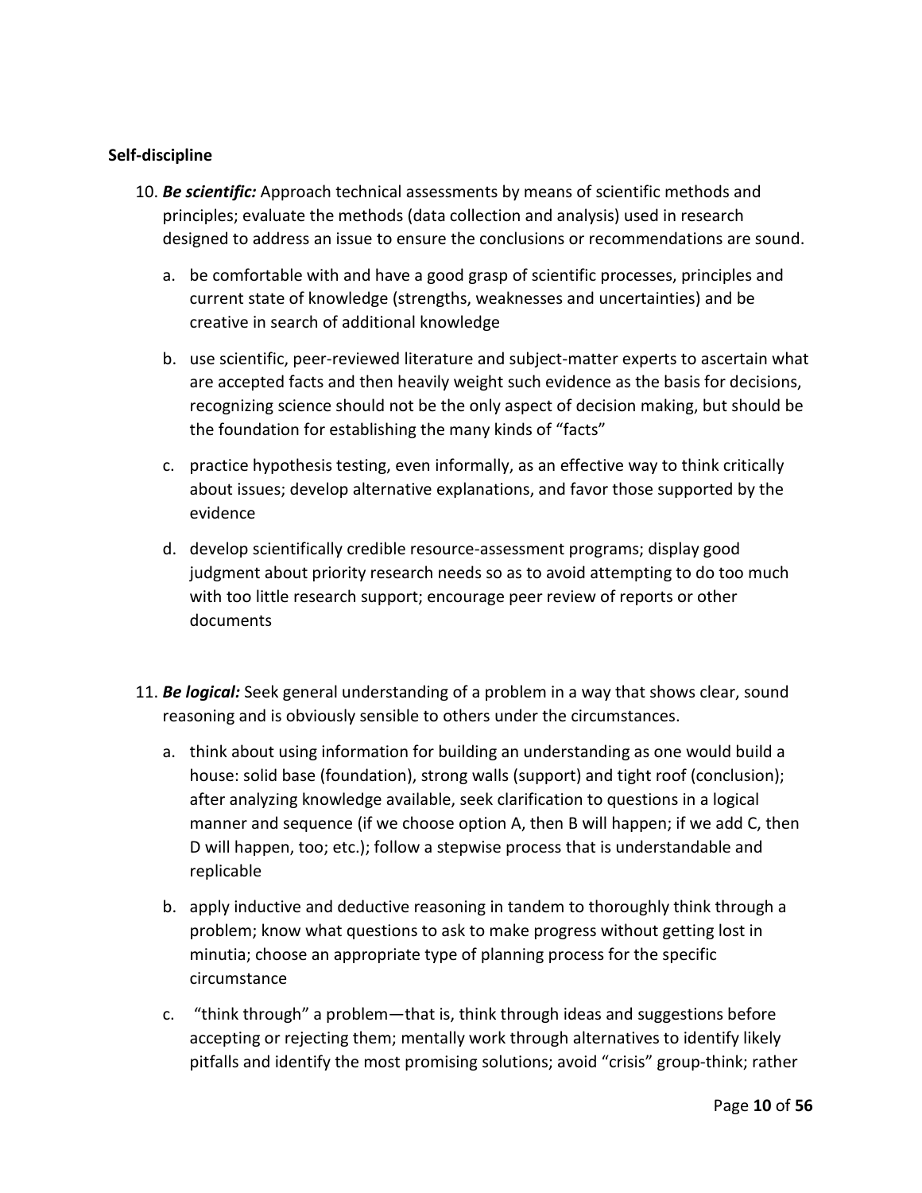**Self-discipline**

10. ***Be scientific:*** Approach technical assessments by means of scientific methods and principles; evaluate the methods (data collection and analysis) used in research designed to address an issue to ensure the conclusions or recommendations are sound.

    a. be comfortable with and have a good grasp of scientific processes, principles and current state of knowledge (strengths, weaknesses and uncertainties) and be creative in search of additional knowledge

    b. use scientific, peer-reviewed literature and subject-matter experts to ascertain what are accepted facts and then heavily weight such evidence as the basis for decisions, recognizing science should not be the only aspect of decision making, but should be the foundation for establishing the many kinds of "facts"

    c. practice hypothesis testing, even informally, as an effective way to think critically about issues; develop alternative explanations, and favor those supported by the evidence

    d. develop scientifically credible resource-assessment programs; display good judgment about priority research needs so as to avoid attempting to do too much with too little research support; encourage peer review of reports or other documents

11. ***Be logical:*** Seek general understanding of a problem in a way that shows clear, sound reasoning and is obviously sensible to others under the circumstances.

    a. think about using information for building an understanding as one would build a house: solid base (foundation), strong walls (support) and tight roof (conclusion); after analyzing knowledge available, seek clarification to questions in a logical manner and sequence (if we choose option A, then B will happen; if we add C, then D will happen, too; etc.); follow a stepwise process that is understandable and replicable

    b. apply inductive and deductive reasoning in tandem to thoroughly think through a problem; know what questions to ask to make progress without getting lost in minutia; choose an appropriate type of planning process for the specific circumstance

    c. "think through" a problem—that is, think through ideas and suggestions before accepting or rejecting them; mentally work through alternatives to identify likely pitfalls and identify the most promising solutions; avoid "crisis" group-think; rather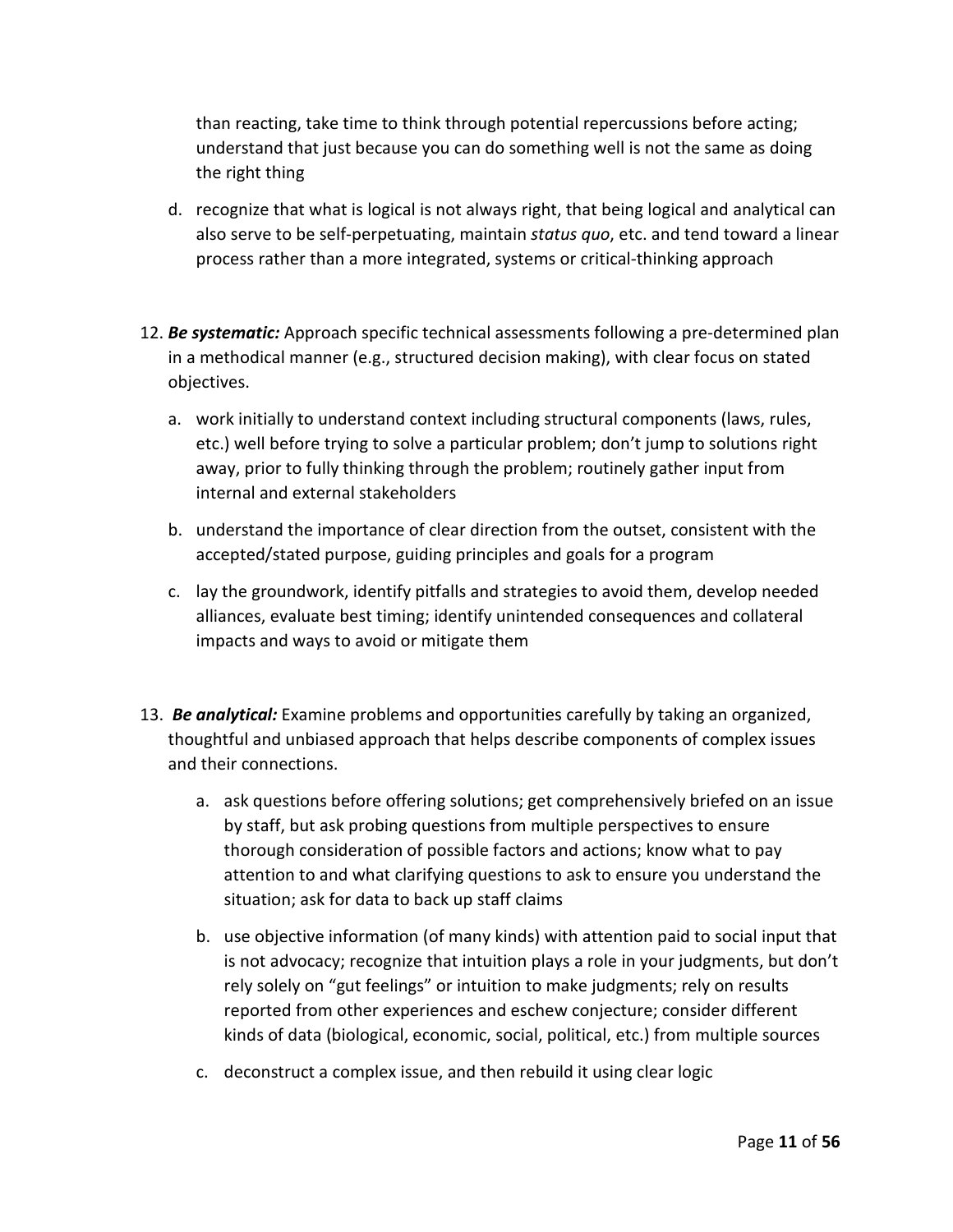than reacting, take time to think through potential repercussions before acting; understand that just because you can do something well is not the same as doing the right thing

d. recognize that what is logical is not always right, that being logical and analytical can also serve to be self-perpetuating, maintain *status quo*, etc. and tend toward a linear process rather than a more integrated, systems or critical-thinking approach

12. ***Be systematic:*** Approach specific technical assessments following a pre-determined plan in a methodical manner (e.g., structured decision making), with clear focus on stated objectives.

    a. work initially to understand context including structural components (laws, rules, etc.) well before trying to solve a particular problem; don't jump to solutions right away, prior to fully thinking through the problem; routinely gather input from internal and external stakeholders

    b. understand the importance of clear direction from the outset, consistent with the accepted/stated purpose, guiding principles and goals for a program

    c. lay the groundwork, identify pitfalls and strategies to avoid them, develop needed alliances, evaluate best timing; identify unintended consequences and collateral impacts and ways to avoid or mitigate them

13. ***Be analytical:*** Examine problems and opportunities carefully by taking an organized, thoughtful and unbiased approach that helps describe components of complex issues and their connections.

    a. ask questions before offering solutions; get comprehensively briefed on an issue by staff, but ask probing questions from multiple perspectives to ensure thorough consideration of possible factors and actions; know what to pay attention to and what clarifying questions to ask to ensure you understand the situation; ask for data to back up staff claims

    b. use objective information (of many kinds) with attention paid to social input that is not advocacy; recognize that intuition plays a role in your judgments, but don't rely solely on "gut feelings" or intuition to make judgments; rely on results reported from other experiences and eschew conjecture; consider different kinds of data (biological, economic, social, political, etc.) from multiple sources

    c. deconstruct a complex issue, and then rebuild it using clear logic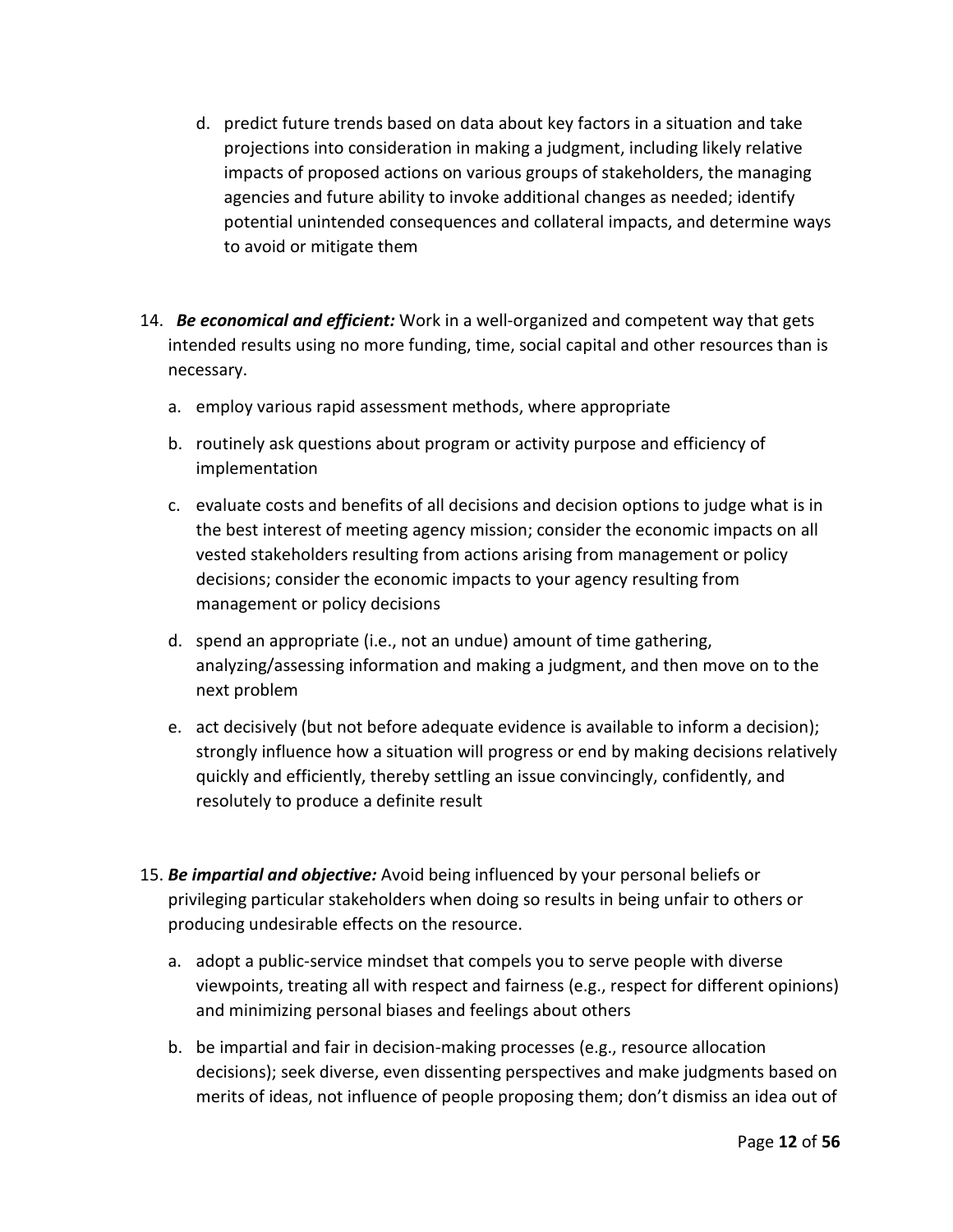d. predict future trends based on data about key factors in a situation and take projections into consideration in making a judgment, including likely relative impacts of proposed actions on various groups of stakeholders, the managing agencies and future ability to invoke additional changes as needed; identify potential unintended consequences and collateral impacts, and determine ways to avoid or mitigate them

14. ***Be economical and efficient:*** Work in a well-organized and competent way that gets intended results using no more funding, time, social capital and other resources than is necessary.

    a. employ various rapid assessment methods, where appropriate

    b. routinely ask questions about program or activity purpose and efficiency of implementation

    c. evaluate costs and benefits of all decisions and decision options to judge what is in the best interest of meeting agency mission; consider the economic impacts on all vested stakeholders resulting from actions arising from management or policy decisions; consider the economic impacts to your agency resulting from management or policy decisions

    d. spend an appropriate (i.e., not an undue) amount of time gathering, analyzing/assessing information and making a judgment, and then move on to the next problem

    e. act decisively (but not before adequate evidence is available to inform a decision); strongly influence how a situation will progress or end by making decisions relatively quickly and efficiently, thereby settling an issue convincingly, confidently, and resolutely to produce a definite result

15. ***Be impartial and objective:*** Avoid being influenced by your personal beliefs or privileging particular stakeholders when doing so results in being unfair to others or producing undesirable effects on the resource.

    a. adopt a public-service mindset that compels you to serve people with diverse viewpoints, treating all with respect and fairness (e.g., respect for different opinions) and minimizing personal biases and feelings about others

    b. be impartial and fair in decision-making processes (e.g., resource allocation decisions); seek diverse, even dissenting perspectives and make judgments based on merits of ideas, not influence of people proposing them; don't dismiss an idea out of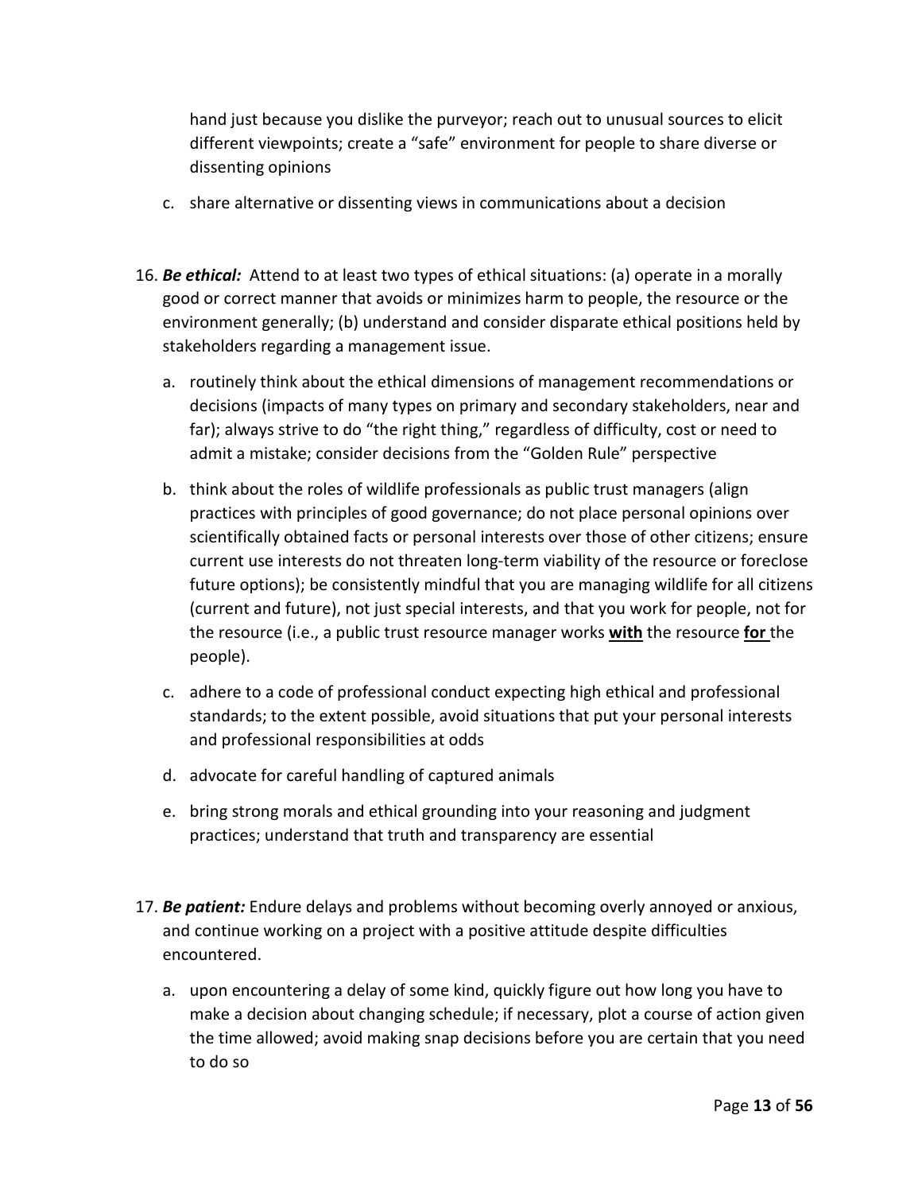hand just because you dislike the purveyor; reach out to unusual sources to elicit different viewpoints; create a "safe" environment for people to share diverse or dissenting opinions

c. share alternative or dissenting views in communications about a decision

16. ***Be ethical:*** Attend to at least two types of ethical situations: (a) operate in a morally good or correct manner that avoids or minimizes harm to people, the resource or the environment generally; (b) understand and consider disparate ethical positions held by stakeholders regarding a management issue.

    a. routinely think about the ethical dimensions of management recommendations or decisions (impacts of many types on primary and secondary stakeholders, near and far); always strive to do "the right thing," regardless of difficulty, cost or need to admit a mistake; consider decisions from the "Golden Rule" perspective

    b. think about the roles of wildlife professionals as public trust managers (align practices with principles of good governance; do not place personal opinions over scientifically obtained facts or personal interests over those of other citizens; ensure current use interests do not threaten long-term viability of the resource or foreclose future options); be consistently mindful that you are managing wildlife for all citizens (current and future), not just special interests, and that you work for people, not for the resource (i.e., a public trust resource manager works **with** the resource **for** the people).

    c. adhere to a code of professional conduct expecting high ethical and professional standards; to the extent possible, avoid situations that put your personal interests and professional responsibilities at odds

    d. advocate for careful handling of captured animals

    e. bring strong morals and ethical grounding into your reasoning and judgment practices; understand that truth and transparency are essential

17. ***Be patient:*** Endure delays and problems without becoming overly annoyed or anxious, and continue working on a project with a positive attitude despite difficulties encountered.

    a. upon encountering a delay of some kind, quickly figure out how long you have to make a decision about changing schedule; if necessary, plot a course of action given the time allowed; avoid making snap decisions before you are certain that you need to do so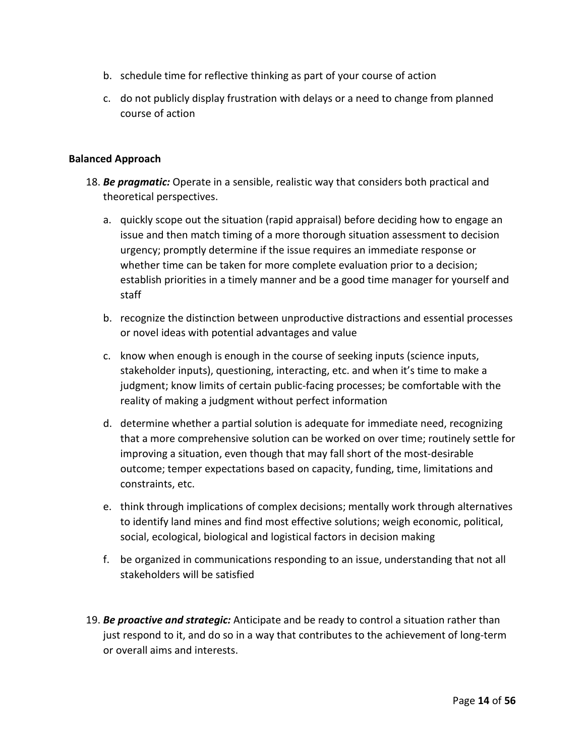b. schedule time for reflective thinking as part of your course of action

c. do not publicly display frustration with delays or a need to change from planned course of action

**Balanced Approach**

18. ***Be pragmatic:*** Operate in a sensible, realistic way that considers both practical and theoretical perspectives.

    a. quickly scope out the situation (rapid appraisal) before deciding how to engage an issue and then match timing of a more thorough situation assessment to decision urgency; promptly determine if the issue requires an immediate response or whether time can be taken for more complete evaluation prior to a decision; establish priorities in a timely manner and be a good time manager for yourself and staff

    b. recognize the distinction between unproductive distractions and essential processes or novel ideas with potential advantages and value

    c. know when enough is enough in the course of seeking inputs (science inputs, stakeholder inputs), questioning, interacting, etc. and when it's time to make a judgment; know limits of certain public-facing processes; be comfortable with the reality of making a judgment without perfect information

    d. determine whether a partial solution is adequate for immediate need, recognizing that a more comprehensive solution can be worked on over time; routinely settle for improving a situation, even though that may fall short of the most-desirable outcome; temper expectations based on capacity, funding, time, limitations and constraints, etc.

    e. think through implications of complex decisions; mentally work through alternatives to identify land mines and find most effective solutions; weigh economic, political, social, ecological, biological and logistical factors in decision making

    f. be organized in communications responding to an issue, understanding that not all stakeholders will be satisfied

19. ***Be proactive and strategic:*** Anticipate and be ready to control a situation rather than just respond to it, and do so in a way that contributes to the achievement of long-term or overall aims and interests.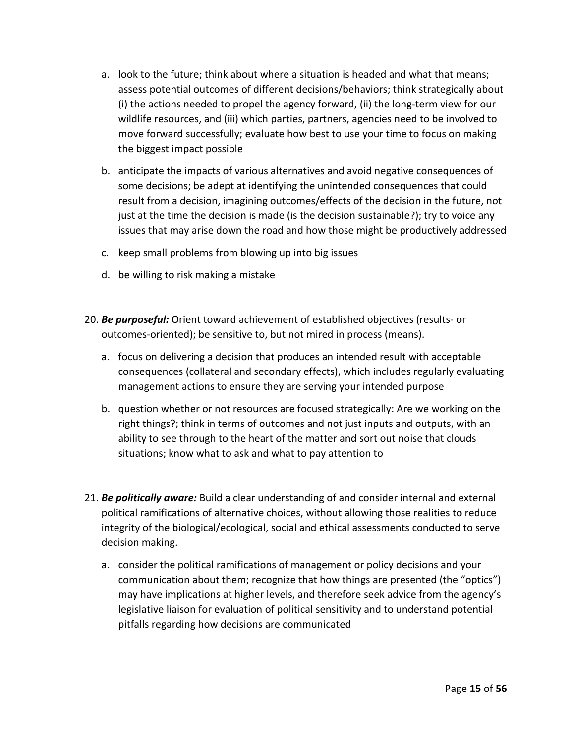a. look to the future; think about where a situation is headed and what that means; assess potential outcomes of different decisions/behaviors; think strategically about (i) the actions needed to propel the agency forward, (ii) the long-term view for our wildlife resources, and (iii) which parties, partners, agencies need to be involved to move forward successfully; evaluate how best to use your time to focus on making the biggest impact possible

   b. anticipate the impacts of various alternatives and avoid negative consequences of some decisions; be adept at identifying the unintended consequences that could result from a decision, imagining outcomes/effects of the decision in the future, not just at the time the decision is made (is the decision sustainable?); try to voice any issues that may arise down the road and how those might be productively addressed

   c. keep small problems from blowing up into big issues

   d. be willing to risk making a mistake

20. ***Be purposeful:*** Orient toward achievement of established objectives (results- or outcomes-oriented); be sensitive to, but not mired in process (means).

    a. focus on delivering a decision that produces an intended result with acceptable consequences (collateral and secondary effects), which includes regularly evaluating management actions to ensure they are serving your intended purpose

    b. question whether or not resources are focused strategically: Are we working on the right things?; think in terms of outcomes and not just inputs and outputs, with an ability to see through to the heart of the matter and sort out noise that clouds situations; know what to ask and what to pay attention to

21. ***Be politically aware:*** Build a clear understanding of and consider internal and external political ramifications of alternative choices, without allowing those realities to reduce integrity of the biological/ecological, social and ethical assessments conducted to serve decision making.

    a. consider the political ramifications of management or policy decisions and your communication about them; recognize that how things are presented (the "optics") may have implications at higher levels, and therefore seek advice from the agency's legislative liaison for evaluation of political sensitivity and to understand potential pitfalls regarding how decisions are communicated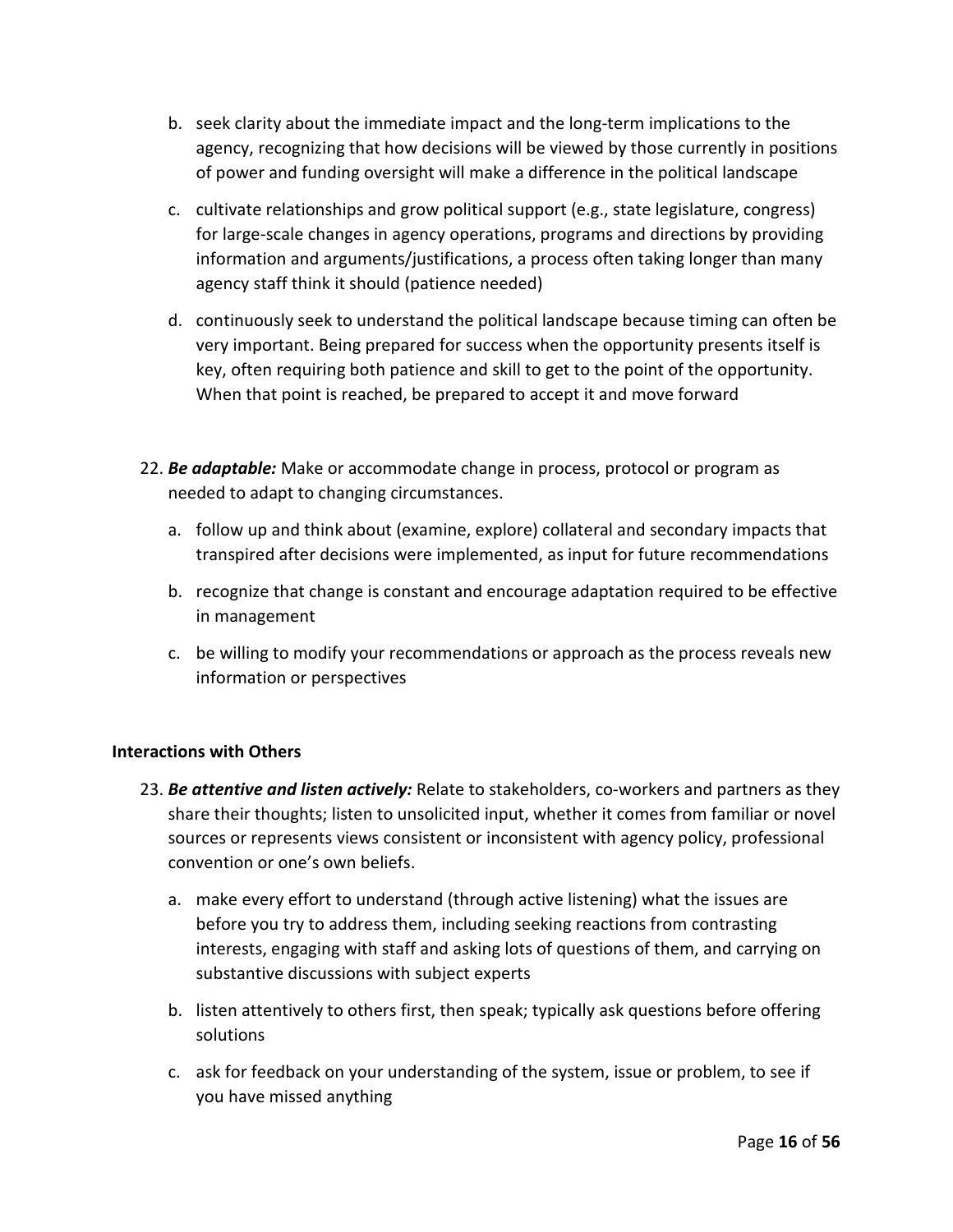b. seek clarity about the immediate impact and the long-term implications to the agency, recognizing that how decisions will be viewed by those currently in positions of power and funding oversight will make a difference in the political landscape

c. cultivate relationships and grow political support (e.g., state legislature, congress) for large-scale changes in agency operations, programs and directions by providing information and arguments/justifications, a process often taking longer than many agency staff think it should (patience needed)

d. continuously seek to understand the political landscape because timing can often be very important. Being prepared for success when the opportunity presents itself is key, often requiring both patience and skill to get to the point of the opportunity. When that point is reached, be prepared to accept it and move forward

22. ***Be adaptable:*** Make or accommodate change in process, protocol or program as needed to adapt to changing circumstances.

    a. follow up and think about (examine, explore) collateral and secondary impacts that transpired after decisions were implemented, as input for future recommendations

    b. recognize that change is constant and encourage adaptation required to be effective in management

    c. be willing to modify your recommendations or approach as the process reveals new information or perspectives

**Interactions with Others**

23. ***Be attentive and listen actively:*** Relate to stakeholders, co-workers and partners as they share their thoughts; listen to unsolicited input, whether it comes from familiar or novel sources or represents views consistent or inconsistent with agency policy, professional convention or one's own beliefs.

    a. make every effort to understand (through active listening) what the issues are before you try to address them, including seeking reactions from contrasting interests, engaging with staff and asking lots of questions of them, and carrying on substantive discussions with subject experts

    b. listen attentively to others first, then speak; typically ask questions before offering solutions

    c. ask for feedback on your understanding of the system, issue or problem, to see if you have missed anything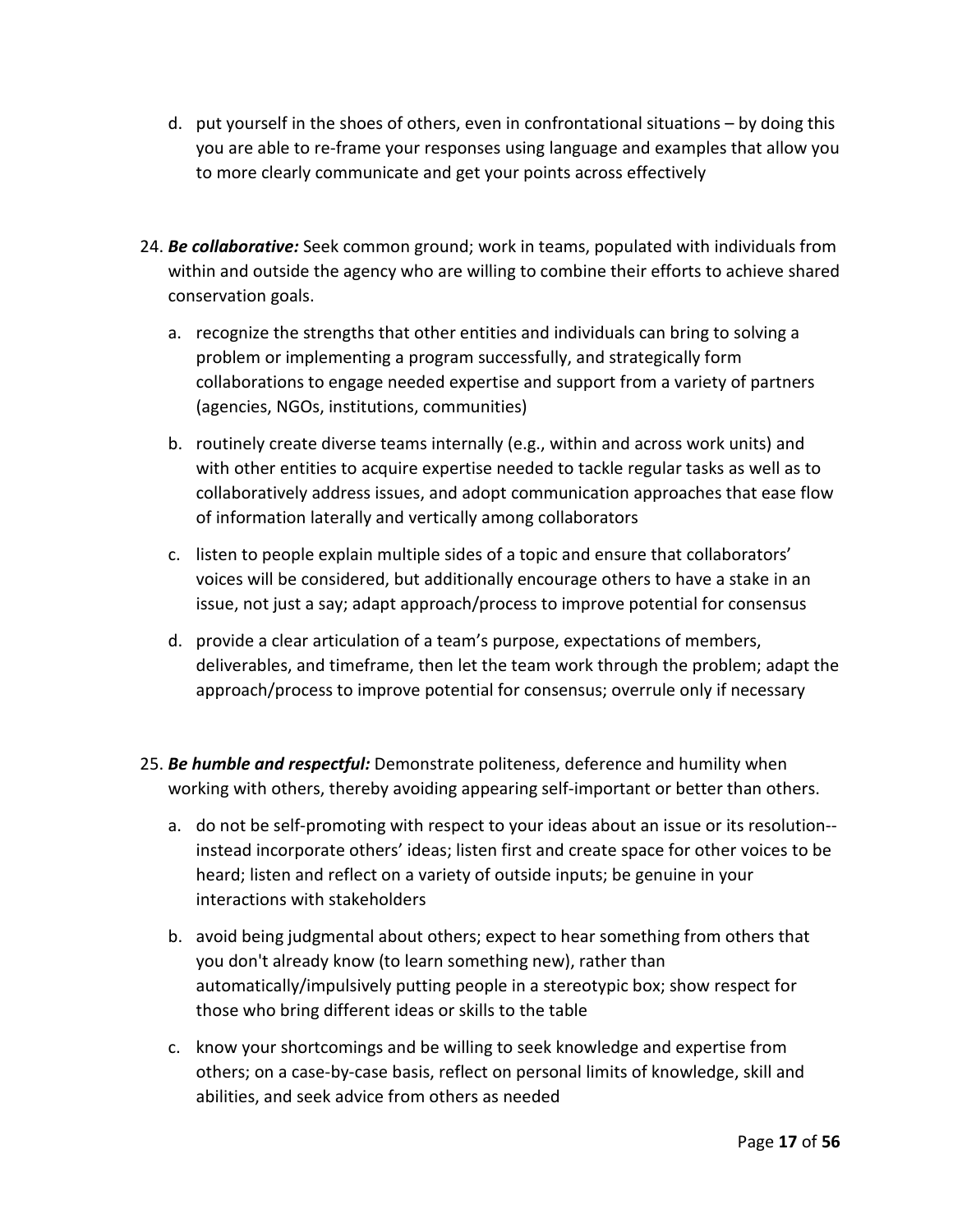d. put yourself in the shoes of others, even in confrontational situations – by doing this you are able to re-frame your responses using language and examples that allow you to more clearly communicate and get your points across effectively

24. ***Be collaborative:*** Seek common ground; work in teams, populated with individuals from within and outside the agency who are willing to combine their efforts to achieve shared conservation goals.

    a. recognize the strengths that other entities and individuals can bring to solving a problem or implementing a program successfully, and strategically form collaborations to engage needed expertise and support from a variety of partners (agencies, NGOs, institutions, communities)

    b. routinely create diverse teams internally (e.g., within and across work units) and with other entities to acquire expertise needed to tackle regular tasks as well as to collaboratively address issues, and adopt communication approaches that ease flow of information laterally and vertically among collaborators

    c. listen to people explain multiple sides of a topic and ensure that collaborators' voices will be considered, but additionally encourage others to have a stake in an issue, not just a say; adapt approach/process to improve potential for consensus

    d. provide a clear articulation of a team's purpose, expectations of members, deliverables, and timeframe, then let the team work through the problem; adapt the approach/process to improve potential for consensus; overrule only if necessary

25. ***Be humble and respectful:*** Demonstrate politeness, deference and humility when working with others, thereby avoiding appearing self-important or better than others.

    a. do not be self-promoting with respect to your ideas about an issue or its resolution--instead incorporate others' ideas; listen first and create space for other voices to be heard; listen and reflect on a variety of outside inputs; be genuine in your interactions with stakeholders

    b. avoid being judgmental about others; expect to hear something from others that you don't already know (to learn something new), rather than automatically/impulsively putting people in a stereotypic box; show respect for those who bring different ideas or skills to the table

    c. know your shortcomings and be willing to seek knowledge and expertise from others; on a case-by-case basis, reflect on personal limits of knowledge, skill and abilities, and seek advice from others as needed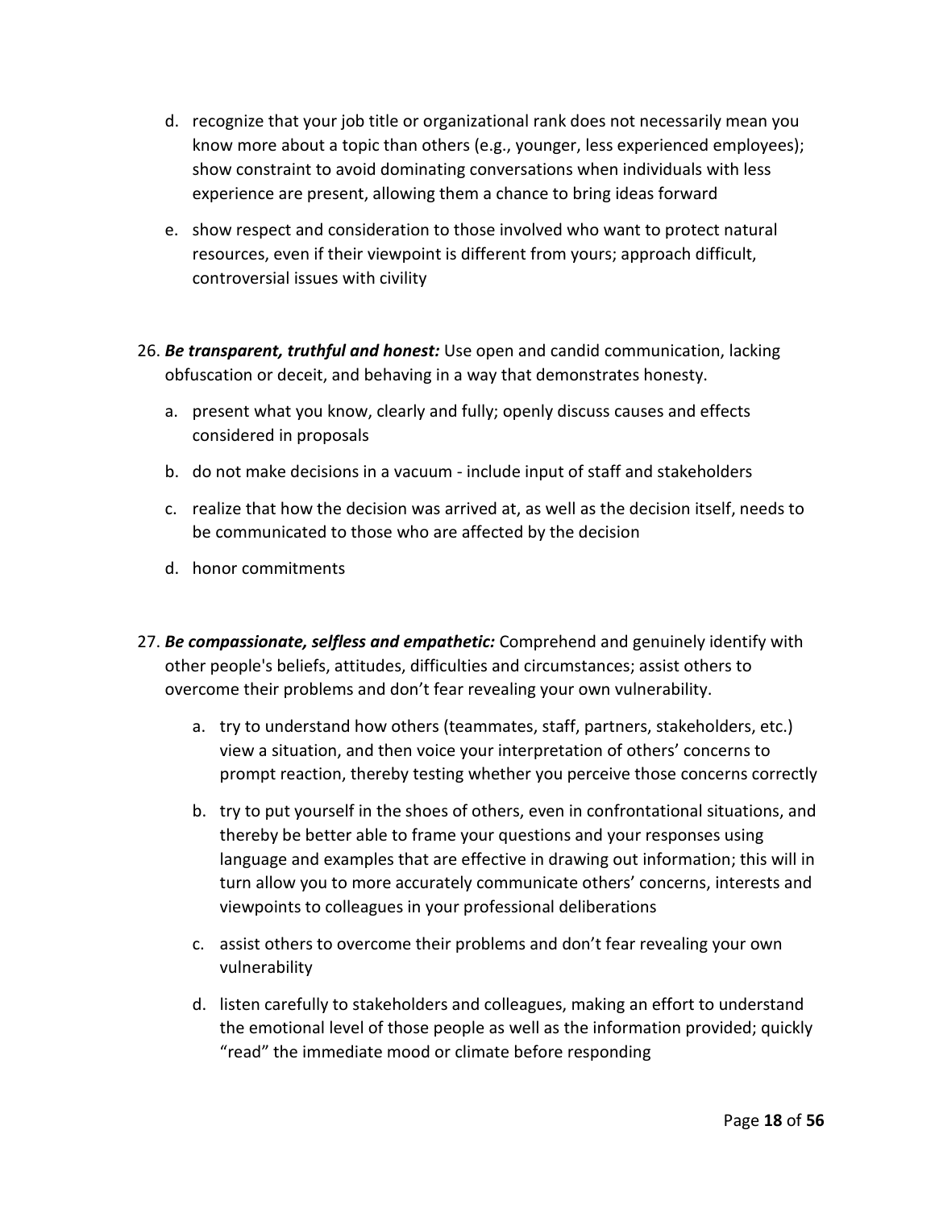d. recognize that your job title or organizational rank does not necessarily mean you know more about a topic than others (e.g., younger, less experienced employees); show constraint to avoid dominating conversations when individuals with less experience are present, allowing them a chance to bring ideas forward

e. show respect and consideration to those involved who want to protect natural resources, even if their viewpoint is different from yours; approach difficult, controversial issues with civility

26. ***Be transparent, truthful and honest:*** Use open and candid communication, lacking obfuscation or deceit, and behaving in a way that demonstrates honesty.

    a. present what you know, clearly and fully; openly discuss causes and effects considered in proposals

    b. do not make decisions in a vacuum - include input of staff and stakeholders

    c. realize that how the decision was arrived at, as well as the decision itself, needs to be communicated to those who are affected by the decision

    d. honor commitments

27. ***Be compassionate, selfless and empathetic:*** Comprehend and genuinely identify with other people's beliefs, attitudes, difficulties and circumstances; assist others to overcome their problems and don't fear revealing your own vulnerability.

    a. try to understand how others (teammates, staff, partners, stakeholders, etc.) view a situation, and then voice your interpretation of others' concerns to prompt reaction, thereby testing whether you perceive those concerns correctly

    b. try to put yourself in the shoes of others, even in confrontational situations, and thereby be better able to frame your questions and your responses using language and examples that are effective in drawing out information; this will in turn allow you to more accurately communicate others' concerns, interests and viewpoints to colleagues in your professional deliberations

    c. assist others to overcome their problems and don't fear revealing your own vulnerability

    d. listen carefully to stakeholders and colleagues, making an effort to understand the emotional level of those people as well as the information provided; quickly "read" the immediate mood or climate before responding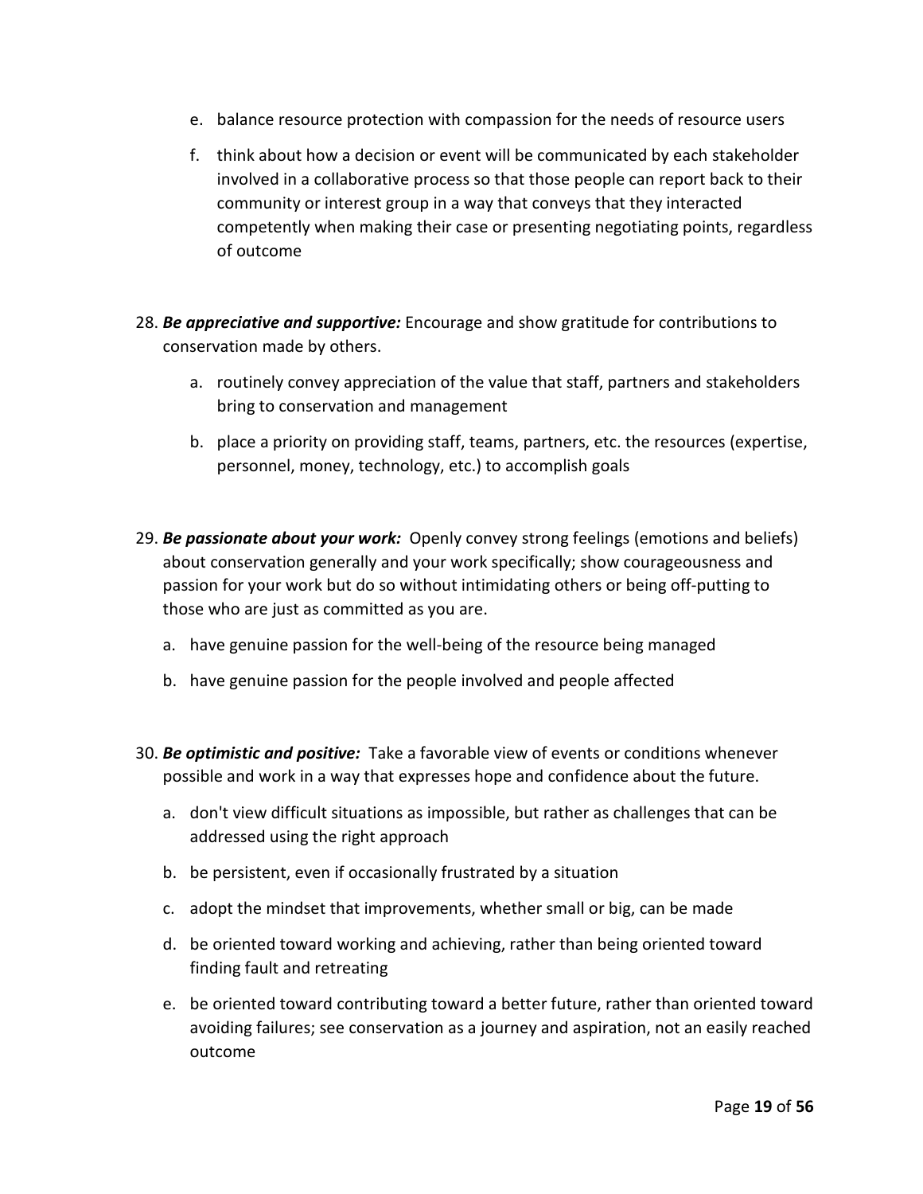e. balance resource protection with compassion for the needs of resource users

f. think about how a decision or event will be communicated by each stakeholder involved in a collaborative process so that those people can report back to their community or interest group in a way that conveys that they interacted competently when making their case or presenting negotiating points, regardless of outcome

28. ***Be appreciative and supportive:*** Encourage and show gratitude for contributions to conservation made by others.

    a. routinely convey appreciation of the value that staff, partners and stakeholders bring to conservation and management

    b. place a priority on providing staff, teams, partners, etc. the resources (expertise, personnel, money, technology, etc.) to accomplish goals

29. ***Be passionate about your work:*** Openly convey strong feelings (emotions and beliefs) about conservation generally and your work specifically; show courageousness and passion for your work but do so without intimidating others or being off-putting to those who are just as committed as you are.

    a. have genuine passion for the well-being of the resource being managed

    b. have genuine passion for the people involved and people affected

30. ***Be optimistic and positive:*** Take a favorable view of events or conditions whenever possible and work in a way that expresses hope and confidence about the future.

    a. don't view difficult situations as impossible, but rather as challenges that can be addressed using the right approach

    b. be persistent, even if occasionally frustrated by a situation

    c. adopt the mindset that improvements, whether small or big, can be made

    d. be oriented toward working and achieving, rather than being oriented toward finding fault and retreating

    e. be oriented toward contributing toward a better future, rather than oriented toward avoiding failures; see conservation as a journey and aspiration, not an easily reached outcome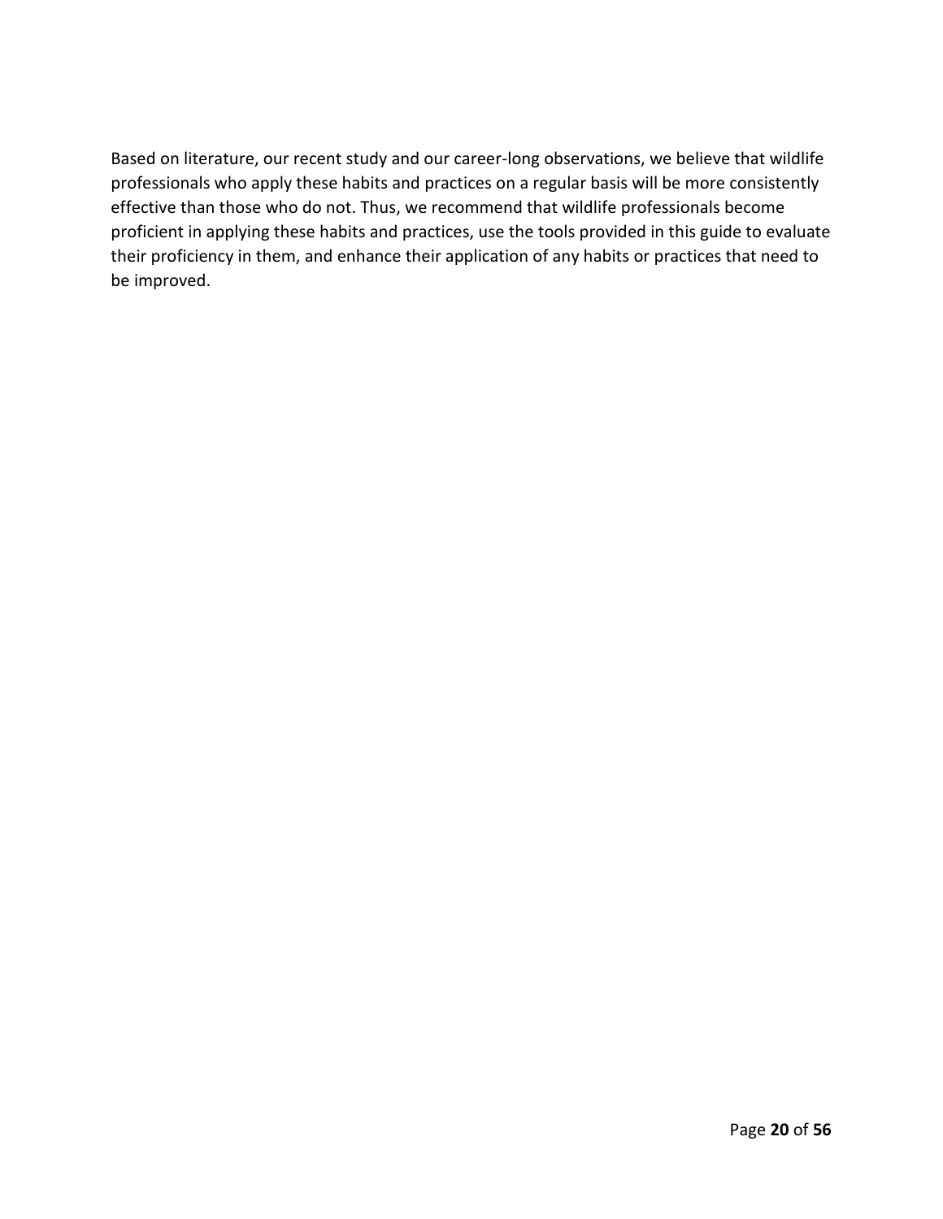Based on literature, our recent study and our career-long observations, we believe that wildlife professionals who apply these habits and practices on a regular basis will be more consistently effective than those who do not. Thus, we recommend that wildlife professionals become proficient in applying these habits and practices, use the tools provided in this guide to evaluate their proficiency in them, and enhance their application of any habits or practices that need to be improved.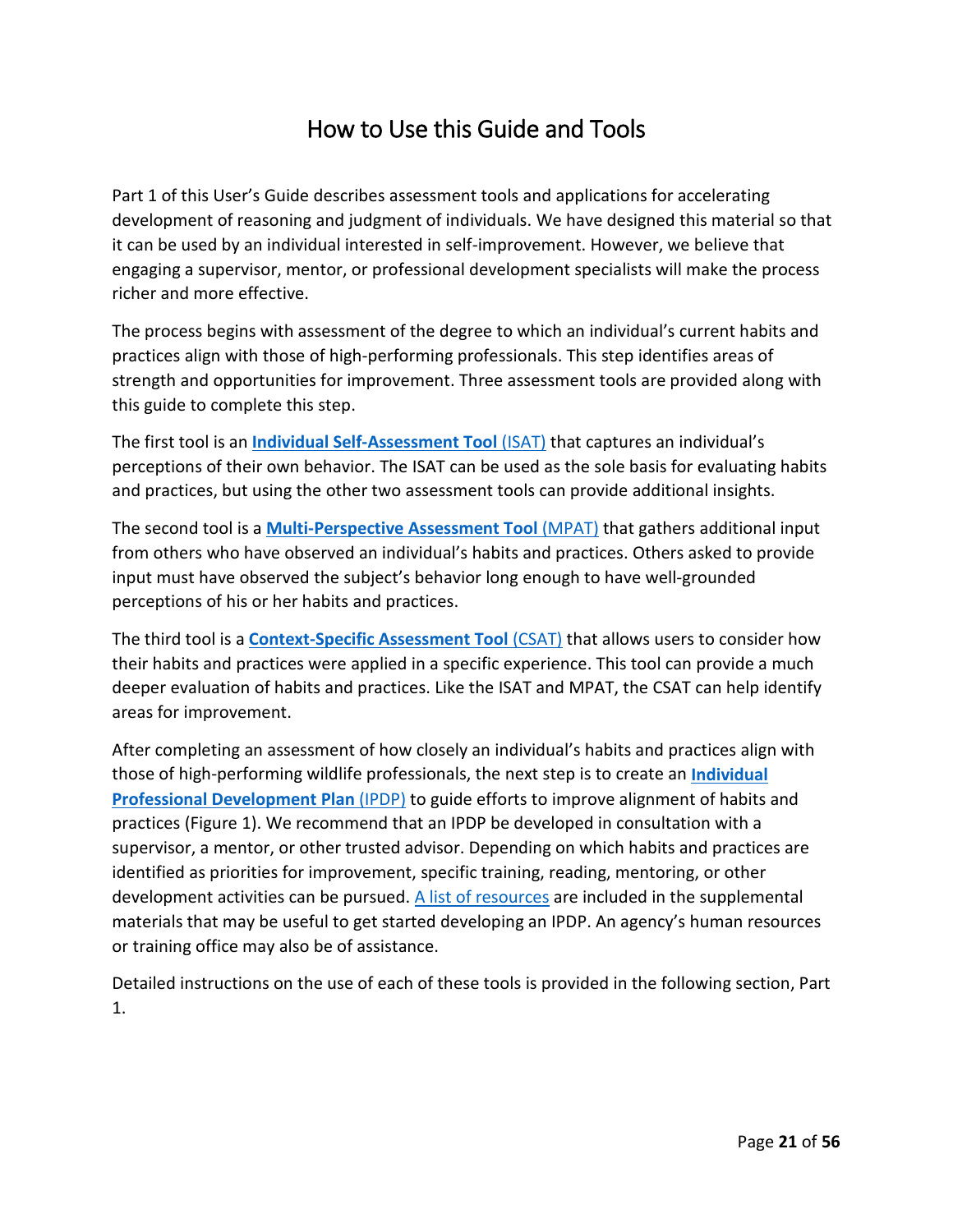# How to Use this Guide and Tools

Part 1 of this User's Guide describes assessment tools and applications for accelerating development of reasoning and judgment of individuals. We have designed this material so that it can be used by an individual interested in self-improvement. However, we believe that engaging a supervisor, mentor, or professional development specialists will make the process richer and more effective.

The process begins with assessment of the degree to which an individual's current habits and practices align with those of high-performing professionals. This step identifies areas of strength and opportunities for improvement. Three assessment tools are provided along with this guide to complete this step.

The first tool is an **Individual Self-Assessment Tool** (ISAT) that captures an individual's perceptions of their own behavior. The ISAT can be used as the sole basis for evaluating habits and practices, but using the other two assessment tools can provide additional insights.

The second tool is a **Multi-Perspective Assessment Tool** (MPAT) that gathers additional input from others who have observed an individual's habits and practices. Others asked to provide input must have observed the subject's behavior long enough to have well-grounded perceptions of his or her habits and practices.

The third tool is a **Context-Specific Assessment Tool** (CSAT) that allows users to consider how their habits and practices were applied in a specific experience. This tool can provide a much deeper evaluation of habits and practices. Like the ISAT and MPAT, the CSAT can help identify areas for improvement.

After completing an assessment of how closely an individual's habits and practices align with those of high-performing wildlife professionals, the next step is to create an **Individual Professional Development Plan** (IPDP) to guide efforts to improve alignment of habits and practices (Figure 1). We recommend that an IPDP be developed in consultation with a supervisor, a mentor, or other trusted advisor. Depending on which habits and practices are identified as priorities for improvement, specific training, reading, mentoring, or other development activities can be pursued. A list of resources are included in the supplemental materials that may be useful to get started developing an IPDP. An agency's human resources or training office may also be of assistance.

Detailed instructions on the use of each of these tools is provided in the following section, Part 1.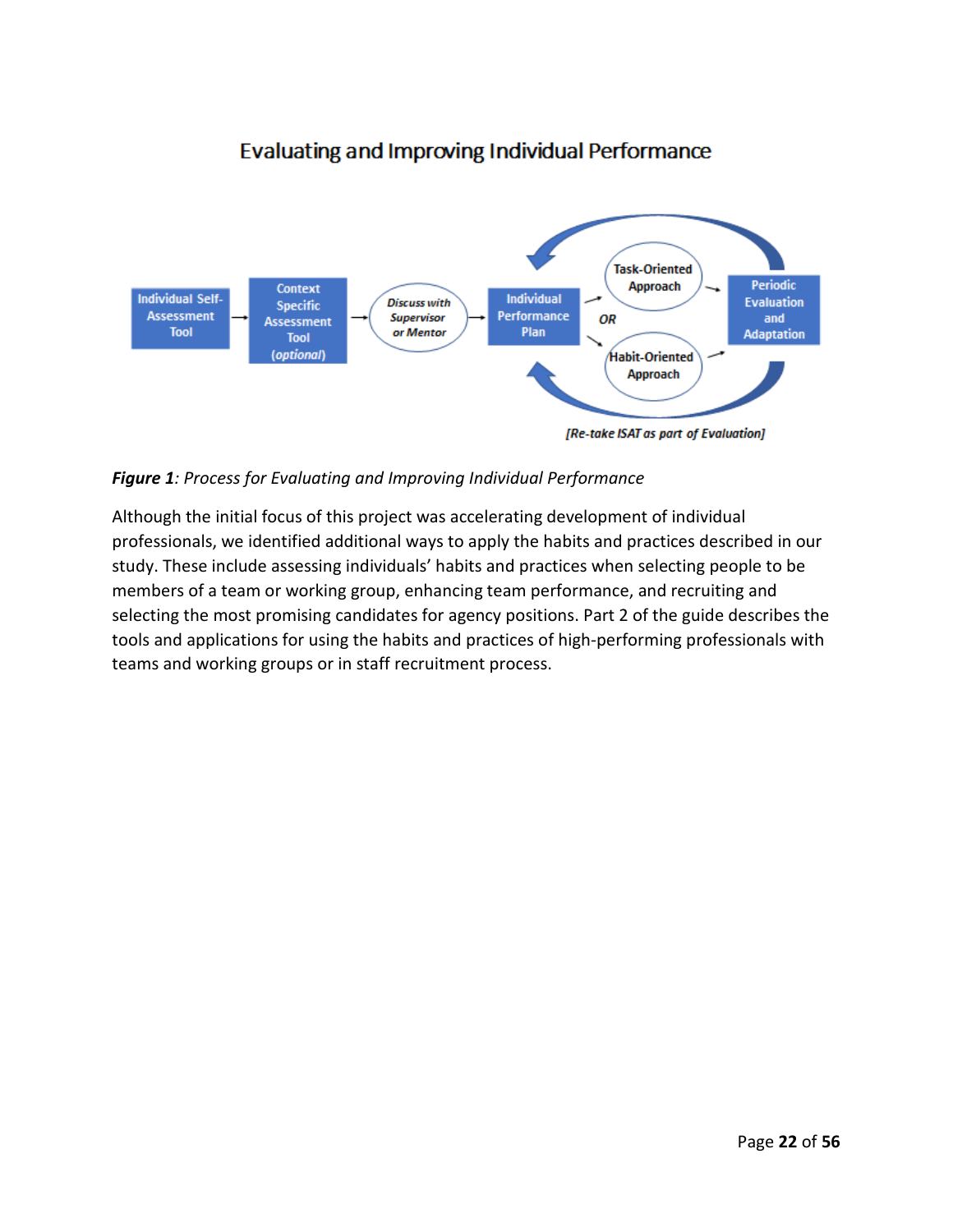## Evaluating and Improving Individual Performance

Individual Self-Assessment Tool → Context Specific Assessment Tool (*optional*) → *Discuss with Supervisor or Mentor* → Individual Performance Plan → Task-Oriented Approach *OR* Habit-Oriented Approach → Periodic Evaluation and Adaptation

*[Re-take ISAT as part of Evaluation]*

***Figure 1****: Process for Evaluating and Improving Individual Performance*

Although the initial focus of this project was accelerating development of individual professionals, we identified additional ways to apply the habits and practices described in our study. These include assessing individuals' habits and practices when selecting people to be members of a team or working group, enhancing team performance, and recruiting and selecting the most promising candidates for agency positions. Part 2 of the guide describes the tools and applications for using the habits and practices of high-performing professionals with teams and working groups or in staff recruitment process.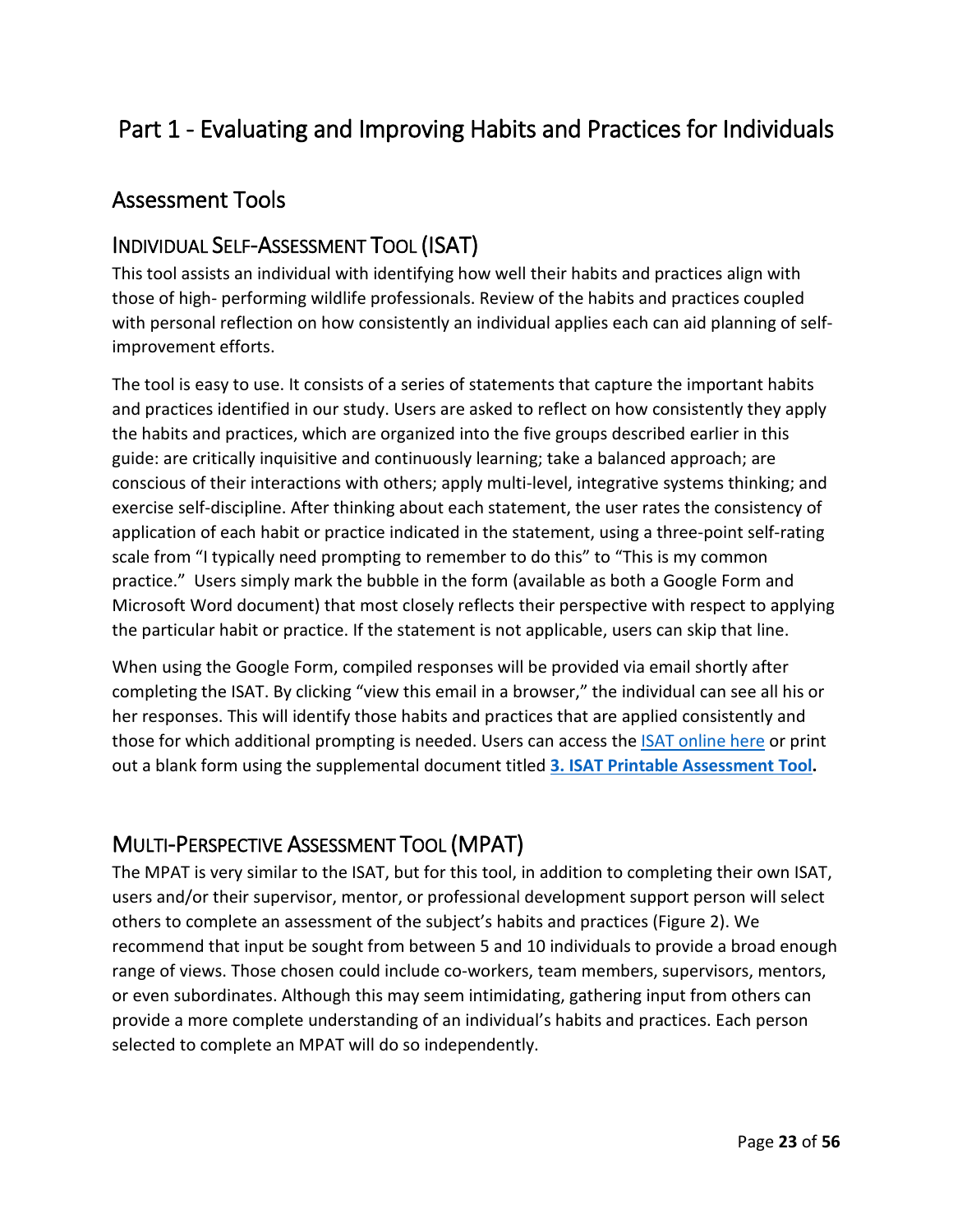# Part 1 - Evaluating and Improving Habits and Practices for Individuals

## Assessment Tools

### Individual Self-Assessment Tool (ISAT)

This tool assists an individual with identifying how well their habits and practices align with those of high- performing wildlife professionals. Review of the habits and practices coupled with personal reflection on how consistently an individual applies each can aid planning of self-improvement efforts.

The tool is easy to use. It consists of a series of statements that capture the important habits and practices identified in our study. Users are asked to reflect on how consistently they apply the habits and practices, which are organized into the five groups described earlier in this guide: are critically inquisitive and continuously learning; take a balanced approach; are conscious of their interactions with others; apply multi-level, integrative systems thinking; and exercise self-discipline. After thinking about each statement, the user rates the consistency of application of each habit or practice indicated in the statement, using a three-point self-rating scale from "I typically need prompting to remember to do this" to "This is my common practice." Users simply mark the bubble in the form (available as both a Google Form and Microsoft Word document) that most closely reflects their perspective with respect to applying the particular habit or practice. If the statement is not applicable, users can skip that line.

When using the Google Form, compiled responses will be provided via email shortly after completing the ISAT. By clicking "view this email in a browser," the individual can see all his or her responses. This will identify those habits and practices that are applied consistently and those for which additional prompting is needed. Users can access the ISAT online here or print out a blank form using the supplemental document titled **3. ISAT Printable Assessment Tool.**

### Multi-Perspective Assessment Tool (MPAT)

The MPAT is very similar to the ISAT, but for this tool, in addition to completing their own ISAT, users and/or their supervisor, mentor, or professional development support person will select others to complete an assessment of the subject's habits and practices (Figure 2). We recommend that input be sought from between 5 and 10 individuals to provide a broad enough range of views. Those chosen could include co-workers, team members, supervisors, mentors, or even subordinates. Although this may seem intimidating, gathering input from others can provide a more complete understanding of an individual's habits and practices. Each person selected to complete an MPAT will do so independently.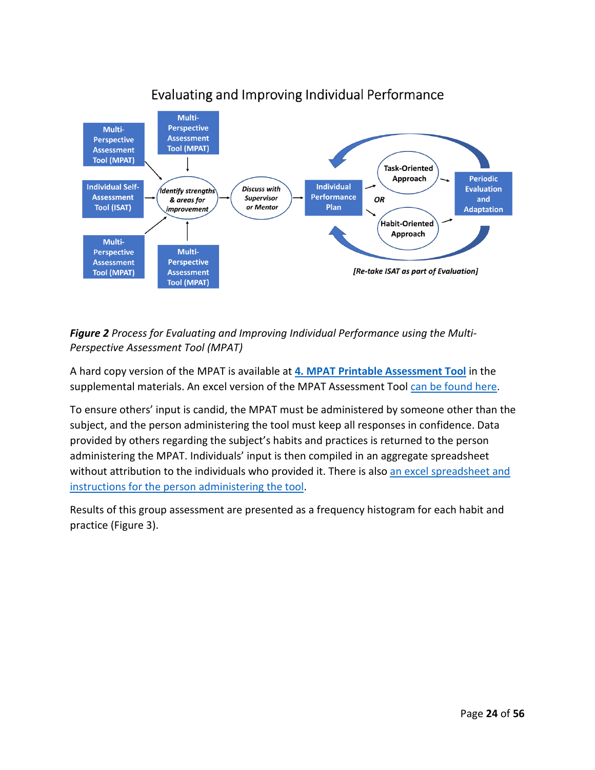Evaluating and Improving Individual Performance

Multi-Perspective Assessment Tool (MPAT)

Multi-Perspective Assessment Tool (MPAT)

Individual Self-Assessment Tool (ISAT)

Multi-Perspective Assessment Tool (MPAT)

Multi-Perspective Assessment Tool (MPAT)

*Identify strengths & areas for improvement*

*Discuss with Supervisor or Mentor*

Individual Performance Plan

Task-Oriented Approach

***OR***

Habit-Oriented Approach

Periodic Evaluation and Adaptation

***[Re-take ISAT as part of Evaluation]***

***Figure 2*** *Process for Evaluating and Improving Individual Performance using the Multi-Perspective Assessment Tool (MPAT)*

A hard copy version of the MPAT is available at **4. MPAT Printable Assessment Tool** in the supplemental materials. An excel version of the MPAT Assessment Tool can be found here.

To ensure others' input is candid, the MPAT must be administered by someone other than the subject, and the person administering the tool must keep all responses in confidence. Data provided by others regarding the subject's habits and practices is returned to the person administering the MPAT. Individuals' input is then compiled in an aggregate spreadsheet without attribution to the individuals who provided it. There is also an excel spreadsheet and instructions for the person administering the tool.

Results of this group assessment are presented as a frequency histogram for each habit and practice (Figure 3).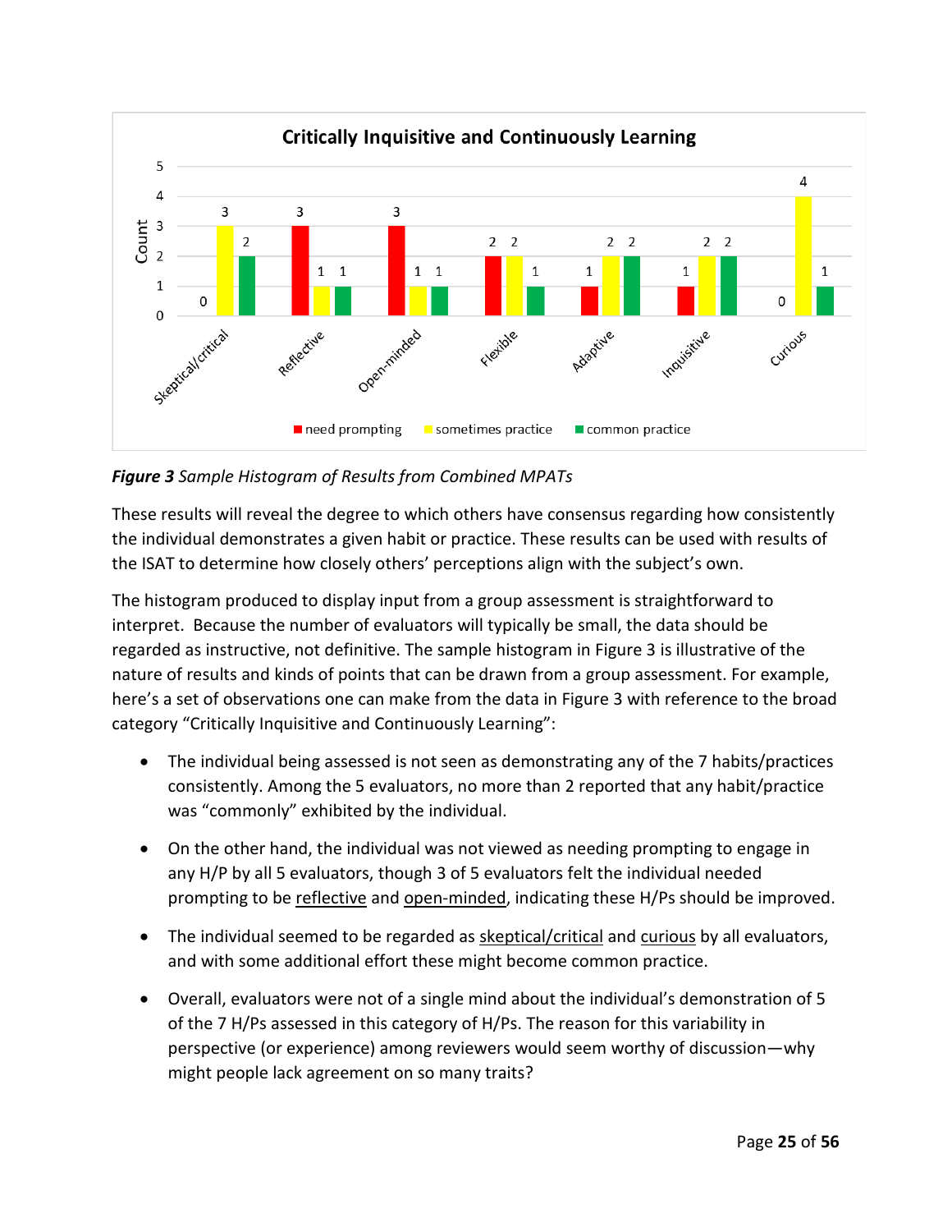*Figure 3* Sample Histogram of Results from Combined MPATs

These results will reveal the degree to which others have consensus regarding how consistently the individual demonstrates a given habit or practice. These results can be used with results of the ISAT to determine how closely others' perceptions align with the subject's own.

The histogram produced to display input from a group assessment is straightforward to interpret. Because the number of evaluators will typically be small, the data should be regarded as instructive, not definitive. The sample histogram in Figure 3 is illustrative of the nature of results and kinds of points that can be drawn from a group assessment. For example, here's a set of observations one can make from the data in Figure 3 with reference to the broad category "Critically Inquisitive and Continuously Learning":

- The individual being assessed is not seen as demonstrating any of the 7 habits/practices consistently. Among the 5 evaluators, no more than 2 reported that any habit/practice was "commonly" exhibited by the individual.
- On the other hand, the individual was not viewed as needing prompting to engage in any H/P by all 5 evaluators, though 3 of 5 evaluators felt the individual needed prompting to be reflective and open-minded, indicating these H/Ps should be improved.
- The individual seemed to be regarded as skeptical/critical and curious by all evaluators, and with some additional effort these might become common practice.
- Overall, evaluators were not of a single mind about the individual's demonstration of 5 of the 7 H/Ps assessed in this category of H/Ps. The reason for this variability in perspective (or experience) among reviewers would seem worthy of discussion—why might people lack agreement on so many traits?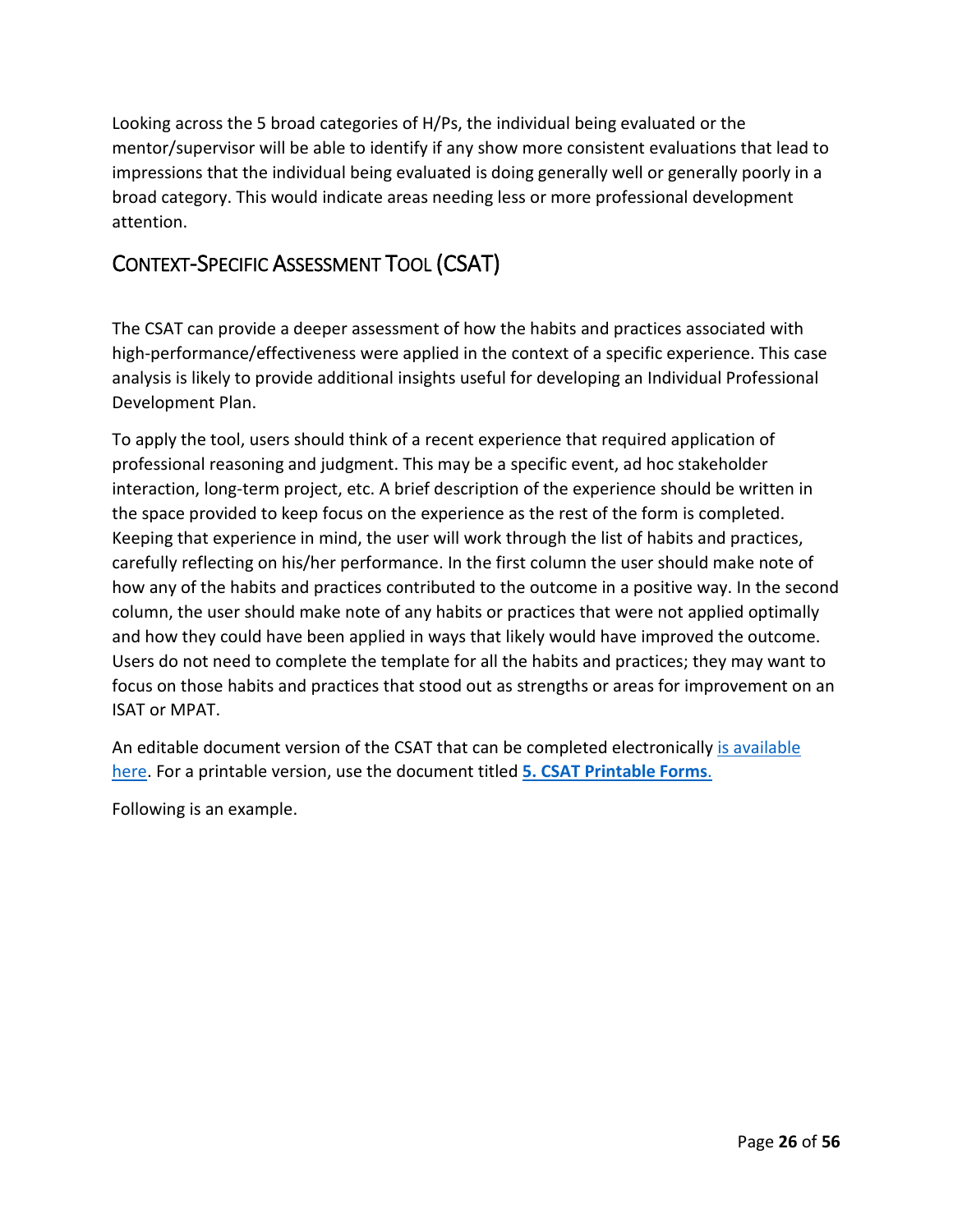Looking across the 5 broad categories of H/Ps, the individual being evaluated or the mentor/supervisor will be able to identify if any show more consistent evaluations that lead to impressions that the individual being evaluated is doing generally well or generally poorly in a broad category. This would indicate areas needing less or more professional development attention.

## Context-Specific Assessment Tool (CSAT)

The CSAT can provide a deeper assessment of how the habits and practices associated with high-performance/effectiveness were applied in the context of a specific experience. This case analysis is likely to provide additional insights useful for developing an Individual Professional Development Plan.

To apply the tool, users should think of a recent experience that required application of professional reasoning and judgment. This may be a specific event, ad hoc stakeholder interaction, long-term project, etc. A brief description of the experience should be written in the space provided to keep focus on the experience as the rest of the form is completed. Keeping that experience in mind, the user will work through the list of habits and practices, carefully reflecting on his/her performance. In the first column the user should make note of how any of the habits and practices contributed to the outcome in a positive way. In the second column, the user should make note of any habits or practices that were not applied optimally and how they could have been applied in ways that likely would have improved the outcome. Users do not need to complete the template for all the habits and practices; they may want to focus on those habits and practices that stood out as strengths or areas for improvement on an ISAT or MPAT.

An editable document version of the CSAT that can be completed electronically is available here. For a printable version, use the document titled **5. CSAT Printable Forms**.

Following is an example.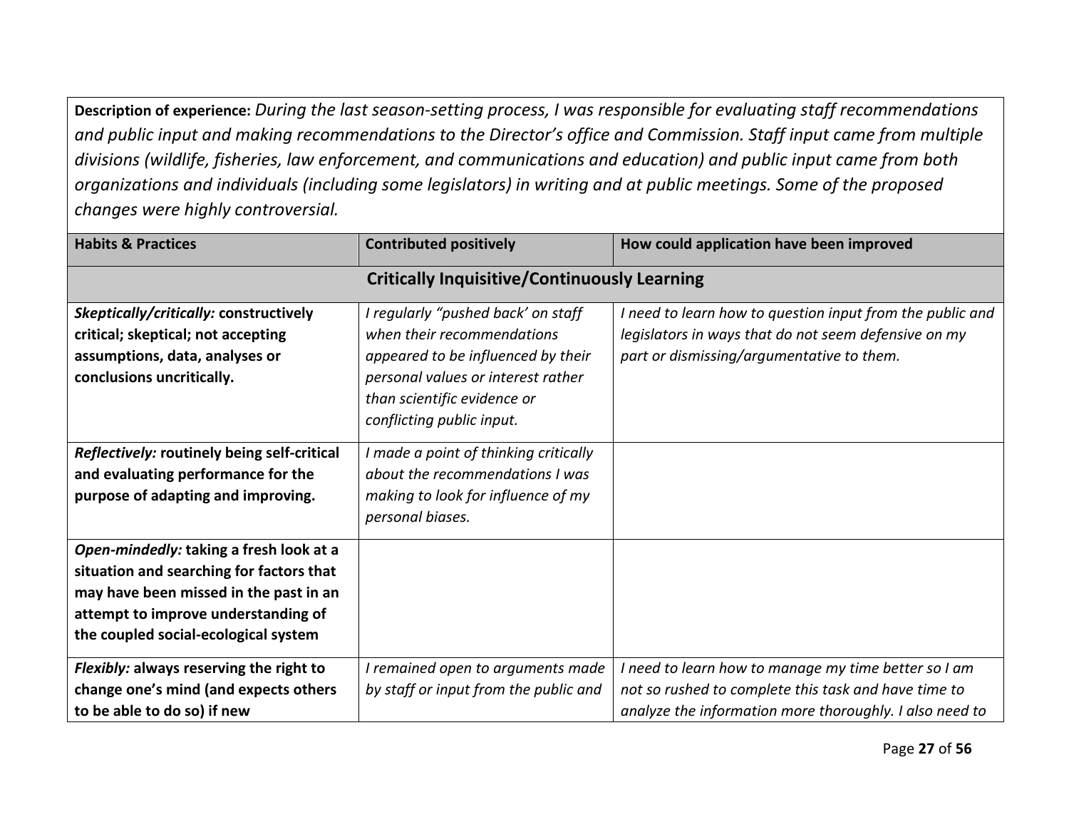**Description of experience:** *During the last season-setting process, I was responsible for evaluating staff recommendations and public input and making recommendations to the Director's office and Commission. Staff input came from multiple divisions (wildlife, fisheries, law enforcement, and communications and education) and public input came from both organizations and individuals (including some legislators) in writing and at public meetings. Some of the proposed changes were highly controversial.*

| Habits & Practices | Contributed positively | How could application have been improved |
|---|---|---|
| **Critically Inquisitive/Continuously Learning** | | |
| ***Skeptically/critically:* constructively critical; skeptical; not accepting assumptions, data, analyses or conclusions uncritically.** | *I regularly "pushed back' on staff when their recommendations appeared to be influenced by their personal values or interest rather than scientific evidence or conflicting public input.* | *I need to learn how to question input from the public and legislators in ways that do not seem defensive on my part or dismissing/argumentative to them.* |
| ***Reflectively:* routinely being self-critical and evaluating performance for the purpose of adapting and improving.** | *I made a point of thinking critically about the recommendations I was making to look for influence of my personal biases.* | |
| ***Open-mindedly:* taking a fresh look at a situation and searching for factors that may have been missed in the past in an attempt to improve understanding of the coupled social-ecological system** | | |
| ***Flexibly:* always reserving the right to change one's mind (and expects others to be able to do so) if new** | *I remained open to arguments made by staff or input from the public and* | *I need to learn how to manage my time better so I am not so rushed to complete this task and have time to analyze the information more thoroughly. I also need to* |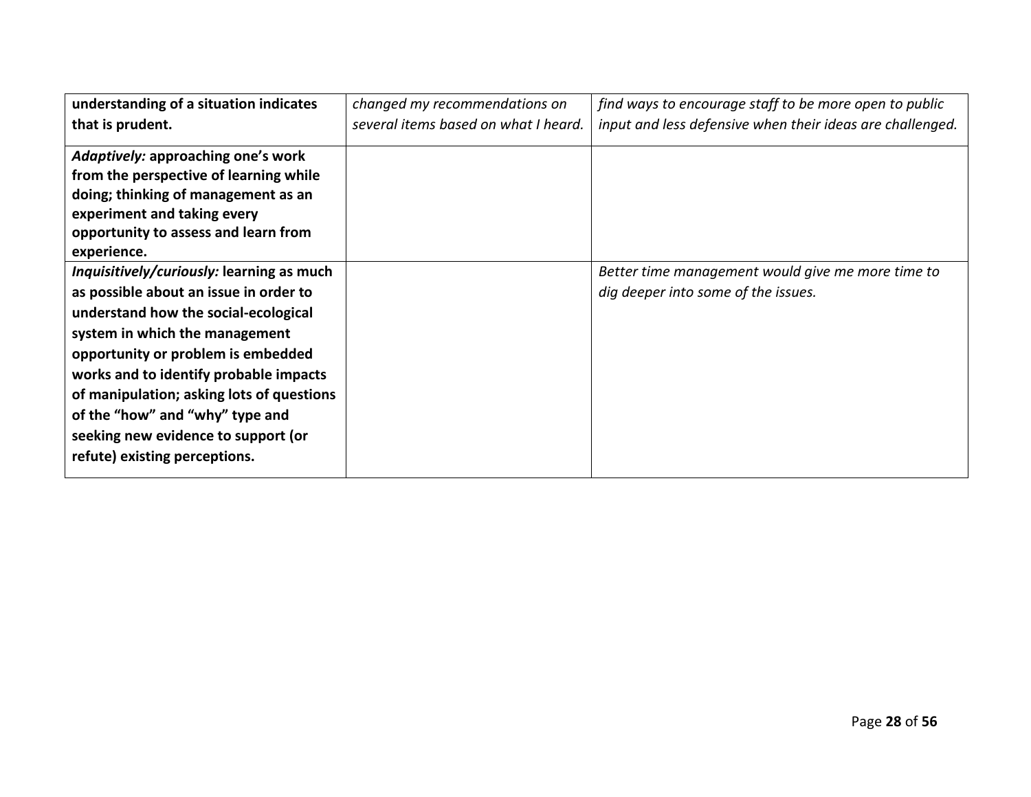| | | |
|---|---|---|
| **understanding of a situation indicates that is prudent.** | *changed my recommendations on several items based on what I heard.* | *find ways to encourage staff to be more open to public input and less defensive when their ideas are challenged.* |
| ***Adaptively:*** **approaching one's work from the perspective of learning while doing; thinking of management as an experiment and taking every opportunity to assess and learn from experience.** | | |
| ***Inquisitively/curiously:*** **learning as much as possible about an issue in order to understand how the social-ecological system in which the management opportunity or problem is embedded works and to identify probable impacts of manipulation; asking lots of questions of the "how" and "why" type and seeking new evidence to support (or refute) existing perceptions.** | | *Better time management would give me more time to dig deeper into some of the issues.* |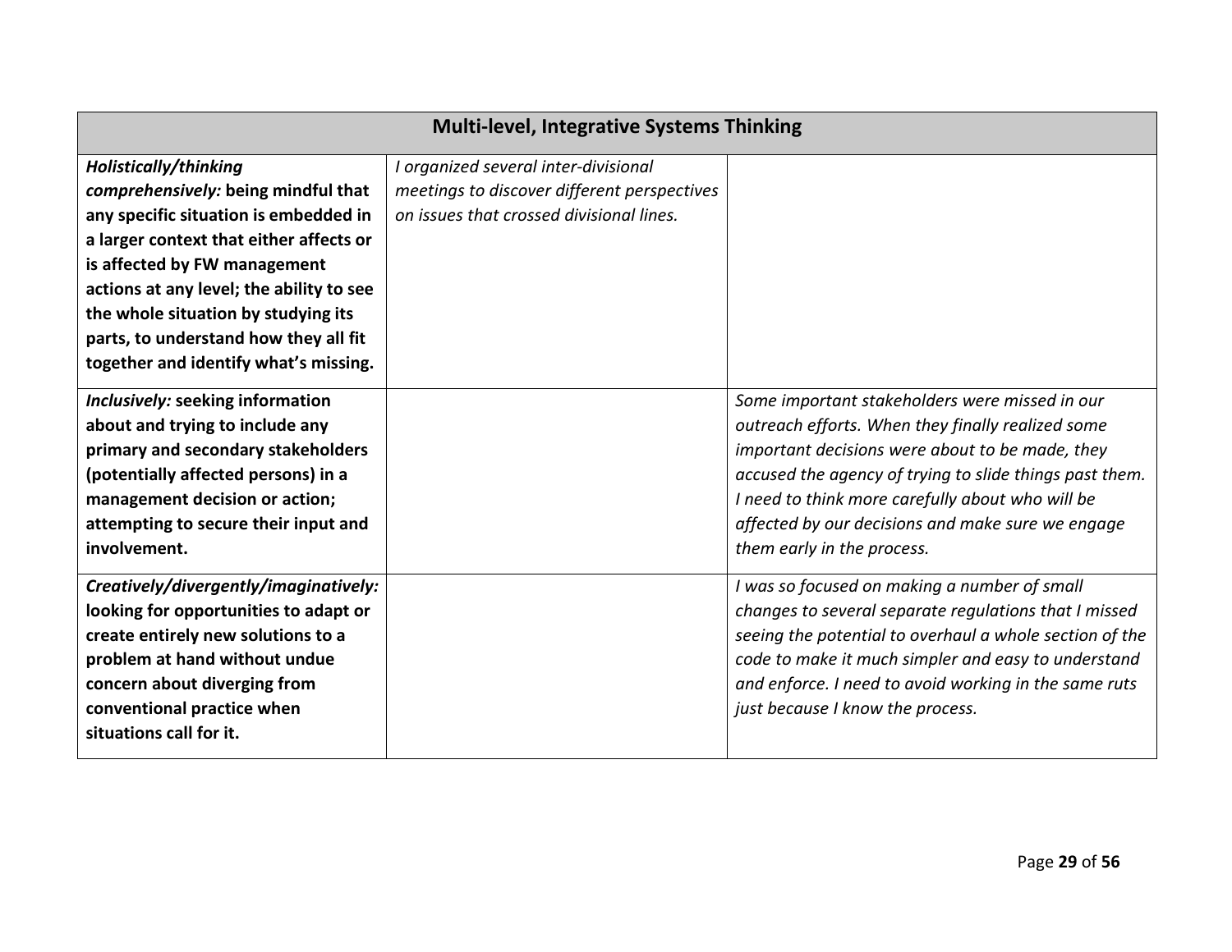| Multi-level, Integrative Systems Thinking | | |
|---|---|---|
| ***Holistically/thinking comprehensively:*** **being mindful that any specific situation is embedded in a larger context that either affects or is affected by FW management actions at any level; the ability to see the whole situation by studying its parts, to understand how they all fit together and identify what's missing.** | *I organized several inter-divisional meetings to discover different perspectives on issues that crossed divisional lines.* | |
| ***Inclusively:*** **seeking information about and trying to include any primary and secondary stakeholders (potentially affected persons) in a management decision or action; attempting to secure their input and involvement.** | | *Some important stakeholders were missed in our outreach efforts. When they finally realized some important decisions were about to be made, they accused the agency of trying to slide things past them. I need to think more carefully about who will be affected by our decisions and make sure we engage them early in the process.* |
| ***Creatively/divergently/imaginatively:*** **looking for opportunities to adapt or create entirely new solutions to a problem at hand without undue concern about diverging from conventional practice when situations call for it.** | | *I was so focused on making a number of small changes to several separate regulations that I missed seeing the potential to overhaul a whole section of the code to make it much simpler and easy to understand and enforce. I need to avoid working in the same ruts just because I know the process.* |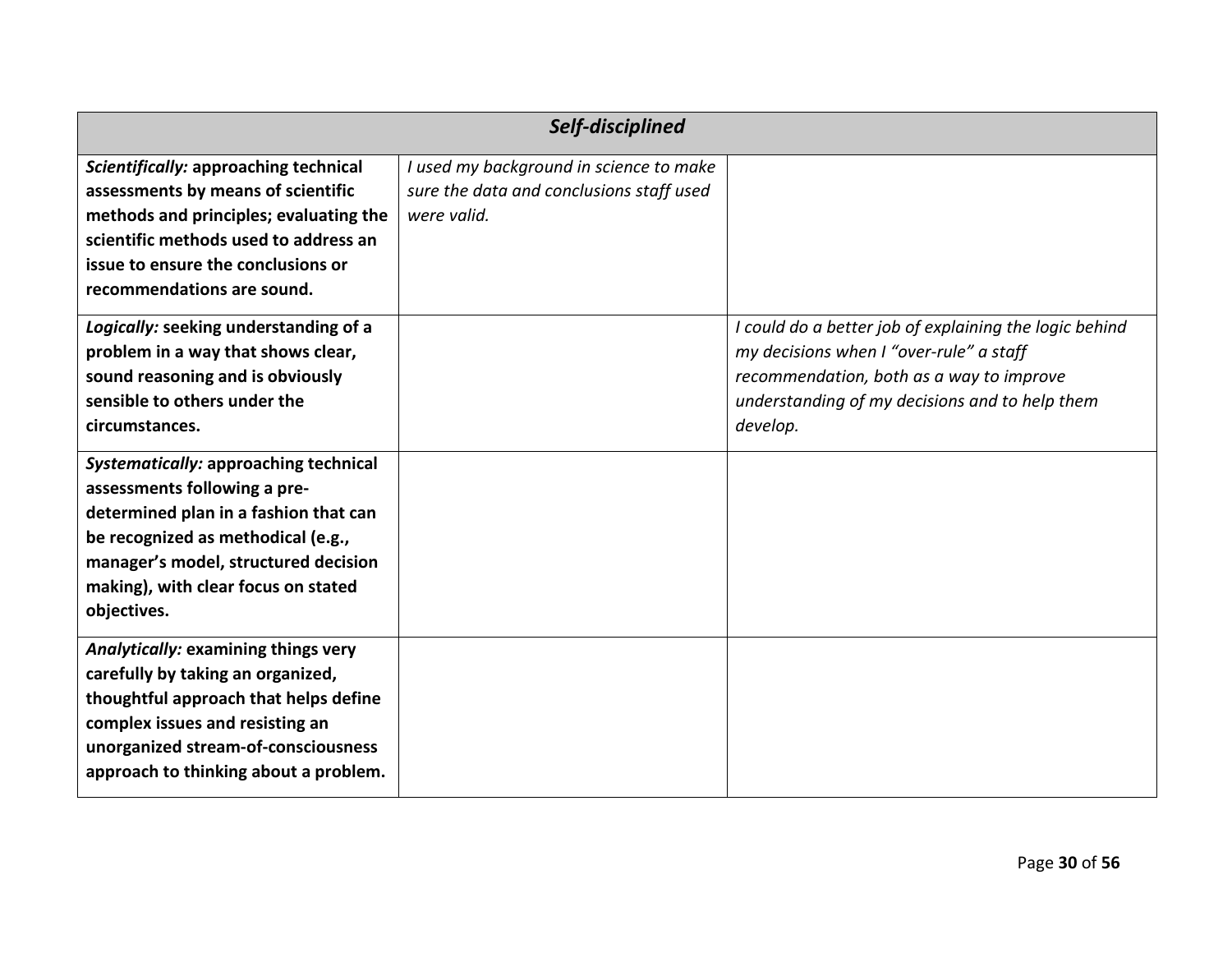| *Self-disciplined* | | |
|---|---|---|
| ***Scientifically:*** **approaching technical assessments by means of scientific methods and principles; evaluating the scientific methods used to address an issue to ensure the conclusions or recommendations are sound.** | *I used my background in science to make sure the data and conclusions staff used were valid.* | |
| ***Logically:*** **seeking understanding of a problem in a way that shows clear, sound reasoning and is obviously sensible to others under the circumstances.** | | *I could do a better job of explaining the logic behind my decisions when I "over-rule" a staff recommendation, both as a way to improve understanding of my decisions and to help them develop.* |
| ***Systematically:*** **approaching technical assessments following a pre-determined plan in a fashion that can be recognized as methodical (e.g., manager's model, structured decision making), with clear focus on stated objectives.** | | |
| ***Analytically:*** **examining things very carefully by taking an organized, thoughtful approach that helps define complex issues and resisting an unorganized stream-of-consciousness approach to thinking about a problem.** | | |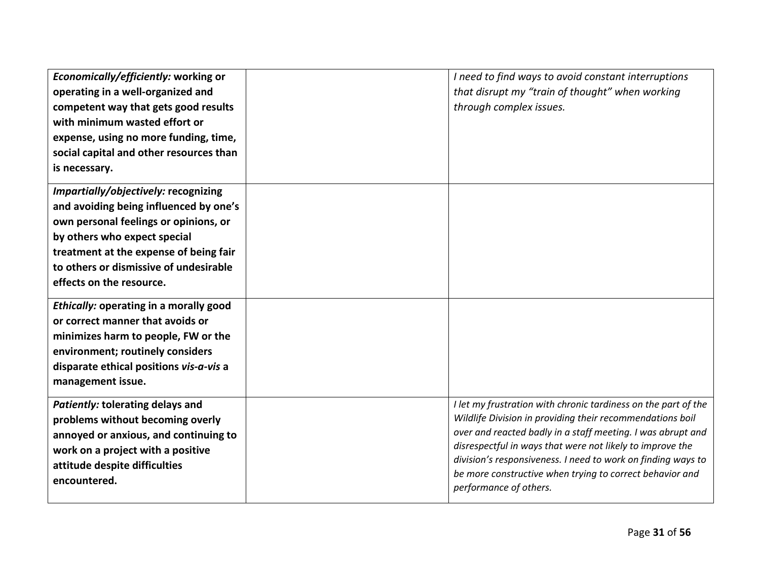| | | |
|---|---|---|
| ***Economically/efficiently:*** **working or operating in a well-organized and competent way that gets good results with minimum wasted effort or expense, using no more funding, time, social capital and other resources than is necessary.** | | *I need to find ways to avoid constant interruptions that disrupt my "train of thought" when working through complex issues.* |
| ***Impartially/objectively:*** **recognizing and avoiding being influenced by one's own personal feelings or opinions, or by others who expect special treatment at the expense of being fair to others or dismissive of undesirable effects on the resource.** | | |
| ***Ethically:*** **operating in a morally good or correct manner that avoids or minimizes harm to people, FW or the environment; routinely considers disparate ethical positions *vis-a-vis* a management issue.** | | |
| ***Patiently:*** **tolerating delays and problems without becoming overly annoyed or anxious, and continuing to work on a project with a positive attitude despite difficulties encountered.** | | *I let my frustration with chronic tardiness on the part of the Wildlife Division in providing their recommendations boil over and reacted badly in a staff meeting. I was abrupt and disrespectful in ways that were not likely to improve the division's responsiveness. I need to work on finding ways to be more constructive when trying to correct behavior and performance of others.* |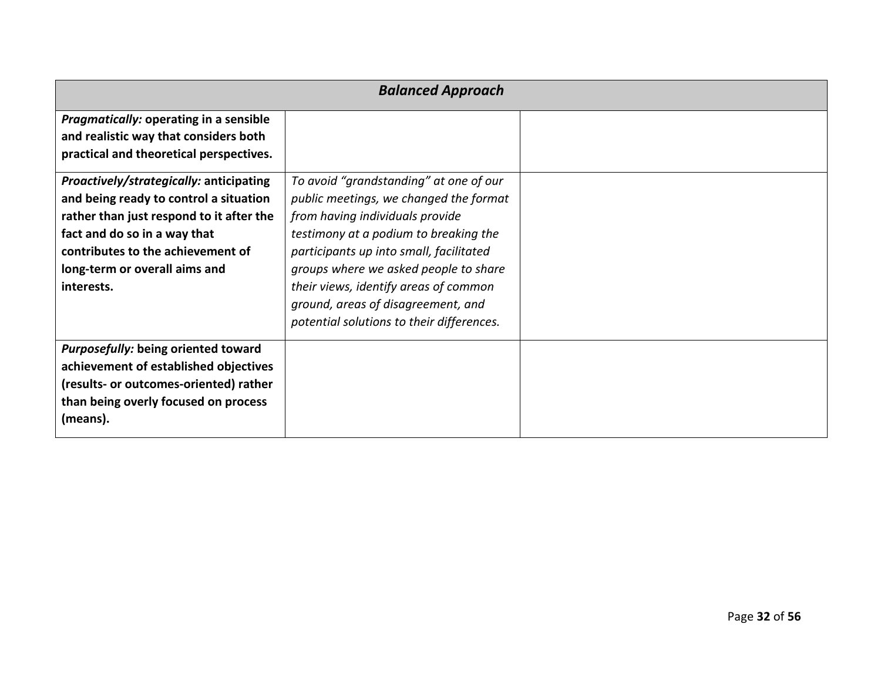| ***Balanced Approach*** | | |
|---|---|---|
| ***Pragmatically:*** **operating in a sensible and realistic way that considers both practical and theoretical perspectives.** | | |
| ***Proactively/strategically:*** **anticipating and being ready to control a situation rather than just respond to it after the fact and do so in a way that contributes to the achievement of long-term or overall aims and interests.** | *To avoid "grandstanding" at one of our public meetings, we changed the format from having individuals provide testimony at a podium to breaking the participants up into small, facilitated groups where we asked people to share their views, identify areas of common ground, areas of disagreement, and potential solutions to their differences.* | |
| ***Purposefully:*** **being oriented toward achievement of established objectives (results- or outcomes-oriented) rather than being overly focused on process (means).** | | |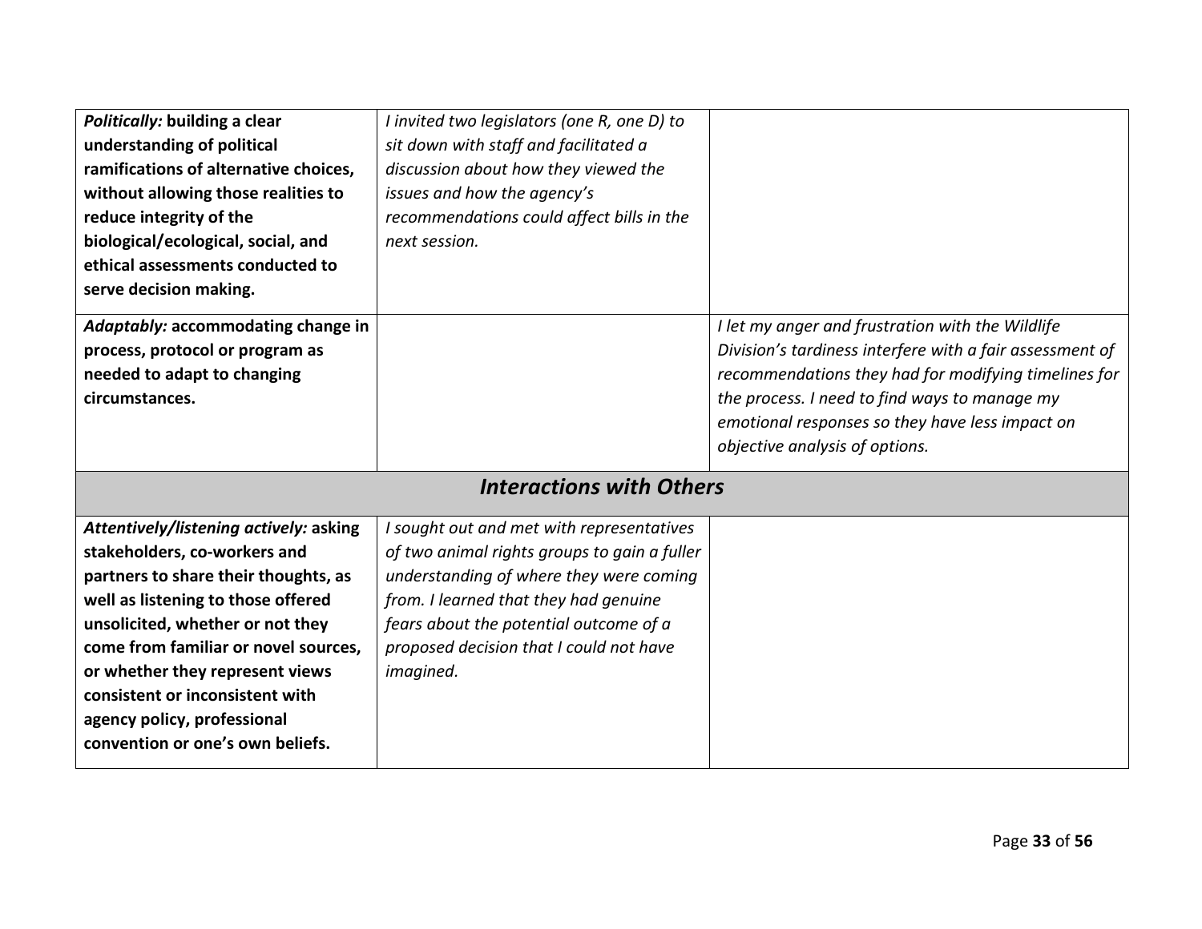| | | |
|---|---|---|
| ***Politically:* building a clear understanding of political ramifications of alternative choices, without allowing those realities to reduce integrity of the biological/ecological, social, and ethical assessments conducted to serve decision making.** | *I invited two legislators (one R, one D) to sit down with staff and facilitated a discussion about how they viewed the issues and how the agency's recommendations could affect bills in the next session.* | |
| ***Adaptably:* accommodating change in process, protocol or program as needed to adapt to changing circumstances.** | | *I let my anger and frustration with the Wildlife Division's tardiness interfere with a fair assessment of recommendations they had for modifying timelines for the process. I need to find ways to manage my emotional responses so they have less impact on objective analysis of options.* |
| ***Interactions with Others*** | | |
| ***Attentively/listening actively:* asking stakeholders, co-workers and partners to share their thoughts, as well as listening to those offered unsolicited, whether or not they come from familiar or novel sources, or whether they represent views consistent or inconsistent with agency policy, professional convention or one's own beliefs.** | *I sought out and met with representatives of two animal rights groups to gain a fuller understanding of where they were coming from. I learned that they had genuine fears about the potential outcome of a proposed decision that I could not have imagined.* | |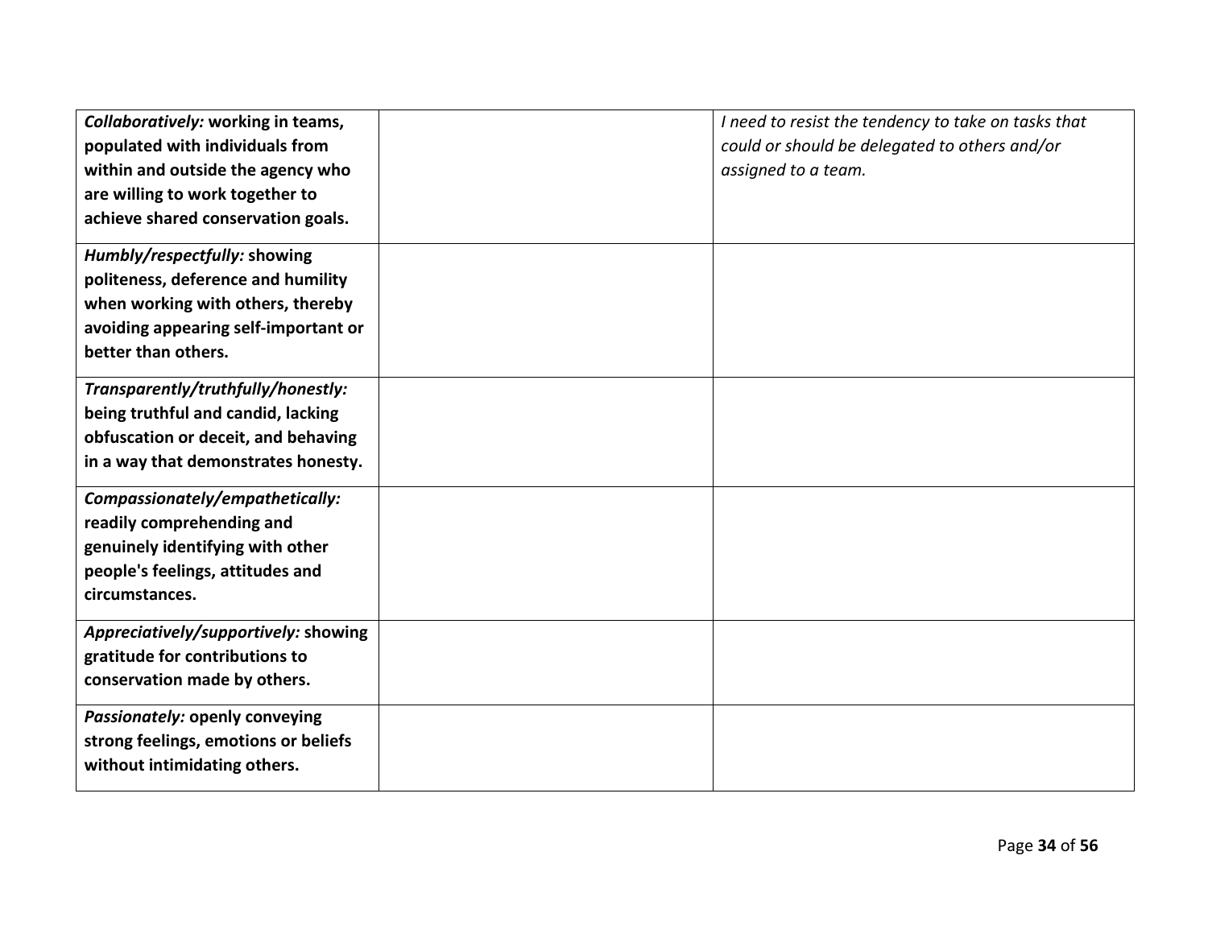| | | |
|---|---|---|
| ***Collaboratively:*** **working in teams, populated with individuals from within and outside the agency who are willing to work together to achieve shared conservation goals.** | | *I need to resist the tendency to take on tasks that could or should be delegated to others and/or assigned to a team.* |
| ***Humbly/respectfully:*** **showing politeness, deference and humility when working with others, thereby avoiding appearing self-important or better than others.** | | |
| ***Transparently/truthfully/honestly:*** **being truthful and candid, lacking obfuscation or deceit, and behaving in a way that demonstrates honesty.** | | |
| ***Compassionately/empathetically:*** **readily comprehending and genuinely identifying with other people's feelings, attitudes and circumstances.** | | |
| ***Appreciatively/supportively:*** **showing gratitude for contributions to conservation made by others.** | | |
| ***Passionately:*** **openly conveying strong feelings, emotions or beliefs without intimidating others.** | | |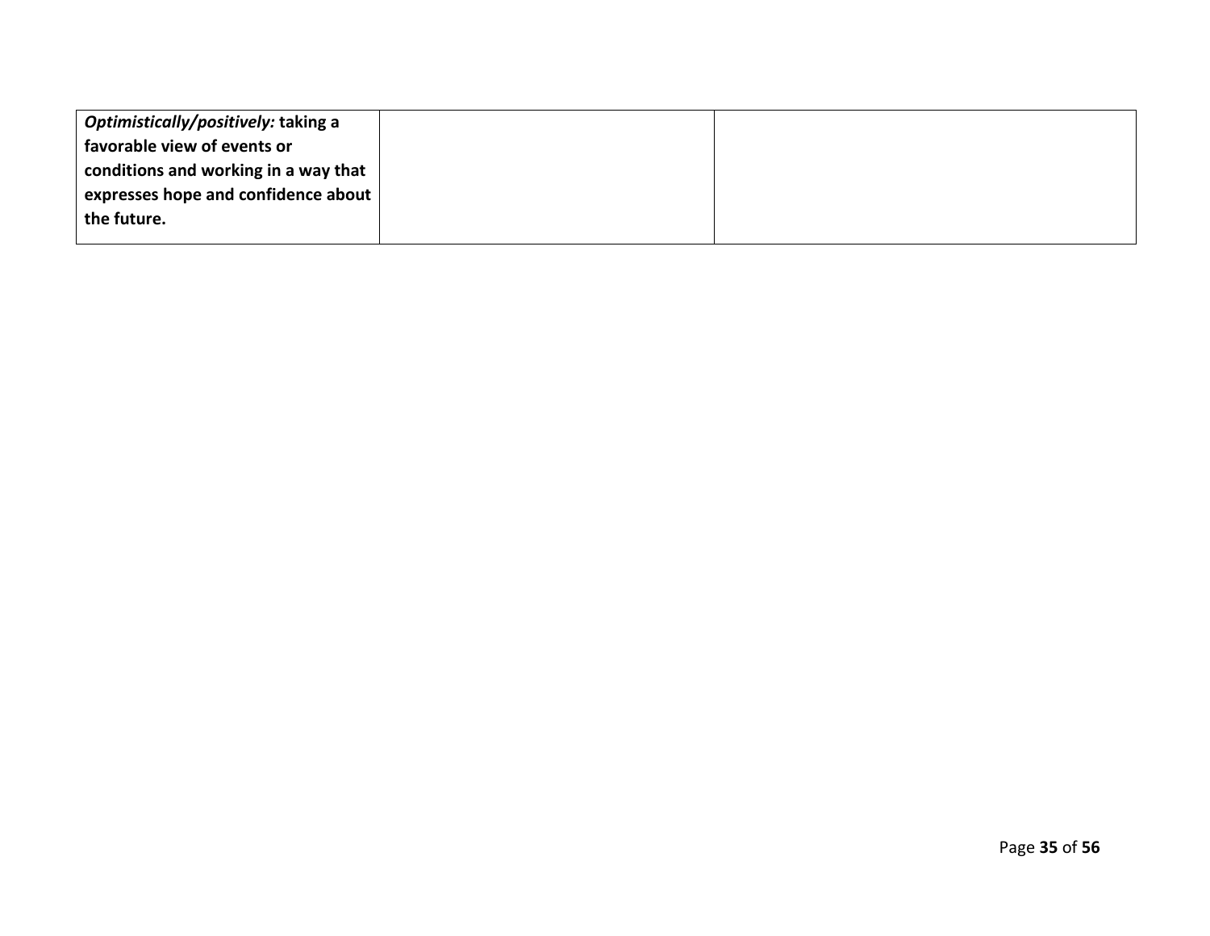| ***Optimistically/positively:*** **taking a favorable view of events or conditions and working in a way that expresses hope and confidence about the future.** | | |
|---|---|---|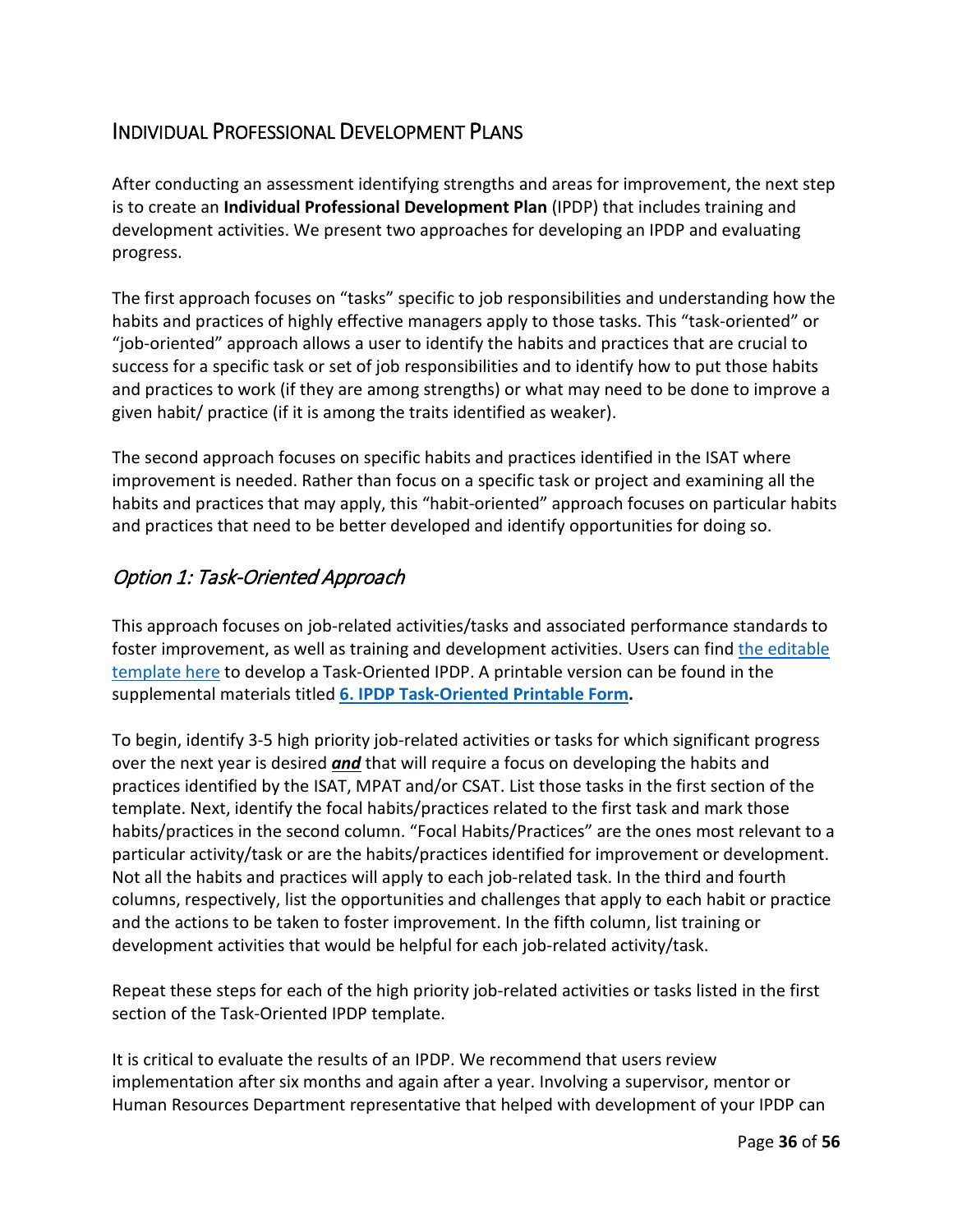## Individual Professional Development Plans

After conducting an assessment identifying strengths and areas for improvement, the next step is to create an **Individual Professional Development Plan** (IPDP) that includes training and development activities. We present two approaches for developing an IPDP and evaluating progress.

The first approach focuses on "tasks" specific to job responsibilities and understanding how the habits and practices of highly effective managers apply to those tasks. This "task-oriented" or "job-oriented" approach allows a user to identify the habits and practices that are crucial to success for a specific task or set of job responsibilities and to identify how to put those habits and practices to work (if they are among strengths) or what may need to be done to improve a given habit/ practice (if it is among the traits identified as weaker).

The second approach focuses on specific habits and practices identified in the ISAT where improvement is needed. Rather than focus on a specific task or project and examining all the habits and practices that may apply, this "habit-oriented" approach focuses on particular habits and practices that need to be better developed and identify opportunities for doing so.

### *Option 1: Task-Oriented Approach*

This approach focuses on job-related activities/tasks and associated performance standards to foster improvement, as well as training and development activities. Users can find the editable template here to develop a Task-Oriented IPDP. A printable version can be found in the supplemental materials titled **6. IPDP Task-Oriented Printable Form.**

To begin, identify 3-5 high priority job-related activities or tasks for which significant progress over the next year is desired ***and*** that will require a focus on developing the habits and practices identified by the ISAT, MPAT and/or CSAT. List those tasks in the first section of the template. Next, identify the focal habits/practices related to the first task and mark those habits/practices in the second column. "Focal Habits/Practices" are the ones most relevant to a particular activity/task or are the habits/practices identified for improvement or development. Not all the habits and practices will apply to each job-related task. In the third and fourth columns, respectively, list the opportunities and challenges that apply to each habit or practice and the actions to be taken to foster improvement. In the fifth column, list training or development activities that would be helpful for each job-related activity/task.

Repeat these steps for each of the high priority job-related activities or tasks listed in the first section of the Task-Oriented IPDP template.

It is critical to evaluate the results of an IPDP. We recommend that users review implementation after six months and again after a year. Involving a supervisor, mentor or Human Resources Department representative that helped with development of your IPDP can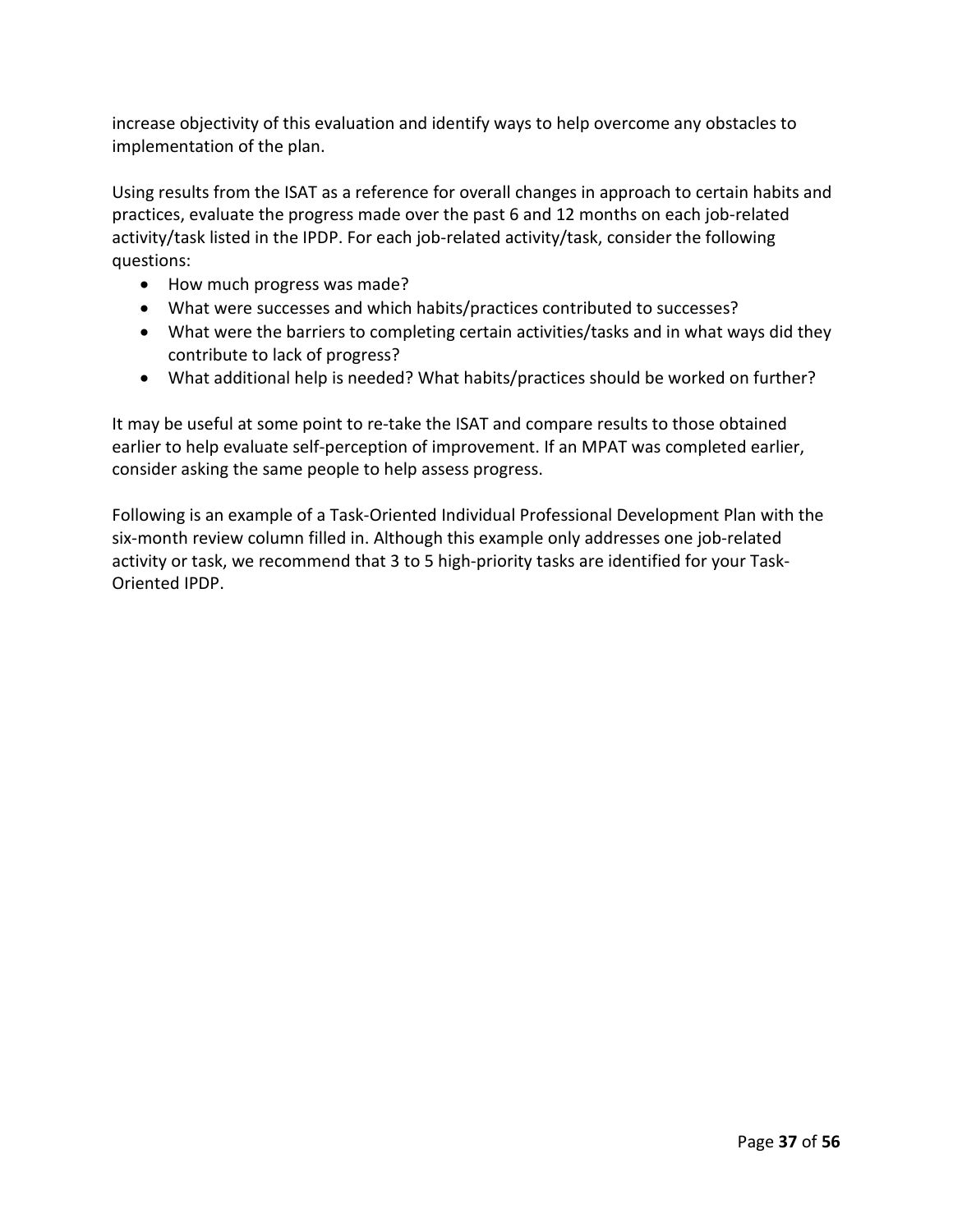increase objectivity of this evaluation and identify ways to help overcome any obstacles to implementation of the plan.

Using results from the ISAT as a reference for overall changes in approach to certain habits and practices, evaluate the progress made over the past 6 and 12 months on each job-related activity/task listed in the IPDP. For each job-related activity/task, consider the following questions:

- How much progress was made?
- What were successes and which habits/practices contributed to successes?
- What were the barriers to completing certain activities/tasks and in what ways did they contribute to lack of progress?
- What additional help is needed? What habits/practices should be worked on further?

It may be useful at some point to re-take the ISAT and compare results to those obtained earlier to help evaluate self-perception of improvement. If an MPAT was completed earlier, consider asking the same people to help assess progress.

Following is an example of a Task-Oriented Individual Professional Development Plan with the six-month review column filled in. Although this example only addresses one job-related activity or task, we recommend that 3 to 5 high-priority tasks are identified for your Task-Oriented IPDP.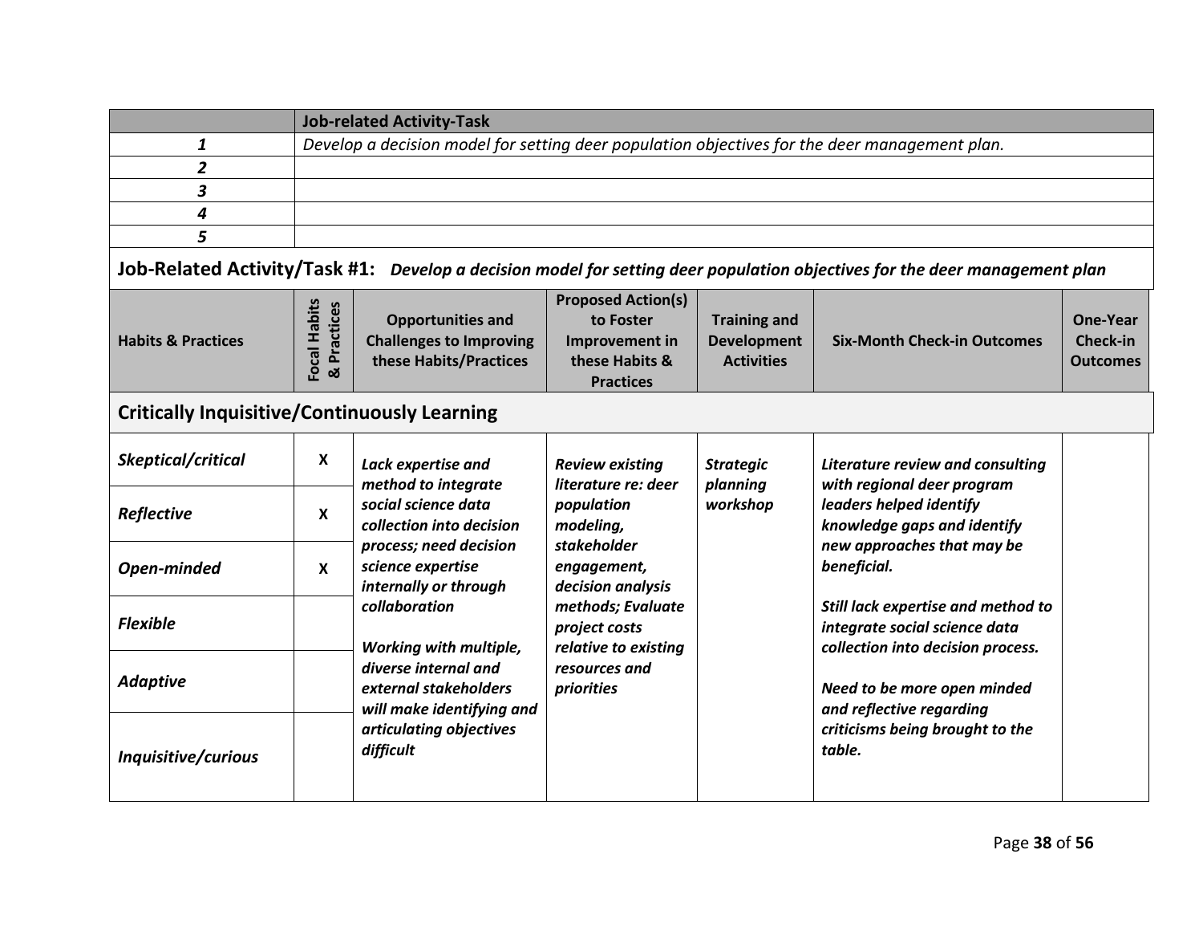| | Job-related Activity-Task |
|---|---|
| ***1*** | *Develop a decision model for setting deer population objectives for the deer management plan.* |
| ***2*** | |
| ***3*** | |
| ***4*** | |
| ***5*** | |

## Job-Related Activity/Task #1: *Develop a decision model for setting deer population objectives for the deer management plan*

| Habits & Practices | Focal Habits & Practices | Opportunities and Challenges to Improving these Habits/Practices | Proposed Action(s) to Foster Improvement in these Habits & Practices | Training and Development Activities | Six-Month Check-in Outcomes | One-Year Check-in Outcomes |
|---|---|---|---|---|---|---|
| **Critically Inquisitive/Continuously Learning** | | | | | | |
| ***Skeptical/critical*** | X | ***Lack expertise and method to integrate social science data collection into decision process; need decision science expertise internally or through collaboration*** <br><br> ***Working with multiple, diverse internal and external stakeholders will make identifying and articulating objectives difficult*** | ***Review existing literature re: deer population modeling, stakeholder engagement, decision analysis methods; Evaluate project costs relative to existing resources and priorities*** | ***Strategic planning workshop*** | ***Literature review and consulting with regional deer program leaders helped identify knowledge gaps and identify new approaches that may be beneficial.*** <br><br> ***Still lack expertise and method to integrate social science data collection into decision process.*** <br><br> ***Need to be more open minded and reflective regarding criticisms being brought to the table.*** | |
| ***Reflective*** | X | | | | | |
| ***Open-minded*** | X | | | | | |
| ***Flexible*** | | | | | | |
| ***Adaptive*** | | | | | | |
| ***Inquisitive/curious*** | | | | | | |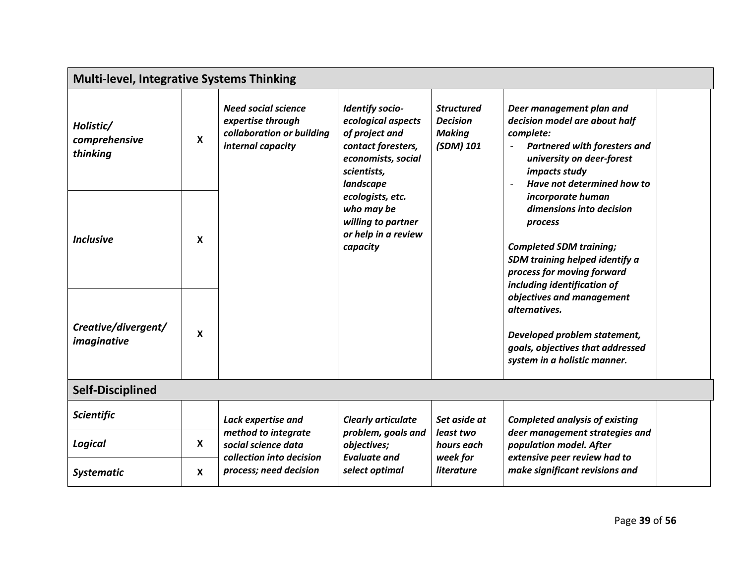| **Multi-level, Integrative Systems Thinking** | | | | | | |
|---|---|---|---|---|---|---|
| ***Holistic/ comprehensive thinking*** | **X** | ***Need social science expertise through collaboration or building internal capacity*** | ***Identify socio-ecological aspects of project and contact foresters, economists, social scientists, landscape ecologists, etc. who may be willing to partner or help in a review capacity*** | ***Structured Decision Making (SDM) 101*** | ***Deer management plan and decision model are about half complete:*** <br> - ***Partnered with foresters and university on deer-forest impacts study*** <br> - ***Have not determined how to incorporate human dimensions into decision process*** <br><br> ***Completed SDM training; SDM training helped identify a process for moving forward including identification of objectives and management alternatives.*** <br><br> ***Developed problem statement, goals, objectives that addressed system in a holistic manner.*** | |
| ***Inclusive*** | **X** | | | | | |
| ***Creative/divergent/ imaginative*** | **X** | | | | | |
| **Self-Disciplined** | | | | | | |
| ***Scientific*** | | ***Lack expertise and method to integrate social science data collection into decision process; need decision*** | ***Clearly articulate problem, goals and objectives; Evaluate and select optimal*** | ***Set aside at least two hours each week for literature*** | ***Completed analysis of existing deer management strategies and population model. After extensive peer review had to make significant revisions and*** | |
| ***Logical*** | **X** | | | | | |
| ***Systematic*** | **X** | | | | | |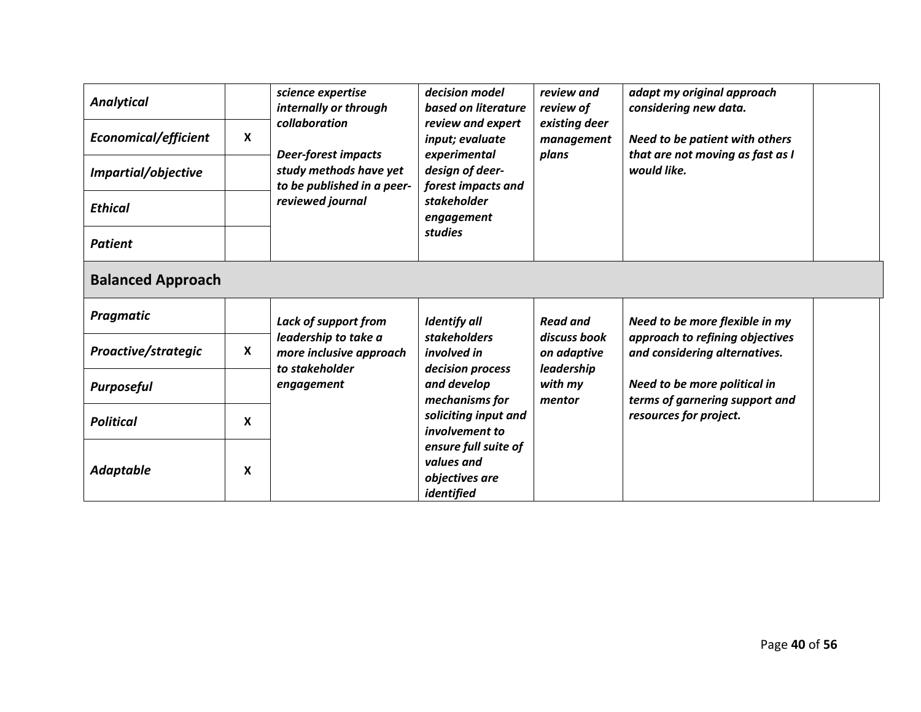| | | | | | | |
|---|---|---|---|---|---|---|
| ***Analytical*** | | ***science expertise internally or through collaboration*** | ***decision model based on literature review and expert input; evaluate experimental design of deer-forest impacts and stakeholder engagement studies*** | ***review and review of existing deer management plans*** | ***adapt my original approach considering new data.*** | |
| ***Economical/efficient*** | **X** | | | | | |
| ***Impartial/objective*** | | ***Deer-forest impacts study methods have yet to be published in a peer-reviewed journal*** | | | ***Need to be patient with others that are not moving as fast as I would like.*** | |
| ***Ethical*** | | | | | | |
| ***Patient*** | | | | | | |
| **Balanced Approach** | | | | | | |
| ***Pragmatic*** | | ***Lack of support from leadership to take a more inclusive approach to stakeholder engagement*** | ***Identify all stakeholders involved in decision process and develop mechanisms for soliciting input and involvement to ensure full suite of values and objectives are identified*** | ***Read and discuss book on adaptive leadership with my mentor*** | ***Need to be more flexible in my approach to refining objectives and considering alternatives.*** | |
| ***Proactive/strategic*** | **X** | | | | | |
| ***Purposeful*** | | | | | ***Need to be more political in terms of garnering support and resources for project.*** | |
| ***Political*** | **X** | | | | | |
| ***Adaptable*** | **X** | | | | | |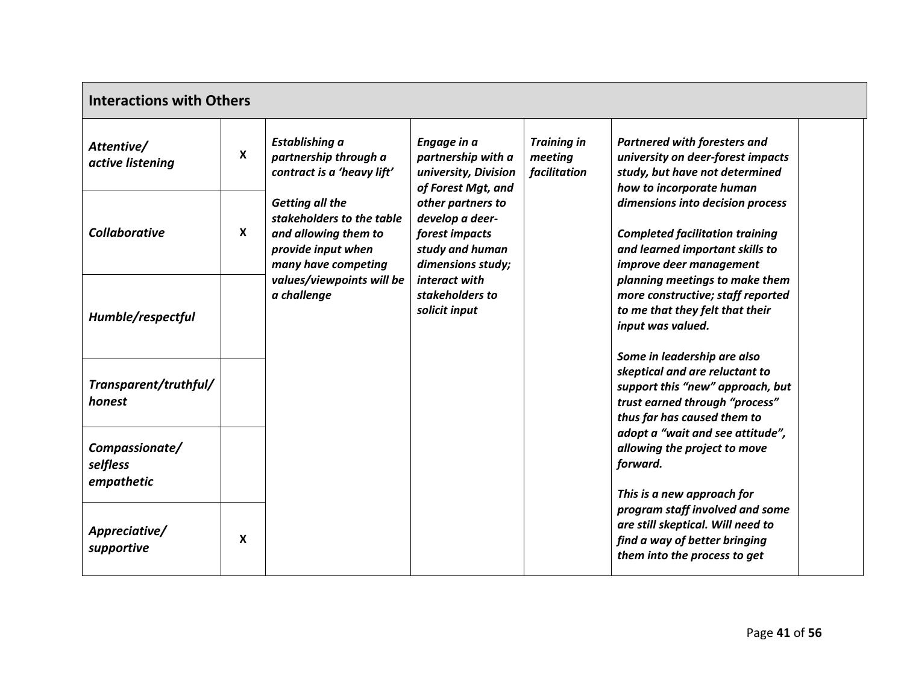| Interactions with Others | | | | | | |
|---|---|---|---|---|---|---|
| ***Attentive/ active listening*** | **X** | ***Establishing a partnership through a contract is a 'heavy lift'*** <br><br> ***Getting all the stakeholders to the table and allowing them to provide input when many have competing values/viewpoints will be a challenge*** | ***Engage in a partnership with a university, Division of Forest Mgt, and other partners to develop a deer-forest impacts study and human dimensions study; interact with stakeholders to solicit input*** | ***Training in meeting facilitation*** | ***Partnered with foresters and university on deer-forest impacts study, but have not determined how to incorporate human dimensions into decision process*** <br><br> ***Completed facilitation training and learned important skills to improve deer management planning meetings to make them more constructive; staff reported to me that they felt that their input was valued.*** <br><br> ***Some in leadership are also skeptical and are reluctant to support this "new" approach, but trust earned through "process" thus far has caused them to adopt a "wait and see attitude", allowing the project to move forward.*** <br><br> ***This is a new approach for program staff involved and some are still skeptical. Will need to find a way of better bringing them into the process to get*** | |
| ***Collaborative*** | **X** | | | | | |
| ***Humble/respectful*** | | | | | | |
| ***Transparent/truthful/ honest*** | | | | | | |
| ***Compassionate/ selfless empathetic*** | | | | | | |
| ***Appreciative/ supportive*** | **X** | | | | | |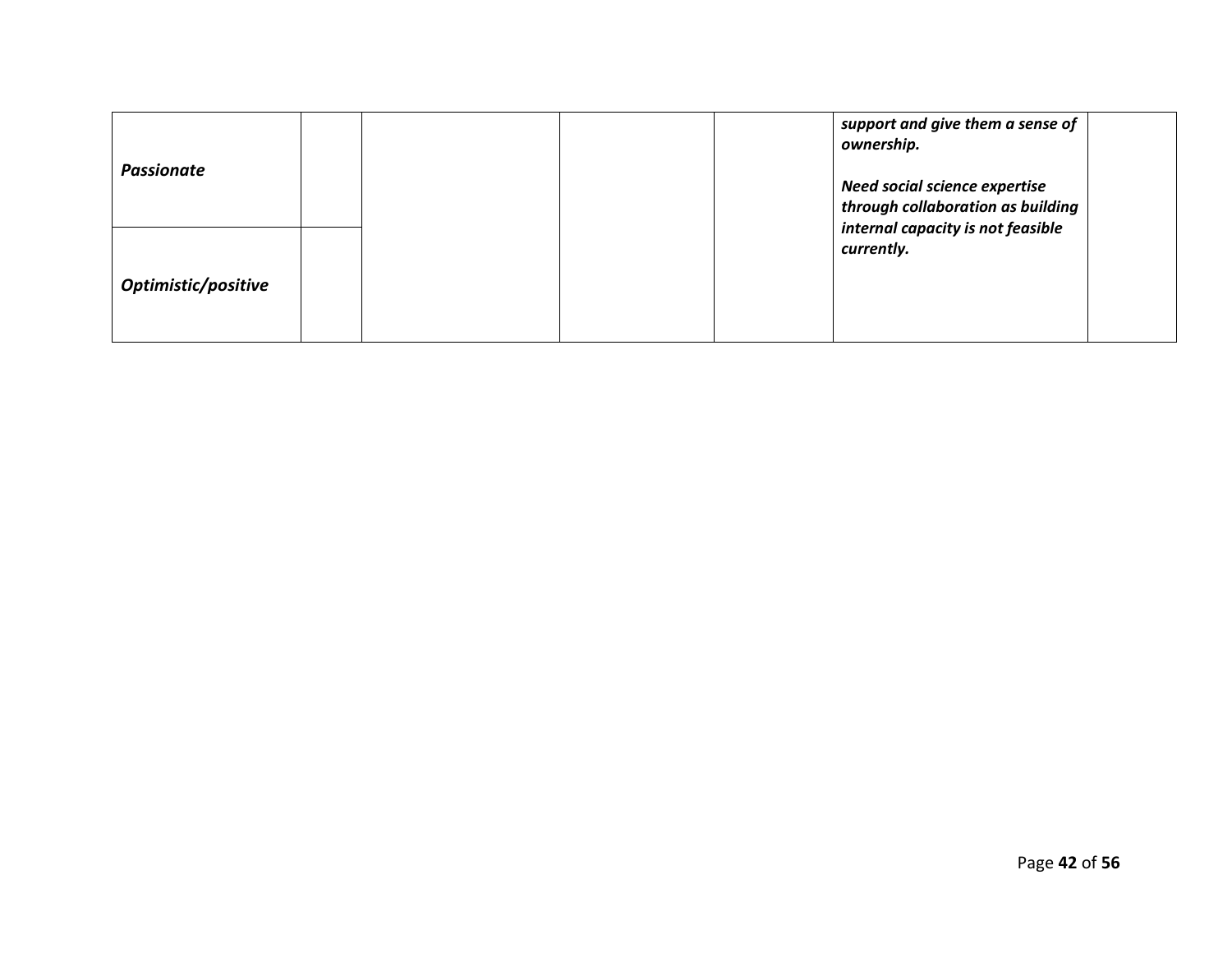| | | | | | | |
|---|---|---|---|---|---|---|
| ***Passionate*** | | | | | ***support and give them a sense of ownership.***<br><br>***Need social science expertise through collaboration as building internal capacity is not feasible currently.*** | |
| ***Optimistic/positive*** | | | | | | |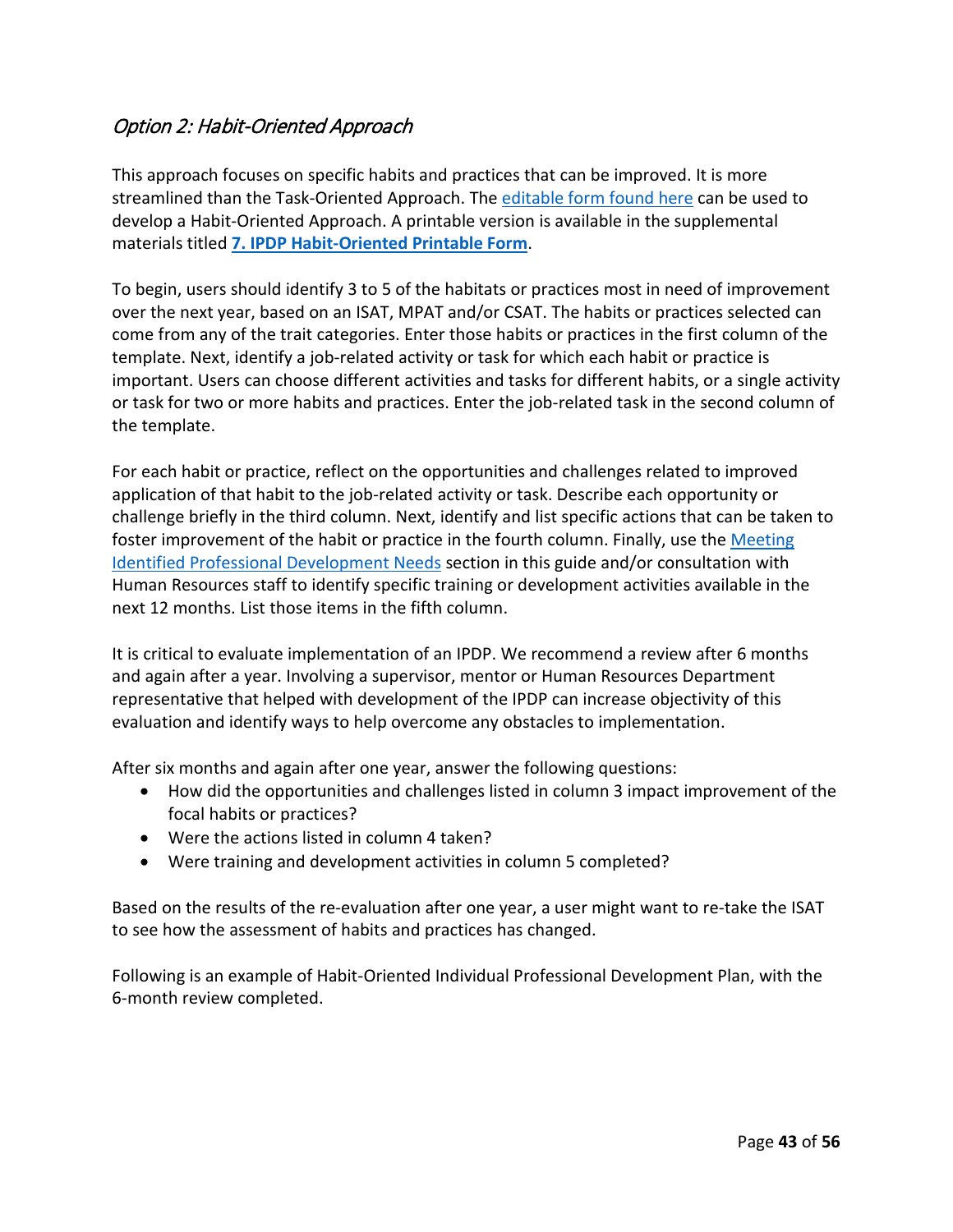### *Option 2: Habit-Oriented Approach*

This approach focuses on specific habits and practices that can be improved. It is more streamlined than the Task-Oriented Approach. The editable form found here can be used to develop a Habit-Oriented Approach. A printable version is available in the supplemental materials titled **7. IPDP Habit-Oriented Printable Form**.

To begin, users should identify 3 to 5 of the habitats or practices most in need of improvement over the next year, based on an ISAT, MPAT and/or CSAT. The habits or practices selected can come from any of the trait categories. Enter those habits or practices in the first column of the template. Next, identify a job-related activity or task for which each habit or practice is important. Users can choose different activities and tasks for different habits, or a single activity or task for two or more habits and practices. Enter the job-related task in the second column of the template.

For each habit or practice, reflect on the opportunities and challenges related to improved application of that habit to the job-related activity or task. Describe each opportunity or challenge briefly in the third column. Next, identify and list specific actions that can be taken to foster improvement of the habit or practice in the fourth column. Finally, use the Meeting Identified Professional Development Needs section in this guide and/or consultation with Human Resources staff to identify specific training or development activities available in the next 12 months. List those items in the fifth column.

It is critical to evaluate implementation of an IPDP. We recommend a review after 6 months and again after a year. Involving a supervisor, mentor or Human Resources Department representative that helped with development of the IPDP can increase objectivity of this evaluation and identify ways to help overcome any obstacles to implementation.

After six months and again after one year, answer the following questions:

- How did the opportunities and challenges listed in column 3 impact improvement of the focal habits or practices?
- Were the actions listed in column 4 taken?
- Were training and development activities in column 5 completed?

Based on the results of the re-evaluation after one year, a user might want to re-take the ISAT to see how the assessment of habits and practices has changed.

Following is an example of Habit-Oriented Individual Professional Development Plan, with the 6-month review completed.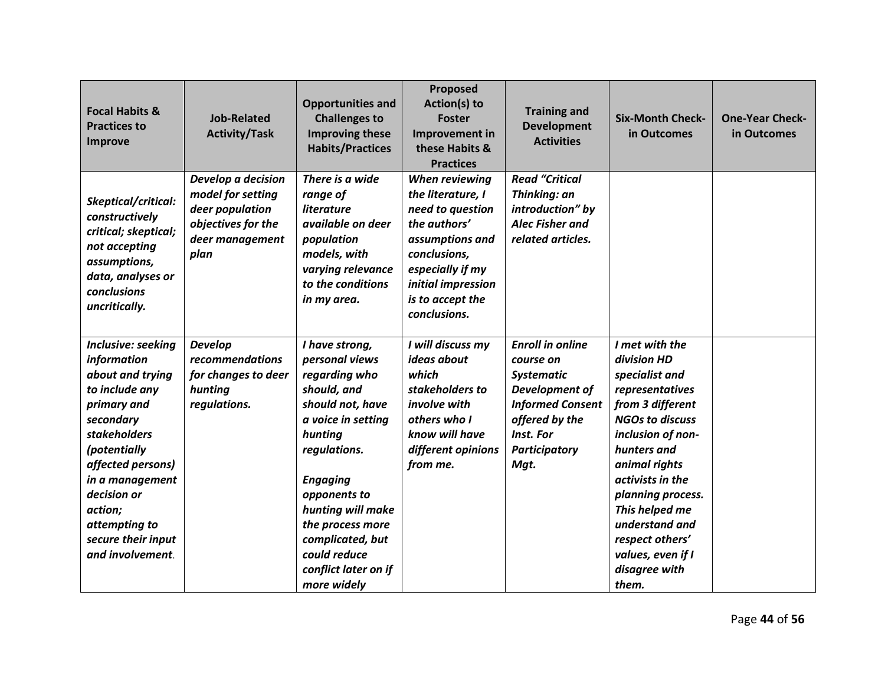| Focal Habits & Practices to Improve | Job-Related Activity/Task | Opportunities and Challenges to Improving these Habits/Practices | Proposed Action(s) to Foster Improvement in these Habits & Practices | Training and Development Activities | Six-Month Check-in Outcomes | One-Year Check-in Outcomes |
|---|---|---|---|---|---|---|
| *Skeptical/critical: constructively critical; skeptical; not accepting assumptions, data, analyses or conclusions uncritically.* | *Develop a decision model for setting deer population objectives for the deer management plan* | *There is a wide range of literature available on deer population models, with varying relevance to the conditions in my area.* | *When reviewing the literature, I need to question the authors' assumptions and conclusions, especially if my initial impression is to accept the conclusions.* | *Read "Critical Thinking: an introduction" by Alec Fisher and related articles.* | | |
| *Inclusive: seeking information about and trying to include any primary and secondary stakeholders (potentially affected persons) in a management decision or action; attempting to secure their input and involvement.* | *Develop recommendations for changes to deer hunting regulations.* | *I have strong, personal views regarding who should, and should not, have a voice in setting hunting regulations.* <br><br> *Engaging opponents to hunting will make the process more complicated, but could reduce conflict later on if more widely* | *I will discuss my ideas about which stakeholders to involve with others who I know will have different opinions from me.* | *Enroll in online course on Systematic Development of Informed Consent offered by the Inst. For Participatory Mgt.* | *I met with the division HD specialist and representatives from 3 different NGOs to discuss inclusion of non-hunters and animal rights activists in the planning process. This helped me understand and respect others' values, even if I disagree with them.* | |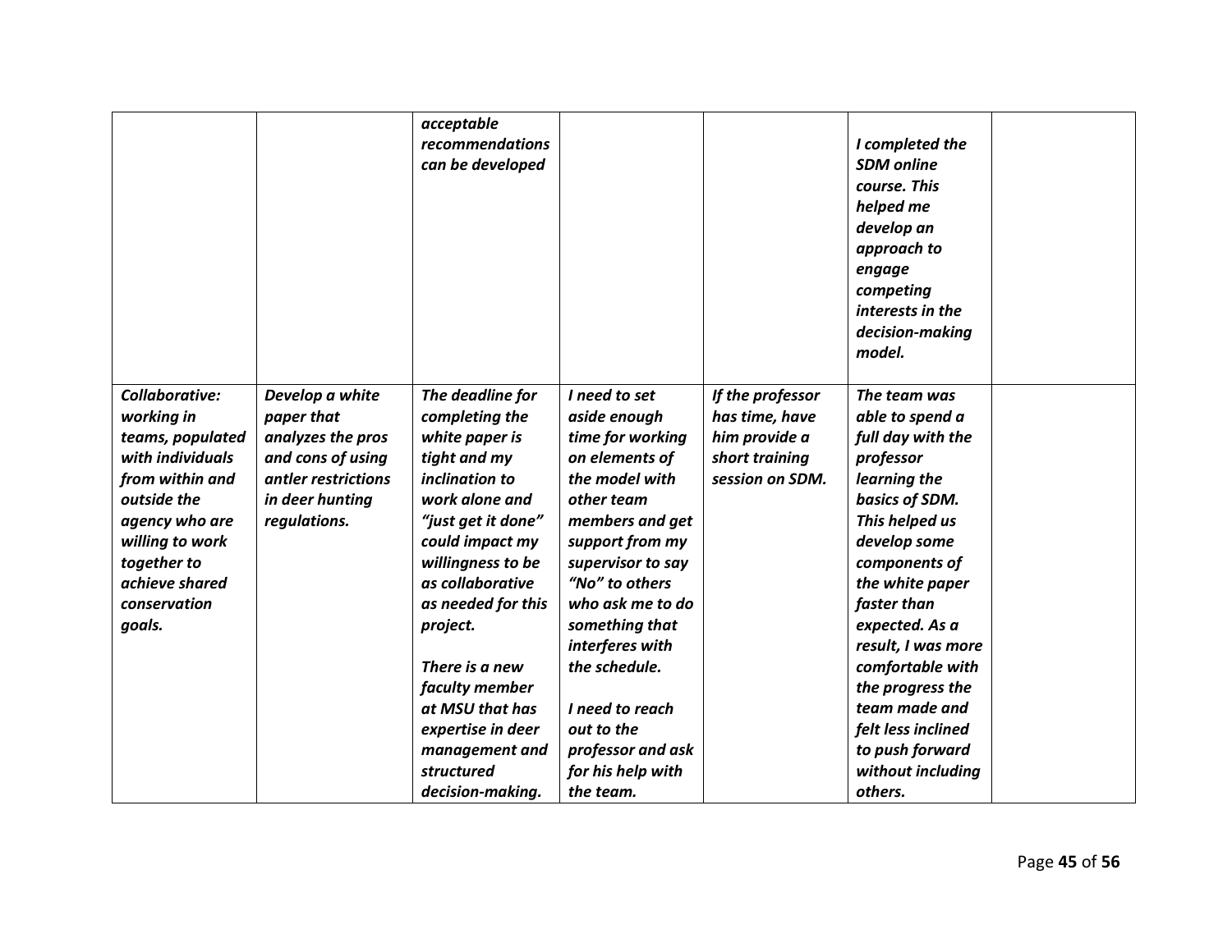| | | | | | | |
|---|---|---|---|---|---|---|
| | | ***acceptable recommendations can be developed*** | | | ***I completed the SDM online course. This helped me develop an approach to engage competing interests in the decision-making model.*** | |
| ***Collaborative: working in teams, populated with individuals from within and outside the agency who are willing to work together to achieve shared conservation goals.*** | ***Develop a white paper that analyzes the pros and cons of using antler restrictions in deer hunting regulations.*** | ***The deadline for completing the white paper is tight and my inclination to work alone and "just get it done" could impact my willingness to be as collaborative as needed for this project.***<br><br>***There is a new faculty member at MSU that has expertise in deer management and structured decision-making.*** | ***I need to set aside enough time for working on elements of the model with other team members and get support from my supervisor to say "No" to others who ask me to do something that interferes with the schedule.***<br><br>***I need to reach out to the professor and ask for his help with the team.*** | ***If the professor has time, have him provide a short training session on SDM.*** | ***The team was able to spend a full day with the professor learning the basics of SDM. This helped us develop some components of the white paper faster than expected. As a result, I was more comfortable with the progress the team made and felt less inclined to push forward without including others.*** | |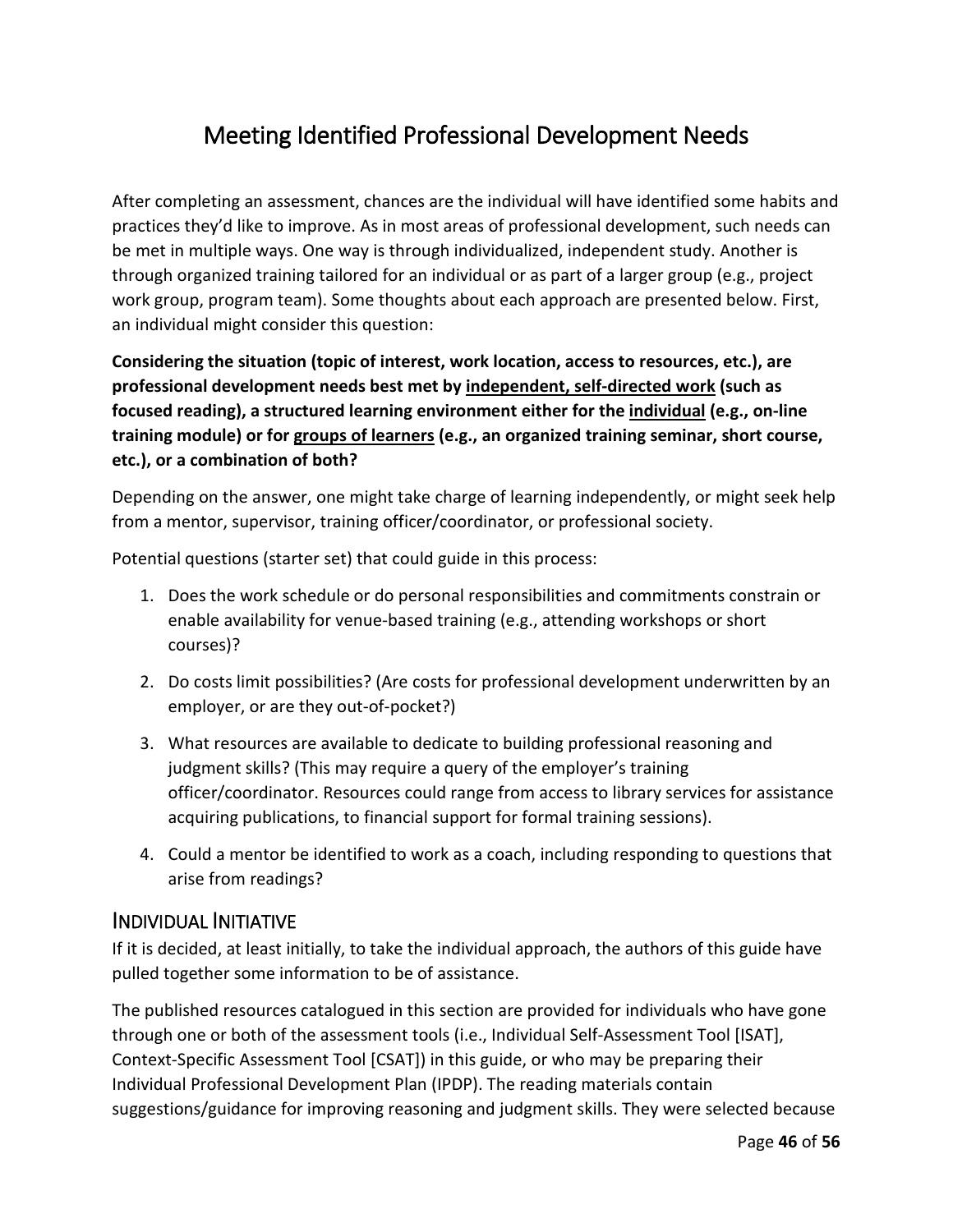# Meeting Identified Professional Development Needs

After completing an assessment, chances are the individual will have identified some habits and practices they'd like to improve. As in most areas of professional development, such needs can be met in multiple ways. One way is through individualized, independent study. Another is through organized training tailored for an individual or as part of a larger group (e.g., project work group, program team). Some thoughts about each approach are presented below. First, an individual might consider this question:

**Considering the situation (topic of interest, work location, access to resources, etc.), are professional development needs best met by <u>independent, self-directed work</u> (such as focused reading), a structured learning environment either for the <u>individual</u> (e.g., on-line training module) or for <u>groups of learners</u> (e.g., an organized training seminar, short course, etc.), or a combination of both?**

Depending on the answer, one might take charge of learning independently, or might seek help from a mentor, supervisor, training officer/coordinator, or professional society.

Potential questions (starter set) that could guide in this process:

1. Does the work schedule or do personal responsibilities and commitments constrain or enable availability for venue-based training (e.g., attending workshops or short courses)?
2. Do costs limit possibilities? (Are costs for professional development underwritten by an employer, or are they out-of-pocket?)
3. What resources are available to dedicate to building professional reasoning and judgment skills? (This may require a query of the employer's training officer/coordinator. Resources could range from access to library services for assistance acquiring publications, to financial support for formal training sessions).
4. Could a mentor be identified to work as a coach, including responding to questions that arise from readings?

## Individual Initiative

If it is decided, at least initially, to take the individual approach, the authors of this guide have pulled together some information to be of assistance.

The published resources catalogued in this section are provided for individuals who have gone through one or both of the assessment tools (i.e., Individual Self-Assessment Tool [ISAT], Context-Specific Assessment Tool [CSAT]) in this guide, or who may be preparing their Individual Professional Development Plan (IPDP). The reading materials contain suggestions/guidance for improving reasoning and judgment skills. They were selected because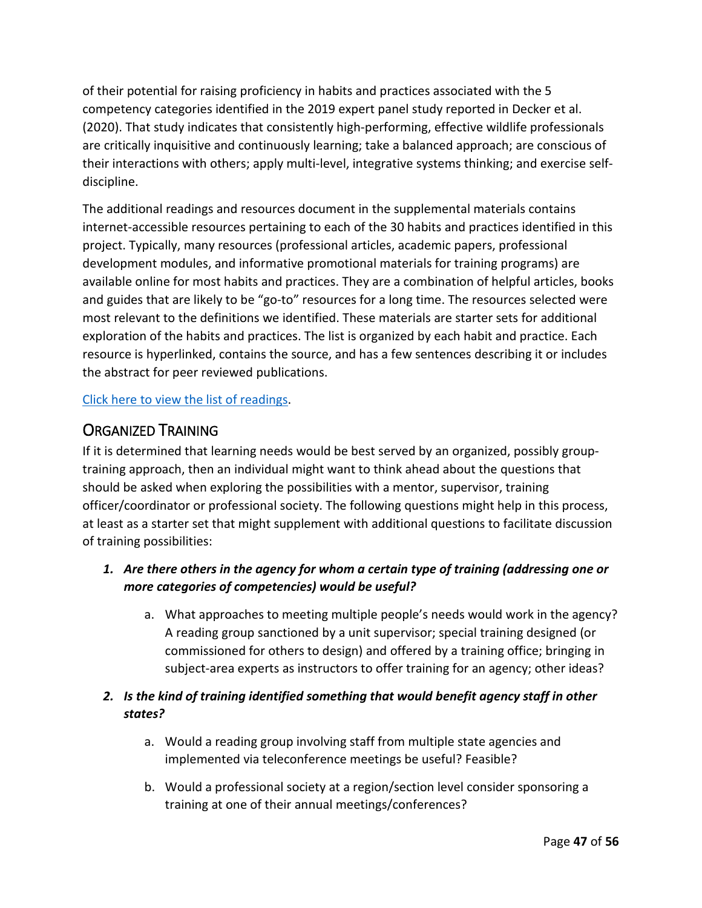of their potential for raising proficiency in habits and practices associated with the 5 competency categories identified in the 2019 expert panel study reported in Decker et al. (2020). That study indicates that consistently high-performing, effective wildlife professionals are critically inquisitive and continuously learning; take a balanced approach; are conscious of their interactions with others; apply multi-level, integrative systems thinking; and exercise self-discipline.

The additional readings and resources document in the supplemental materials contains internet-accessible resources pertaining to each of the 30 habits and practices identified in this project. Typically, many resources (professional articles, academic papers, professional development modules, and informative promotional materials for training programs) are available online for most habits and practices. They are a combination of helpful articles, books and guides that are likely to be "go-to" resources for a long time. The resources selected were most relevant to the definitions we identified. These materials are starter sets for additional exploration of the habits and practices. The list is organized by each habit and practice. Each resource is hyperlinked, contains the source, and has a few sentences describing it or includes the abstract for peer reviewed publications.

Click here to view the list of readings.

## Organized Training

If it is determined that learning needs would be best served by an organized, possibly group-training approach, then an individual might want to think ahead about the questions that should be asked when exploring the possibilities with a mentor, supervisor, training officer/coordinator or professional society. The following questions might help in this process, at least as a starter set that might supplement with additional questions to facilitate discussion of training possibilities:

1. ***Are there others in the agency for whom a certain type of training (addressing one or more categories of competencies) would be useful?***
   a. What approaches to meeting multiple people's needs would work in the agency? A reading group sanctioned by a unit supervisor; special training designed (or commissioned for others to design) and offered by a training office; bringing in subject-area experts as instructors to offer training for an agency; other ideas?
2. ***Is the kind of training identified something that would benefit agency staff in other states?***
   a. Would a reading group involving staff from multiple state agencies and implemented via teleconference meetings be useful? Feasible?
   b. Would a professional society at a region/section level consider sponsoring a training at one of their annual meetings/conferences?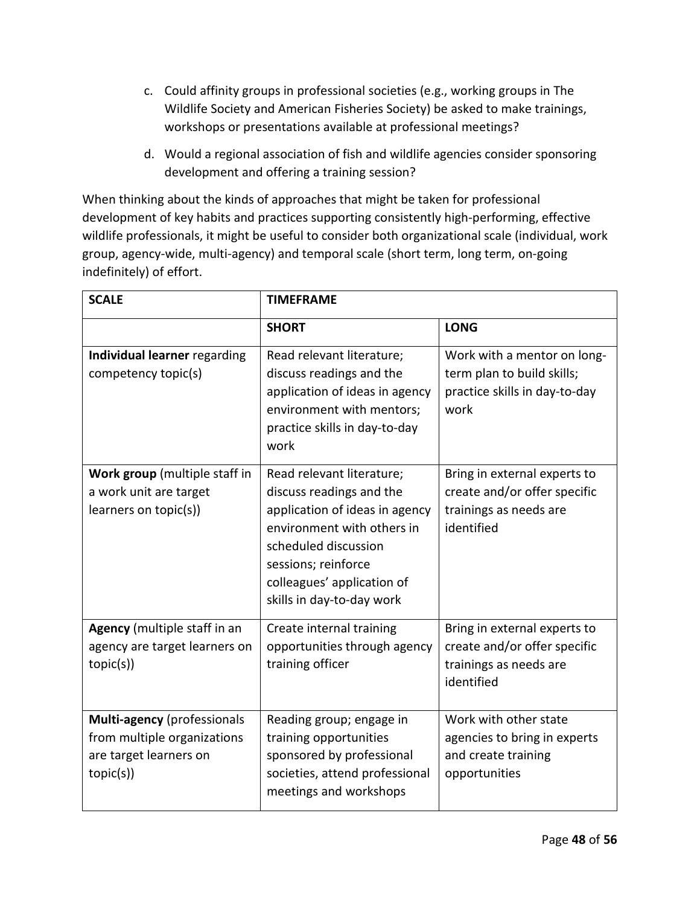c. Could affinity groups in professional societies (e.g., working groups in The Wildlife Society and American Fisheries Society) be asked to make trainings, workshops or presentations available at professional meetings?

d. Would a regional association of fish and wildlife agencies consider sponsoring development and offering a training session?

When thinking about the kinds of approaches that might be taken for professional development of key habits and practices supporting consistently high-performing, effective wildlife professionals, it might be useful to consider both organizational scale (individual, work group, agency-wide, multi-agency) and temporal scale (short term, long term, on-going indefinitely) of effort.

| **SCALE** | **TIMEFRAME** | |
|---|---|---|
| | **SHORT** | **LONG** |
| **Individual learner** regarding competency topic(s) | Read relevant literature; discuss readings and the application of ideas in agency environment with mentors; practice skills in day-to-day work | Work with a mentor on long-term plan to build skills; practice skills in day-to-day work |
| **Work group** (multiple staff in a work unit are target learners on topic(s)) | Read relevant literature; discuss readings and the application of ideas in agency environment with others in scheduled discussion sessions; reinforce colleagues' application of skills in day-to-day work | Bring in external experts to create and/or offer specific trainings as needs are identified |
| **Agency** (multiple staff in an agency are target learners on topic(s)) | Create internal training opportunities through agency training officer | Bring in external experts to create and/or offer specific trainings as needs are identified |
| **Multi-agency** (professionals from multiple organizations are target learners on topic(s)) | Reading group; engage in training opportunities sponsored by professional societies, attend professional meetings and workshops | Work with other state agencies to bring in experts and create training opportunities |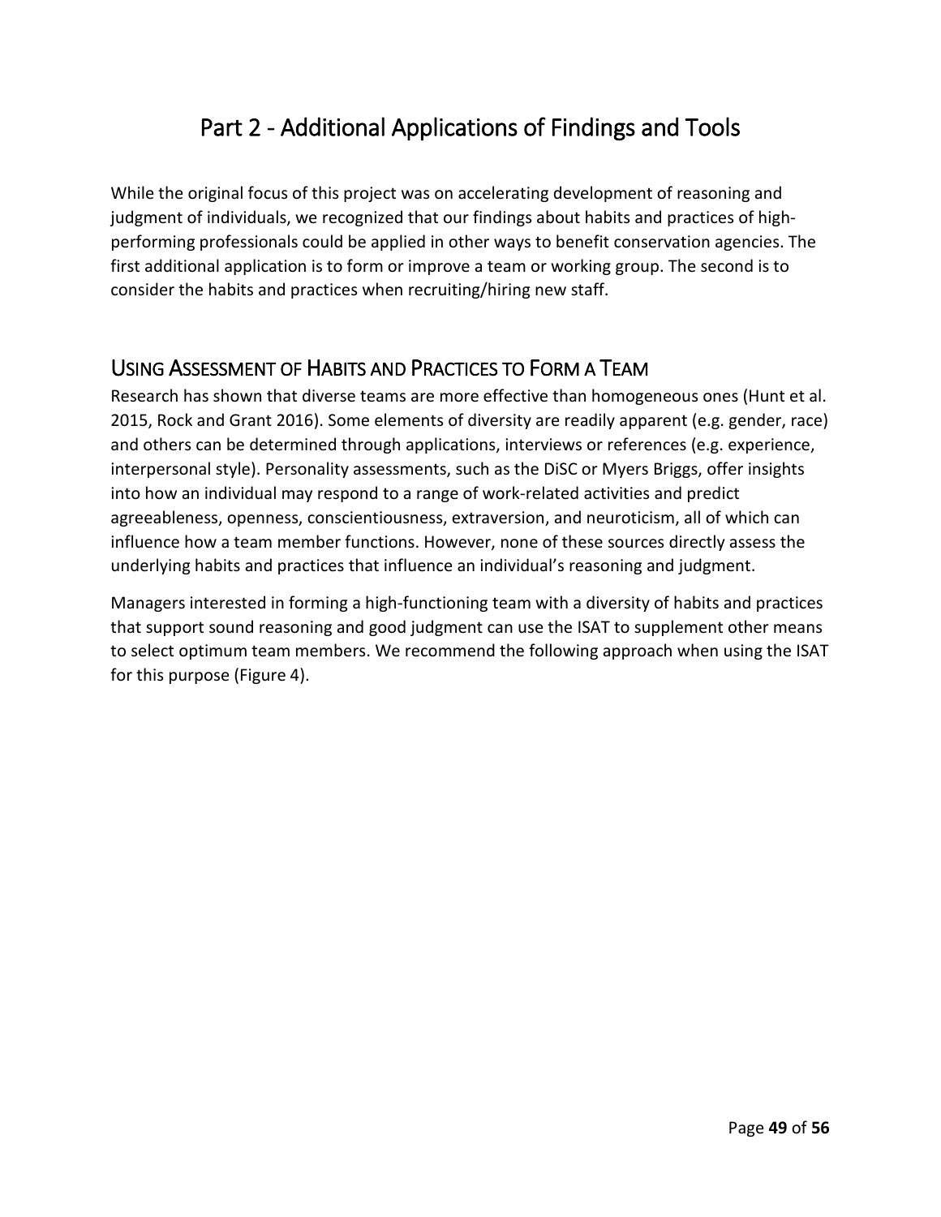# Part 2 - Additional Applications of Findings and Tools

While the original focus of this project was on accelerating development of reasoning and judgment of individuals, we recognized that our findings about habits and practices of high-performing professionals could be applied in other ways to benefit conservation agencies. The first additional application is to form or improve a team or working group. The second is to consider the habits and practices when recruiting/hiring new staff.

## Using Assessment of Habits and Practices to Form a Team

Research has shown that diverse teams are more effective than homogeneous ones (Hunt et al. 2015, Rock and Grant 2016). Some elements of diversity are readily apparent (e.g. gender, race) and others can be determined through applications, interviews or references (e.g. experience, interpersonal style). Personality assessments, such as the DiSC or Myers Briggs, offer insights into how an individual may respond to a range of work-related activities and predict agreeableness, openness, conscientiousness, extraversion, and neuroticism, all of which can influence how a team member functions. However, none of these sources directly assess the underlying habits and practices that influence an individual's reasoning and judgment.

Managers interested in forming a high-functioning team with a diversity of habits and practices that support sound reasoning and good judgment can use the ISAT to supplement other means to select optimum team members. We recommend the following approach when using the ISAT for this purpose (Figure 4).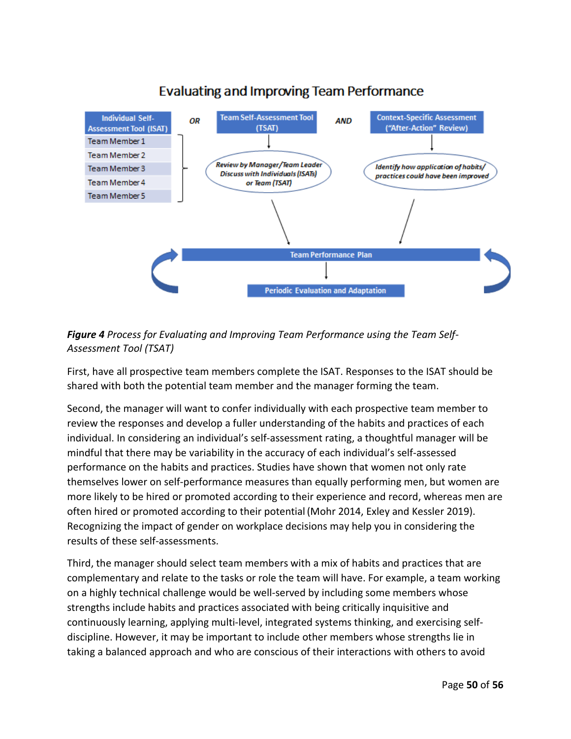**Evaluating and Improving Team Performance**

Individual Self-Assessment Tool (ISAT)
- Team Member 1
- Team Member 2
- Team Member 3
- Team Member 4
- Team Member 5

OR

Team Self-Assessment Tool (TSAT) → *Review by Manager/Team Leader Discuss with Individuals (ISATs) or Team (TSAT)*

AND

Context-Specific Assessment ("After-Action" Review) → *Identify how application of habits/ practices could have been improved*

Team Performance Plan → Periodic Evaluation and Adaptation

***Figure 4*** *Process for Evaluating and Improving Team Performance using the Team Self-Assessment Tool (TSAT)*

First, have all prospective team members complete the ISAT. Responses to the ISAT should be shared with both the potential team member and the manager forming the team.

Second, the manager will want to confer individually with each prospective team member to review the responses and develop a fuller understanding of the habits and practices of each individual. In considering an individual's self-assessment rating, a thoughtful manager will be mindful that there may be variability in the accuracy of each individual's self-assessed performance on the habits and practices. Studies have shown that women not only rate themselves lower on self-performance measures than equally performing men, but women are more likely to be hired or promoted according to their experience and record, whereas men are often hired or promoted according to their potential (Mohr 2014, Exley and Kessler 2019). Recognizing the impact of gender on workplace decisions may help you in considering the results of these self-assessments.

Third, the manager should select team members with a mix of habits and practices that are complementary and relate to the tasks or role the team will have. For example, a team working on a highly technical challenge would be well-served by including some members whose strengths include habits and practices associated with being critically inquisitive and continuously learning, applying multi-level, integrated systems thinking, and exercising self-discipline. However, it may be important to include other members whose strengths lie in taking a balanced approach and who are conscious of their interactions with others to avoid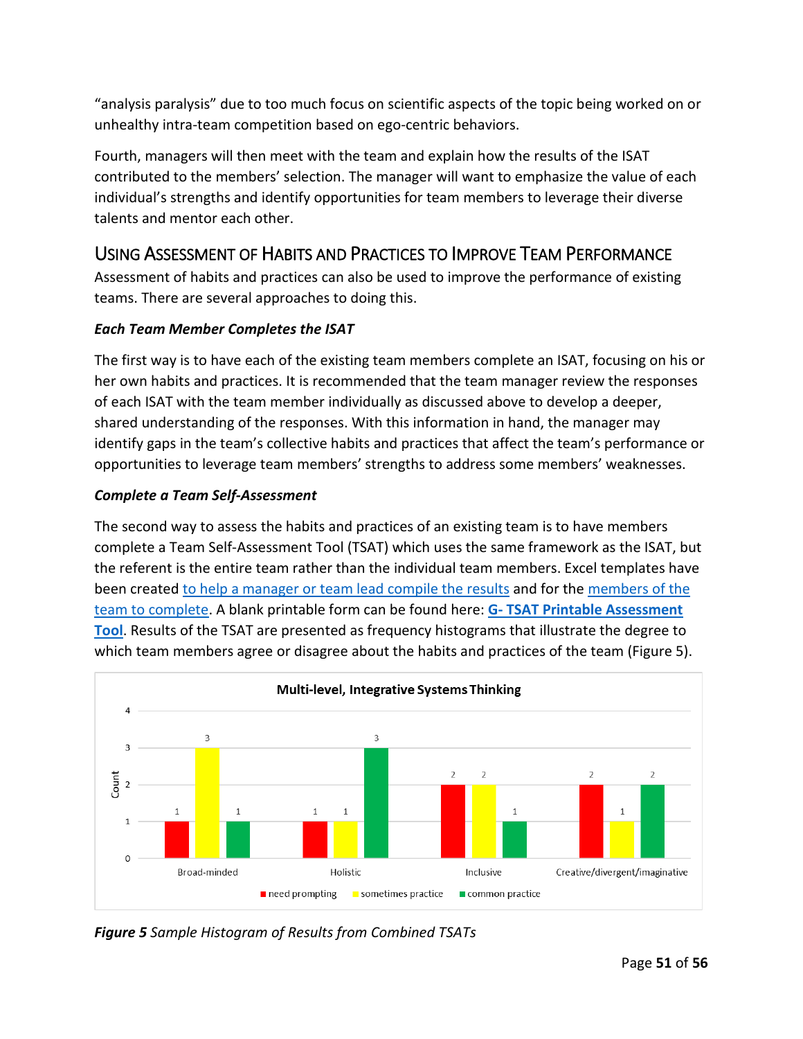"analysis paralysis" due to too much focus on scientific aspects of the topic being worked on or unhealthy intra-team competition based on ego-centric behaviors.

Fourth, managers will then meet with the team and explain how the results of the ISAT contributed to the members' selection. The manager will want to emphasize the value of each individual's strengths and identify opportunities for team members to leverage their diverse talents and mentor each other.

## Using Assessment of Habits and Practices to Improve Team Performance

Assessment of habits and practices can also be used to improve the performance of existing teams. There are several approaches to doing this.

### *Each Team Member Completes the ISAT*

The first way is to have each of the existing team members complete an ISAT, focusing on his or her own habits and practices. It is recommended that the team manager review the responses of each ISAT with the team member individually as discussed above to develop a deeper, shared understanding of the responses. With this information in hand, the manager may identify gaps in the team's collective habits and practices that affect the team's performance or opportunities to leverage team members' strengths to address some members' weaknesses.

### *Complete a Team Self-Assessment*

The second way to assess the habits and practices of an existing team is to have members complete a Team Self-Assessment Tool (TSAT) which uses the same framework as the ISAT, but the referent is the entire team rather than the individual team members. Excel templates have been created to help a manager or team lead compile the results and for the members of the team to complete. A blank printable form can be found here: **G- TSAT Printable Assessment Tool**. Results of the TSAT are presented as frequency histograms that illustrate the degree to which team members agree or disagree about the habits and practices of the team (Figure 5).

**Multi-level, Integrative Systems Thinking**

| | need prompting | sometimes practice | common practice |
|---|---|---|---|
| Broad-minded | 1 | 3 | 1 |
| Holistic | 1 | 1 | 3 |
| Inclusive | 2 | 2 | 1 |
| Creative/divergent/imaginative | 2 | 1 | 2 |

***Figure 5*** *Sample Histogram of Results from Combined TSATs*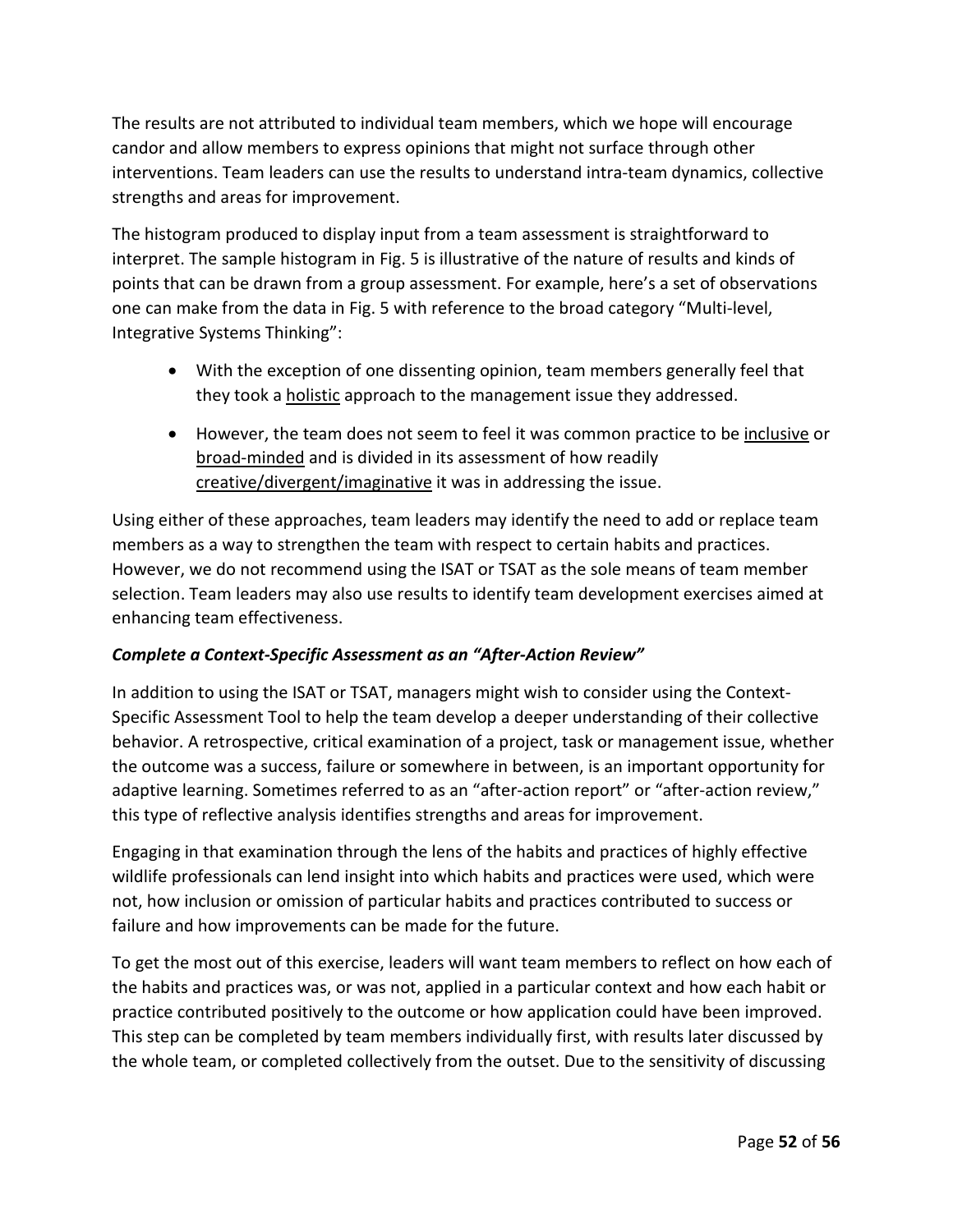The results are not attributed to individual team members, which we hope will encourage candor and allow members to express opinions that might not surface through other interventions. Team leaders can use the results to understand intra-team dynamics, collective strengths and areas for improvement.

The histogram produced to display input from a team assessment is straightforward to interpret. The sample histogram in Fig. 5 is illustrative of the nature of results and kinds of points that can be drawn from a group assessment. For example, here's a set of observations one can make from the data in Fig. 5 with reference to the broad category "Multi-level, Integrative Systems Thinking":

- With the exception of one dissenting opinion, team members generally feel that they took a <u>holistic</u> approach to the management issue they addressed.
- However, the team does not seem to feel it was common practice to be <u>inclusive</u> or <u>broad-minded</u> and is divided in its assessment of how readily <u>creative/divergent/imaginative</u> it was in addressing the issue.

Using either of these approaches, team leaders may identify the need to add or replace team members as a way to strengthen the team with respect to certain habits and practices. However, we do not recommend using the ISAT or TSAT as the sole means of team member selection. Team leaders may also use results to identify team development exercises aimed at enhancing team effectiveness.

### *Complete a Context-Specific Assessment as an "After-Action Review"*

In addition to using the ISAT or TSAT, managers might wish to consider using the Context-Specific Assessment Tool to help the team develop a deeper understanding of their collective behavior. A retrospective, critical examination of a project, task or management issue, whether the outcome was a success, failure or somewhere in between, is an important opportunity for adaptive learning. Sometimes referred to as an "after-action report" or "after-action review," this type of reflective analysis identifies strengths and areas for improvement.

Engaging in that examination through the lens of the habits and practices of highly effective wildlife professionals can lend insight into which habits and practices were used, which were not, how inclusion or omission of particular habits and practices contributed to success or failure and how improvements can be made for the future.

To get the most out of this exercise, leaders will want team members to reflect on how each of the habits and practices was, or was not, applied in a particular context and how each habit or practice contributed positively to the outcome or how application could have been improved. This step can be completed by team members individually first, with results later discussed by the whole team, or completed collectively from the outset. Due to the sensitivity of discussing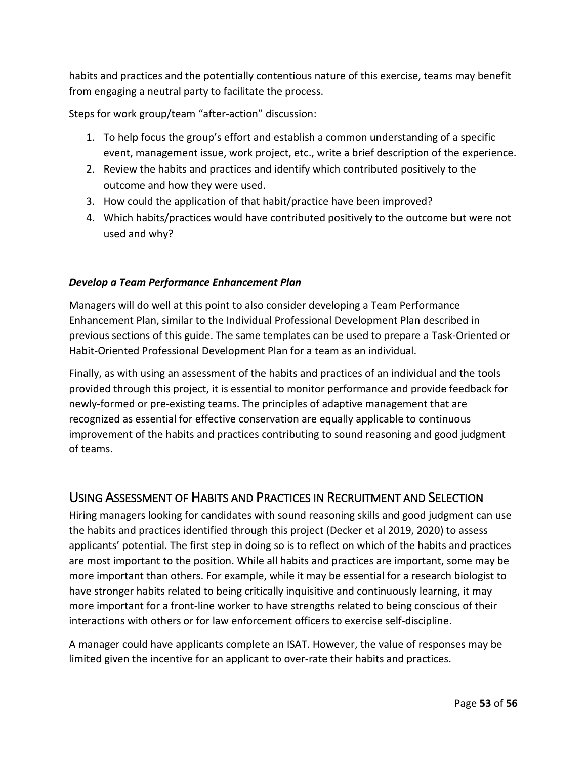habits and practices and the potentially contentious nature of this exercise, teams may benefit from engaging a neutral party to facilitate the process.

Steps for work group/team "after-action" discussion:

1. To help focus the group's effort and establish a common understanding of a specific event, management issue, work project, etc., write a brief description of the experience.
2. Review the habits and practices and identify which contributed positively to the outcome and how they were used.
3. How could the application of that habit/practice have been improved?
4. Which habits/practices would have contributed positively to the outcome but were not used and why?

### ***Develop a Team Performance Enhancement Plan***

Managers will do well at this point to also consider developing a Team Performance Enhancement Plan, similar to the Individual Professional Development Plan described in previous sections of this guide. The same templates can be used to prepare a Task-Oriented or Habit-Oriented Professional Development Plan for a team as an individual.

Finally, as with using an assessment of the habits and practices of an individual and the tools provided through this project, it is essential to monitor performance and provide feedback for newly-formed or pre-existing teams. The principles of adaptive management that are recognized as essential for effective conservation are equally applicable to continuous improvement of the habits and practices contributing to sound reasoning and good judgment of teams.

## Using Assessment of Habits and Practices in Recruitment and Selection

Hiring managers looking for candidates with sound reasoning skills and good judgment can use the habits and practices identified through this project (Decker et al 2019, 2020) to assess applicants' potential. The first step in doing so is to reflect on which of the habits and practices are most important to the position. While all habits and practices are important, some may be more important than others. For example, while it may be essential for a research biologist to have stronger habits related to being critically inquisitive and continuously learning, it may more important for a front-line worker to have strengths related to being conscious of their interactions with others or for law enforcement officers to exercise self-discipline.

A manager could have applicants complete an ISAT. However, the value of responses may be limited given the incentive for an applicant to over-rate their habits and practices.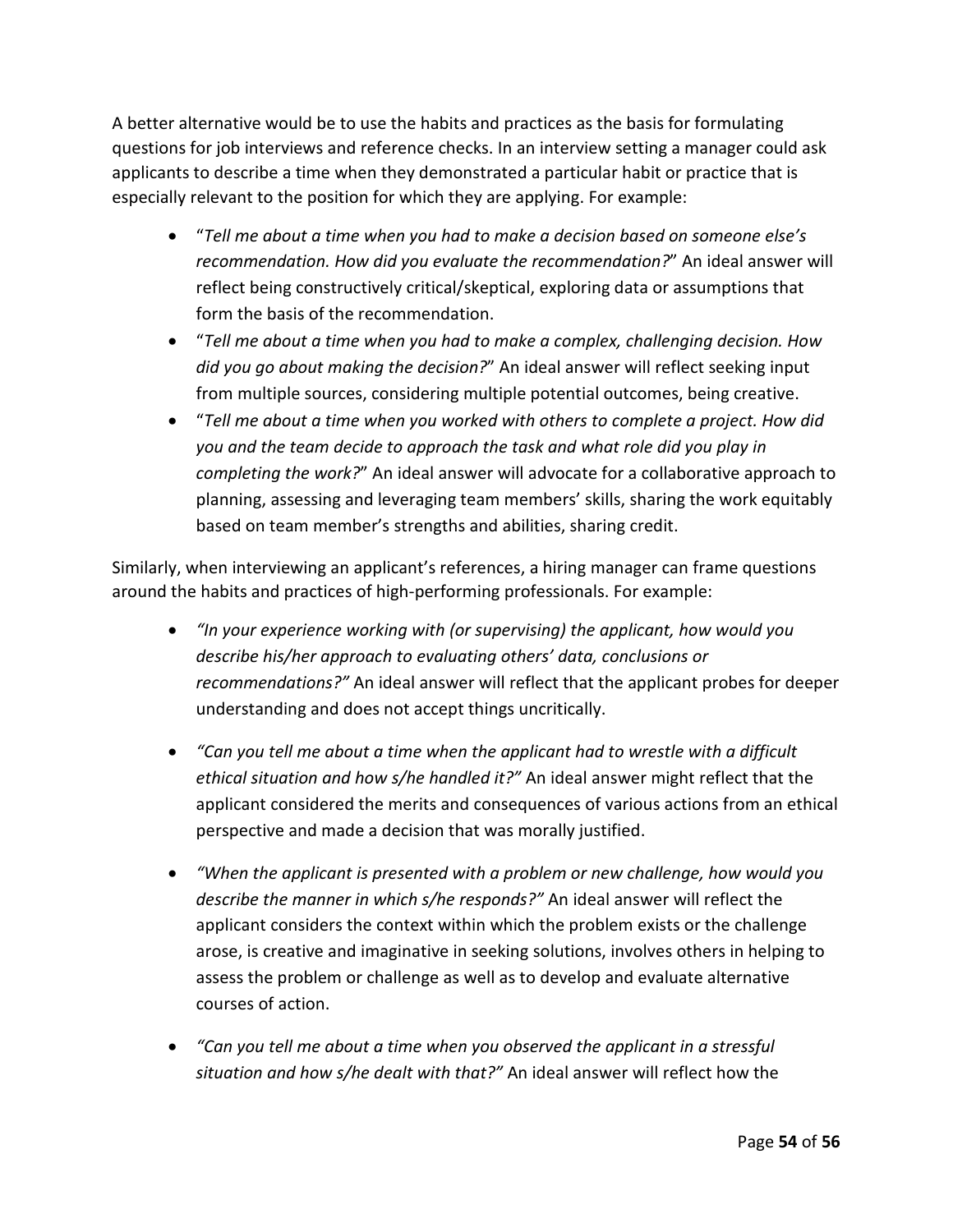A better alternative would be to use the habits and practices as the basis for formulating questions for job interviews and reference checks. In an interview setting a manager could ask applicants to describe a time when they demonstrated a particular habit or practice that is especially relevant to the position for which they are applying. For example:

- "*Tell me about a time when you had to make a decision based on someone else's recommendation. How did you evaluate the recommendation?*" An ideal answer will reflect being constructively critical/skeptical, exploring data or assumptions that form the basis of the recommendation.
- "*Tell me about a time when you had to make a complex, challenging decision. How did you go about making the decision?*" An ideal answer will reflect seeking input from multiple sources, considering multiple potential outcomes, being creative.
- "*Tell me about a time when you worked with others to complete a project. How did you and the team decide to approach the task and what role did you play in completing the work?*" An ideal answer will advocate for a collaborative approach to planning, assessing and leveraging team members' skills, sharing the work equitably based on team member's strengths and abilities, sharing credit.

Similarly, when interviewing an applicant's references, a hiring manager can frame questions around the habits and practices of high-performing professionals. For example:

- *"In your experience working with (or supervising) the applicant, how would you describe his/her approach to evaluating others' data, conclusions or recommendations?"* An ideal answer will reflect that the applicant probes for deeper understanding and does not accept things uncritically.

- *"Can you tell me about a time when the applicant had to wrestle with a difficult ethical situation and how s/he handled it?"* An ideal answer might reflect that the applicant considered the merits and consequences of various actions from an ethical perspective and made a decision that was morally justified.

- *"When the applicant is presented with a problem or new challenge, how would you describe the manner in which s/he responds?"* An ideal answer will reflect the applicant considers the context within which the problem exists or the challenge arose, is creative and imaginative in seeking solutions, involves others in helping to assess the problem or challenge as well as to develop and evaluate alternative courses of action.

- *"Can you tell me about a time when you observed the applicant in a stressful situation and how s/he dealt with that?"* An ideal answer will reflect how the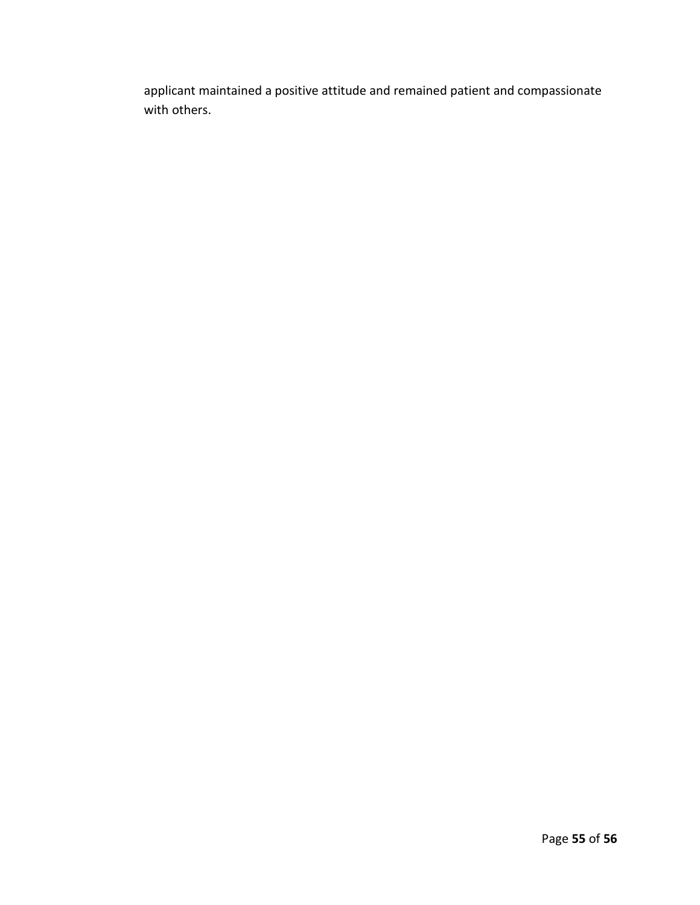applicant maintained a positive attitude and remained patient and compassionate with others.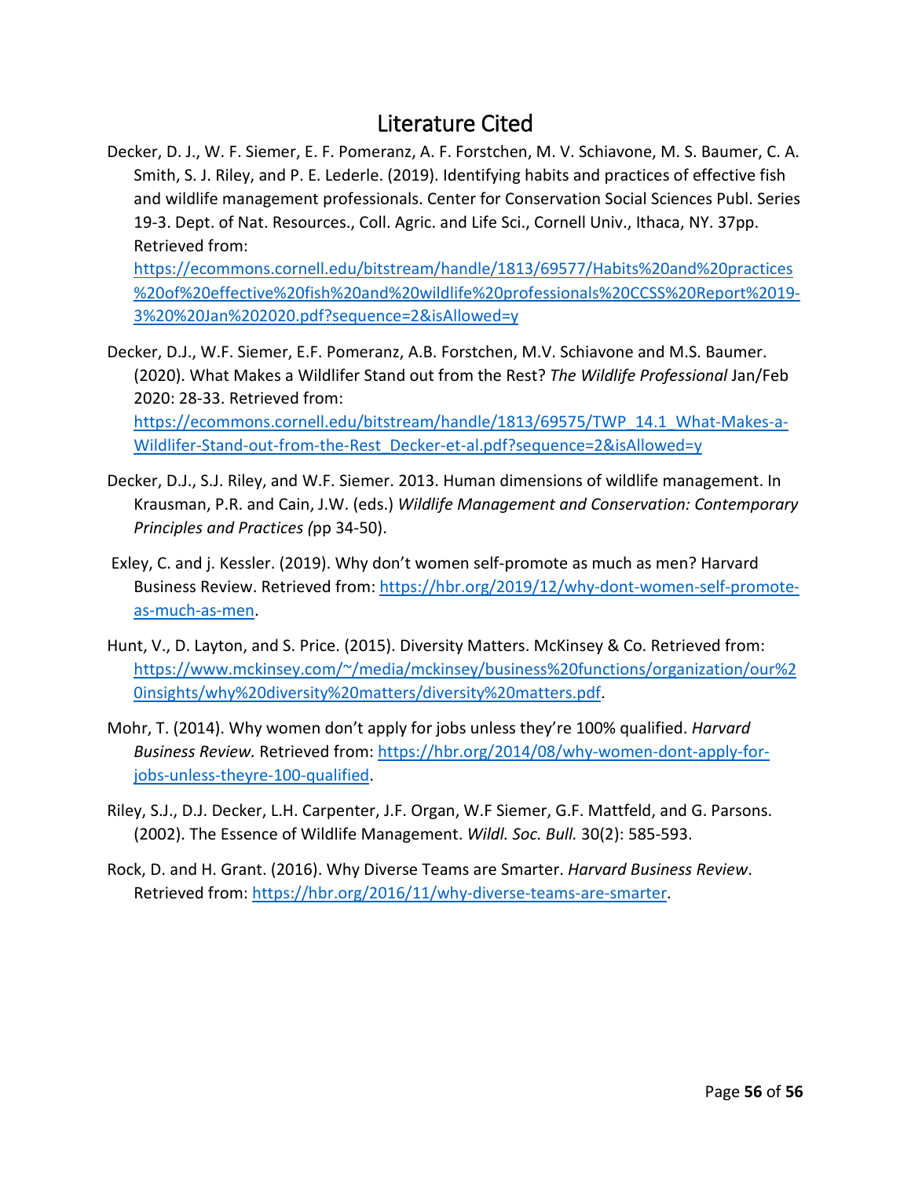# Literature Cited

Decker, D. J., W. F. Siemer, E. F. Pomeranz, A. F. Forstchen, M. V. Schiavone, M. S. Baumer, C. A. Smith, S. J. Riley, and P. E. Lederle. (2019). Identifying habits and practices of effective fish and wildlife management professionals. Center for Conservation Social Sciences Publ. Series 19-3. Dept. of Nat. Resources., Coll. Agric. and Life Sci., Cornell Univ., Ithaca, NY. 37pp. Retrieved from: https://ecommons.cornell.edu/bitstream/handle/1813/69577/Habits%20and%20practices%20of%20effective%20fish%20and%20wildlife%20professionals%20CCSS%20Report%2019-3%20%20Jan%202020.pdf?sequence=2&isAllowed=y

Decker, D.J., W.F. Siemer, E.F. Pomeranz, A.B. Forstchen, M.V. Schiavone and M.S. Baumer. (2020). What Makes a Wildlifer Stand out from the Rest? *The Wildlife Professional* Jan/Feb 2020: 28-33. Retrieved from: https://ecommons.cornell.edu/bitstream/handle/1813/69575/TWP_14.1_What-Makes-a-Wildlifer-Stand-out-from-the-Rest_Decker-et-al.pdf?sequence=2&isAllowed=y

Decker, D.J., S.J. Riley, and W.F. Siemer. 2013. Human dimensions of wildlife management. In Krausman, P.R. and Cain, J.W. (eds.) *Wildlife Management and Conservation: Contemporary Principles and Practices (*pp 34-50).

Exley, C. and j. Kessler. (2019). Why don't women self-promote as much as men? Harvard Business Review. Retrieved from: https://hbr.org/2019/12/why-dont-women-self-promote-as-much-as-men.

Hunt, V., D. Layton, and S. Price. (2015). Diversity Matters. McKinsey & Co. Retrieved from: https://www.mckinsey.com/~/media/mckinsey/business%20functions/organization/our%20insights/why%20diversity%20matters/diversity%20matters.pdf.

Mohr, T. (2014). Why women don't apply for jobs unless they're 100% qualified. *Harvard Business Review.* Retrieved from: https://hbr.org/2014/08/why-women-dont-apply-for-jobs-unless-theyre-100-qualified.

Riley, S.J., D.J. Decker, L.H. Carpenter, J.F. Organ, W.F Siemer, G.F. Mattfeld, and G. Parsons. (2002). The Essence of Wildlife Management. *Wildl. Soc. Bull.* 30(2): 585-593.

Rock, D. and H. Grant. (2016). Why Diverse Teams are Smarter. *Harvard Business Review*. Retrieved from: https://hbr.org/2016/11/why-diverse-teams-are-smarter.